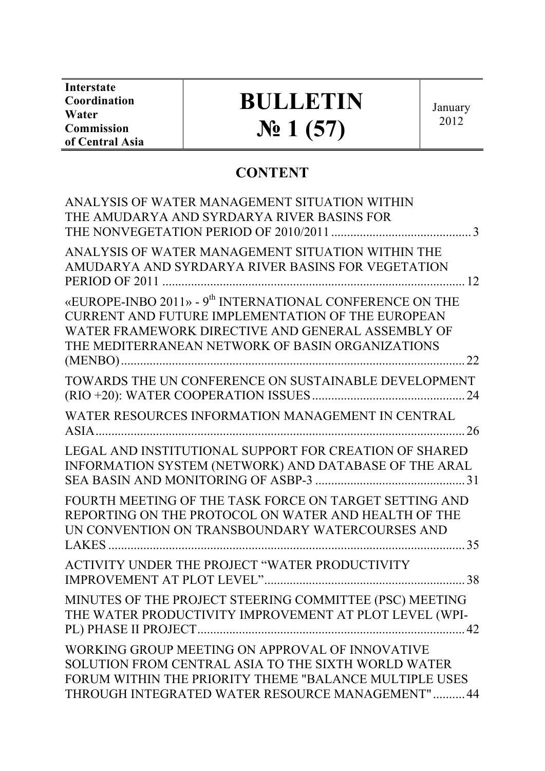| Interstate Coordination Water Commission of Central Asia | **BULLETIN № 1 (57)** | January 2012 |
|---|---|---|

## CONTENT

ANALYSIS OF WATER MANAGEMENT SITUATION WITHIN THE AMUDARYA AND SYRDARYA RIVER BASINS FOR THE NONVEGETATION PERIOD OF 2010/2011 ............ 3

ANALYSIS OF WATER MANAGEMENT SITUATION WITHIN THE AMUDARYA AND SYRDARYA RIVER BASINS FOR VEGETATION PERIOD OF 2011 ............ 12

«EUROPE-INBO 2011» - 9th INTERNATIONAL CONFERENCE ON THE CURRENT AND FUTURE IMPLEMENTATION OF THE EUROPEAN WATER FRAMEWORK DIRECTIVE AND GENERAL ASSEMBLY OF THE MEDITERRANEAN NETWORK OF BASIN ORGANIZATIONS (MENBO) ............ 22

TOWARDS THE UN CONFERENCE ON SUSTAINABLE DEVELOPMENT (RIO +20): WATER COOPERATION ISSUES ............ 24

WATER RESOURCES INFORMATION MANAGEMENT IN CENTRAL ASIA ............ 26

LEGAL AND INSTITUTIONAL SUPPORT FOR CREATION OF SHARED INFORMATION SYSTEM (NETWORK) AND DATABASE OF THE ARAL SEA BASIN AND MONITORING OF ASBP-3 ............ 31

FOURTH MEETING OF THE TASK FORCE ON TARGET SETTING AND REPORTING ON THE PROTOCOL ON WATER AND HEALTH OF THE UN CONVENTION ON TRANSBOUNDARY WATERCOURSES AND LAKES ............ 35

ACTIVITY UNDER THE PROJECT "WATER PRODUCTIVITY IMPROVEMENT AT PLOT LEVEL" ............ 38

MINUTES OF THE PROJECT STEERING COMMITTEE (PSC) MEETING THE WATER PRODUCTIVITY IMPROVEMENT AT PLOT LEVEL (WPI-PL) PHASE II PROJECT ............ 42

WORKING GROUP MEETING ON APPROVAL OF INNOVATIVE SOLUTION FROM CENTRAL ASIA TO THE SIXTH WORLD WATER FORUM WITHIN THE PRIORITY THEME "BALANCE MULTIPLE USES THROUGH INTEGRATED WATER RESOURCE MANAGEMENT" ............ 44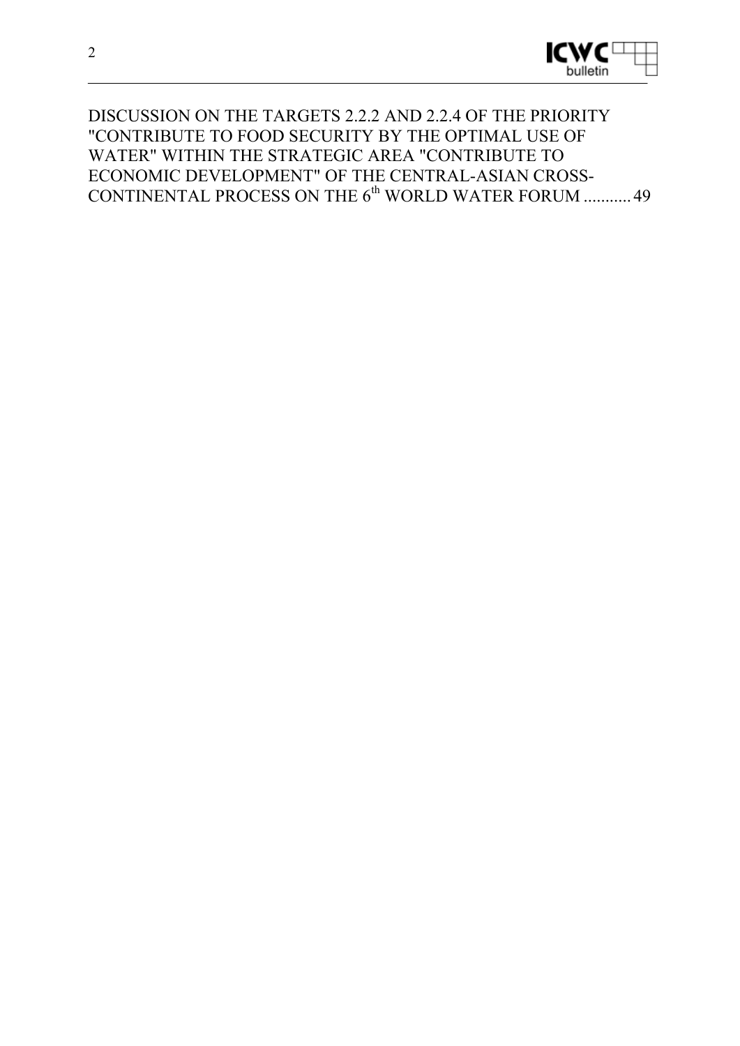DISCUSSION ON THE TARGETS 2.2.2 AND 2.2.4 OF THE PRIORITY "CONTRIBUTE TO FOOD SECURITY BY THE OPTIMAL USE OF WATER" WITHIN THE STRATEGIC AREA "CONTRIBUTE TO ECONOMIC DEVELOPMENT" OF THE CENTRAL-ASIAN CROSS-CONTINENTAL PROCESS ON THE 6th WORLD WATER FORUM ........... 49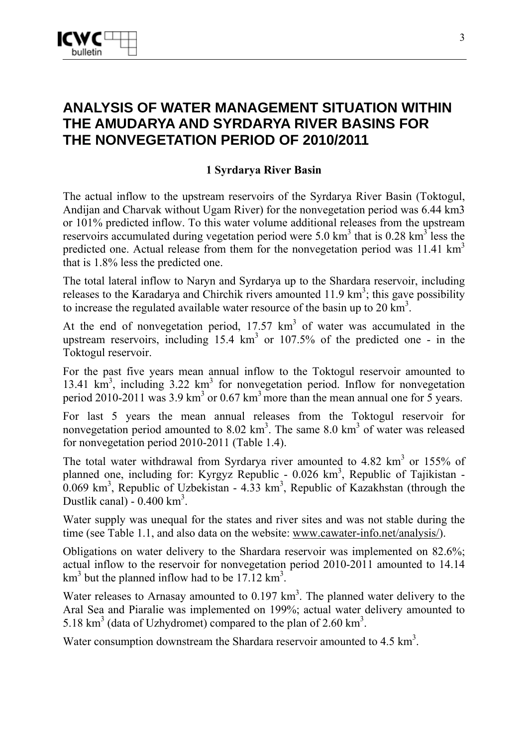# ANALYSIS OF WATER MANAGEMENT SITUATION WITHIN THE AMUDARYA AND SYRDARYA RIVER BASINS FOR THE NONVEGETATION PERIOD OF 2010/2011

## 1 Syrdarya River Basin

The actual inflow to the upstream reservoirs of the Syrdarya River Basin (Toktogul, Andijan and Charvak without Ugam River) for the nonvegetation period was 6.44 km3 or 101% predicted inflow. To this water volume additional releases from the upstream reservoirs accumulated during vegetation period were 5.0 km$^3$ that is 0.28 km$^3$ less the predicted one. Actual release from them for the nonvegetation period was 11.41 km$^3$ that is 1.8% less the predicted one.

The total lateral inflow to Naryn and Syrdarya up to the Shardara reservoir, including releases to the Karadarya and Chirchik rivers amounted 11.9 km$^3$; this gave possibility to increase the regulated available water resource of the basin up to 20 km$^3$.

At the end of nonvegetation period, 17.57 km$^3$ of water was accumulated in the upstream reservoirs, including 15.4 km$^3$ or 107.5% of the predicted one - in the Toktogul reservoir.

For the past five years mean annual inflow to the Toktogul reservoir amounted to 13.41 km$^3$, including 3.22 km$^3$ for nonvegetation period. Inflow for nonvegetation period 2010-2011 was 3.9 km$^3$ or 0.67 km$^3$ more than the mean annual one for 5 years.

For last 5 years the mean annual releases from the Toktogul reservoir for nonvegetation period amounted to 8.02 km$^3$. The same 8.0 km$^3$ of water was released for nonvegetation period 2010-2011 (Table 1.4).

The total water withdrawal from Syrdarya river amounted to 4.82 km$^3$ or 155% of planned one, including for: Kyrgyz Republic - 0.026 km$^3$, Republic of Tajikistan - 0.069 km$^3$, Republic of Uzbekistan - 4.33 km$^3$, Republic of Kazakhstan (through the Dustlik canal) - 0.400 km$^3$.

Water supply was unequal for the states and river sites and was not stable during the time (see Table 1.1, and also data on the website: www.cawater-info.net/analysis/).

Obligations on water delivery to the Shardara reservoir was implemented on 82.6%; actual inflow to the reservoir for nonvegetation period 2010-2011 amounted to 14.14 km$^3$ but the planned inflow had to be 17.12 km$^3$.

Water releases to Arnasay amounted to 0.197 km$^3$. The planned water delivery to the Aral Sea and Piaralie was implemented on 199%; actual water delivery amounted to 5.18 km$^3$ (data of Uzhydromet) compared to the plan of 2.60 km$^3$.

Water consumption downstream the Shardara reservoir amounted to 4.5 km$^3$.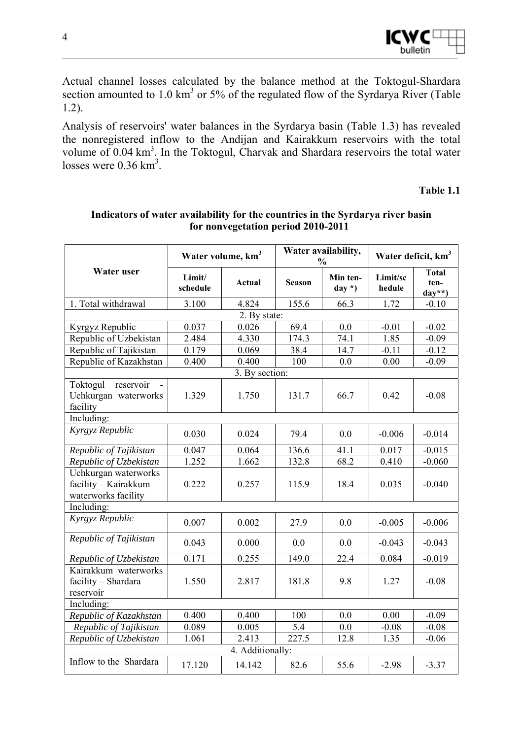Actual channel losses calculated by the balance method at the Toktogul-Shardara section amounted to 1.0 km$^3$ or 5% of the regulated flow of the Syrdarya River (Table 1.2).

Analysis of reservoirs' water balances in the Syrdarya basin (Table 1.3) has revealed the nonregistered inflow to the Andijan and Kairakkum reservoirs with the total volume of 0.04 km$^3$. In the Toktogul, Charvak and Shardara reservoirs the total water losses were 0.36 km$^3$.

**Table 1.1**

**Indicators of water availability for the countries in the Syrdarya river basin for nonvegetation period 2010-2011**

| Water user | Water volume, km$^3$ | | Water availability, % | | Water deficit, km$^3$ | |
|---|---|---|---|---|---|---|
| | Limit/ schedule | Actual | Season | Min ten-day *) | Limit/schedule | Total ten-day**) |
| 1. Total withdrawal | 3.100 | 4.824 | 155.6 | 66.3 | 1.72 | -0.10 |
| 2. By state: | | | | | | |
| Kyrgyz Republic | 0.037 | 0.026 | 69.4 | 0.0 | -0.01 | -0.02 |
| Republic of Uzbekistan | 2.484 | 4.330 | 174.3 | 74.1 | 1.85 | -0.09 |
| Republic of Tajikistan | 0.179 | 0.069 | 38.4 | 14.7 | -0.11 | -0.12 |
| Republic of Kazakhstan | 0.400 | 0.400 | 100 | 0.0 | 0.00 | -0.09 |
| 3. By section: | | | | | | |
| Toktogul reservoir - Uchkurgan waterworks facility | 1.329 | 1.750 | 131.7 | 66.7 | 0.42 | -0.08 |
| Including: | | | | | | |
| *Kyrgyz Republic* | 0.030 | 0.024 | 79.4 | 0.0 | -0.006 | -0.014 |
| *Republic of Tajikistan* | 0.047 | 0.064 | 136.6 | 41.1 | 0.017 | -0.015 |
| *Republic of Uzbekistan* | 1.252 | 1.662 | 132.8 | 68.2 | 0.410 | -0.060 |
| Uchkurgan waterworks facility – Kairakkum waterworks facility | 0.222 | 0.257 | 115.9 | 18.4 | 0.035 | -0.040 |
| Including: | | | | | | |
| *Kyrgyz Republic* | 0.007 | 0.002 | 27.9 | 0.0 | -0.005 | -0.006 |
| *Republic of Tajikistan* | 0.043 | 0.000 | 0.0 | 0.0 | -0.043 | -0.043 |
| *Republic of Uzbekistan* | 0.171 | 0.255 | 149.0 | 22.4 | 0.084 | -0.019 |
| Kairakkum waterworks facility – Shardara reservoir | 1.550 | 2.817 | 181.8 | 9.8 | 1.27 | -0.08 |
| Including: | | | | | | |
| *Republic of Kazakhstan* | 0.400 | 0.400 | 100 | 0.0 | 0.00 | -0.09 |
| *Republic of Tajikistan* | 0.089 | 0.005 | 5.4 | 0.0 | -0.08 | -0.08 |
| *Republic of Uzbekistan* | 1.061 | 2.413 | 227.5 | 12.8 | 1.35 | -0.06 |
| 4. Additionally: | | | | | | |
| Inflow to the Shardara | 17.120 | 14.142 | 82.6 | 55.6 | -2.98 | -3.37 |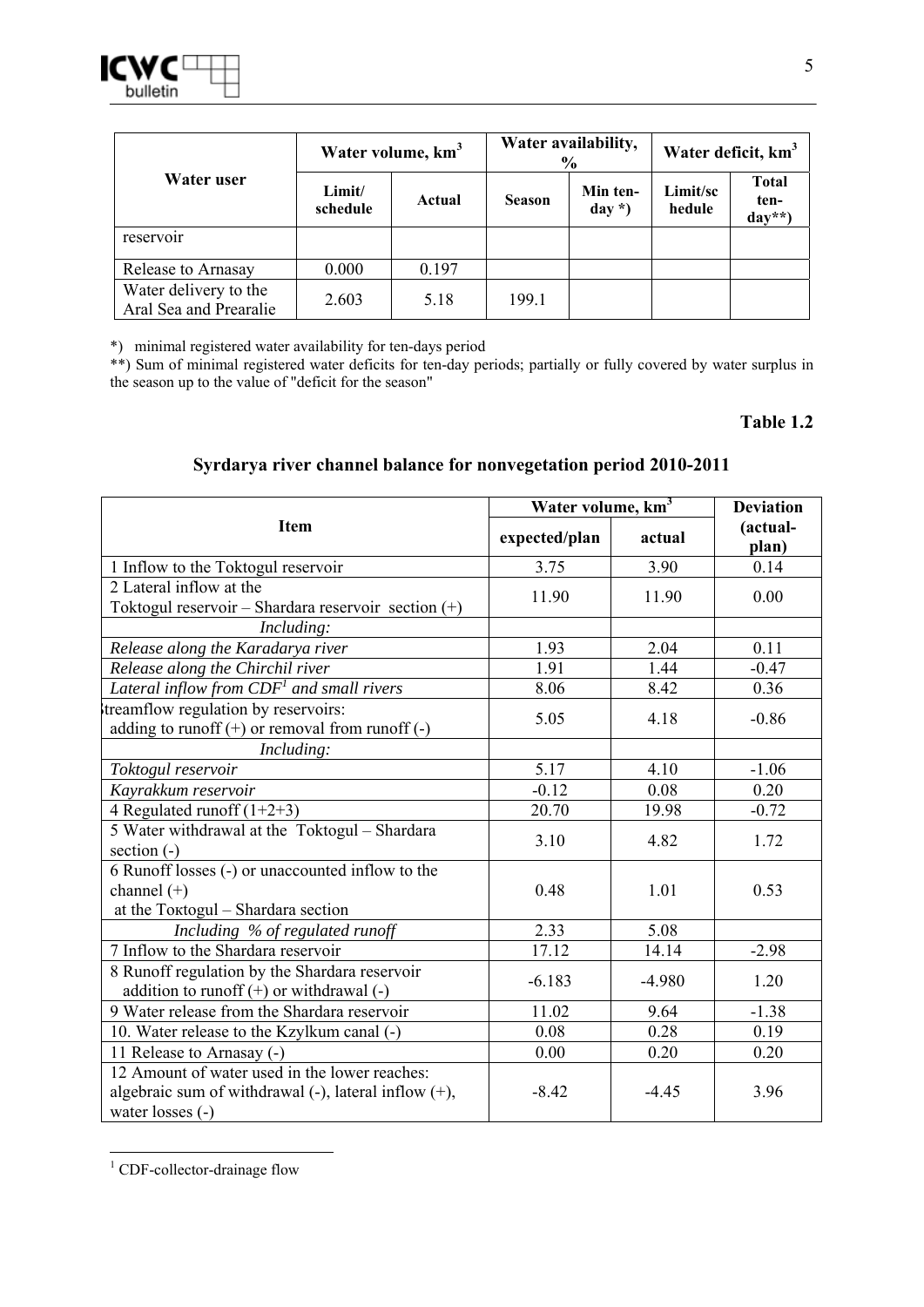| Water user | Water volume, km³ | | Water availability, % | | Water deficit, km³ | |
|---|---|---|---|---|---|---|
| | Limit/ schedule | Actual | Season | Min ten-day *) | Limit/schedule | Total ten-day**) |
| reservoir | | | | | | |
| Release to Arnasay | 0.000 | 0.197 | | | | |
| Water delivery to the Aral Sea and Prearalie | 2.603 | 5.18 | 199.1 | | | |

*) minimal registered water availability for ten-days period

**) Sum of minimal registered water deficits for ten-day periods; partially or fully covered by water surplus in the season up to the value of "deficit for the season"

**Table 1.2**

### Syrdarya river channel balance for nonvegetation period 2010-2011

| Item | Water volume, km³ | | Deviation (actual-plan) |
|---|---|---|---|
| | expected/plan | actual | |
| 1 Inflow to the Toktogul reservoir | 3.75 | 3.90 | 0.14 |
| 2 Lateral inflow at the Toktogul reservoir – Shardara reservoir section (+) | 11.90 | 11.90 | 0.00 |
| *Including:* | | | |
| *Release along the Karadarya river* | 1.93 | 2.04 | 0.11 |
| *Release along the Chirchil river* | 1.91 | 1.44 | -0.47 |
| *Lateral inflow from CDF[1] and small rivers* | 8.06 | 8.42 | 0.36 |
| 3 Streamflow regulation by reservoirs: adding to runoff (+) or removal from runoff (-) | 5.05 | 4.18 | -0.86 |
| *Including:* | | | |
| *Toktogul reservoir* | 5.17 | 4.10 | -1.06 |
| *Kayrakkum reservoir* | -0.12 | 0.08 | 0.20 |
| 4 Regulated runoff (1+2+3) | 20.70 | 19.98 | -0.72 |
| 5 Water withdrawal at the Toktogul – Shardara section (-) | 3.10 | 4.82 | 1.72 |
| 6 Runoff losses (-) or unaccounted inflow to the channel (+) at the Toktogul – Shardara section | 0.48 | 1.01 | 0.53 |
| *Including % of regulated runoff* | 2.33 | 5.08 | |
| 7 Inflow to the Shardara reservoir | 17.12 | 14.14 | -2.98 |
| 8 Runoff regulation by the Shardara reservoir addition to runoff (+) or withdrawal (-) | -6.183 | -4.980 | 1.20 |
| 9 Water release from the Shardara reservoir | 11.02 | 9.64 | -1.38 |
| 10. Water release to the Kzylkum canal (-) | 0.08 | 0.28 | 0.19 |
| 11 Release to Arnasay (-) | 0.00 | 0.20 | 0.20 |
| 12 Amount of water used in the lower reaches: algebraic sum of withdrawal (-), lateral inflow (+), water losses (-) | -8.42 | -4.45 | 3.96 |

[1] CDF-collector-drainage flow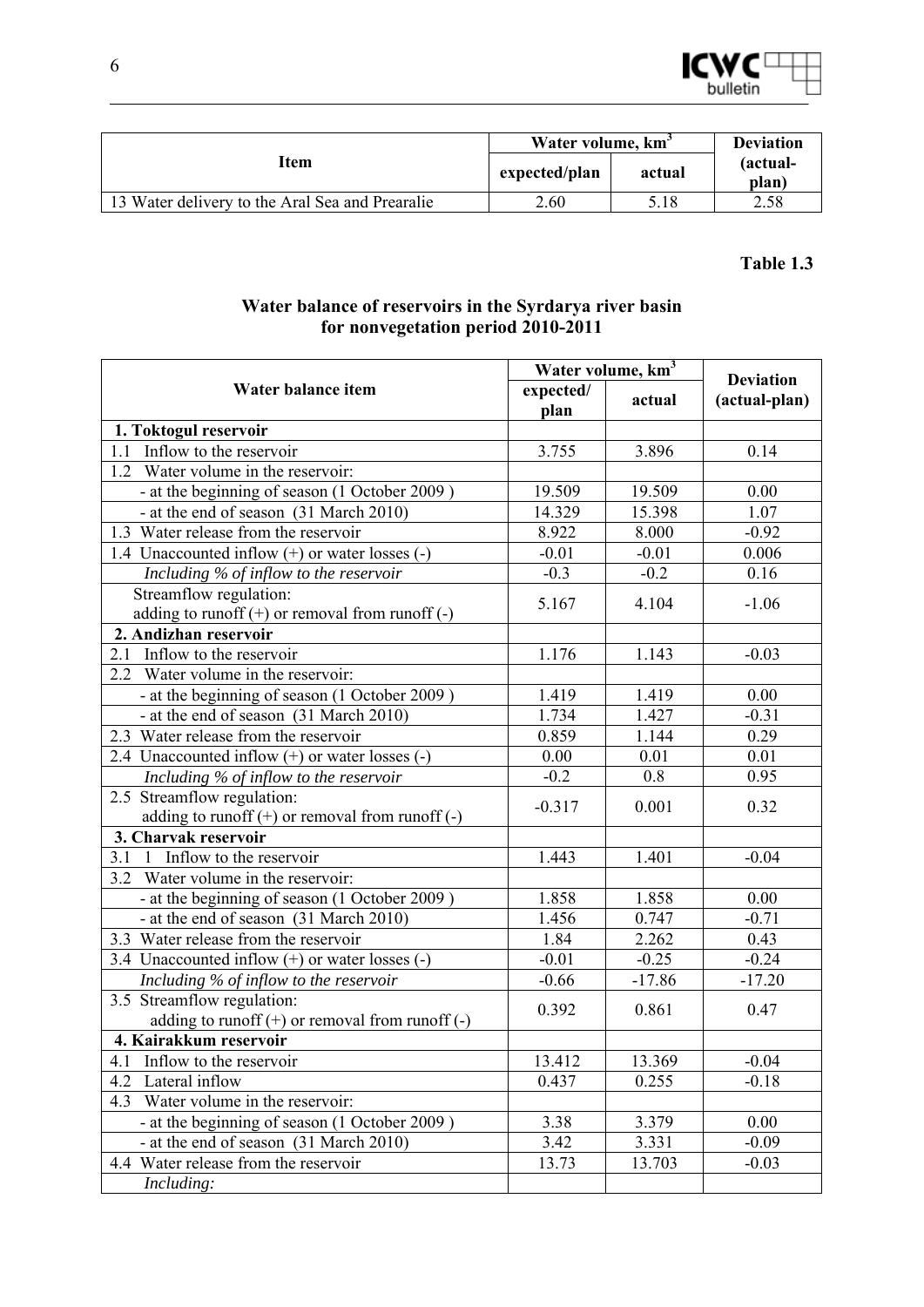| Item | Water volume, $km^3$ | | Deviation (actual-plan) |
|---|---|---|---|
| | expected/plan | actual | |
| 13 Water delivery to the Aral Sea and Prearalie | 2.60 | 5.18 | 2.58 |

**Table 1.3**

### Water balance of reservoirs in the Syrdarya river basin for nonvegetation period 2010-2011

| Water balance item | Water volume, $km^3$ | | Deviation (actual-plan) |
|---|---|---|---|
| | expected/ plan | actual | |
| **1. Toktogul reservoir** | | | |
| 1.1 Inflow to the reservoir | 3.755 | 3.896 | 0.14 |
| 1.2 Water volume in the reservoir: | | | |
| - at the beginning of season (1 October 2009 ) | 19.509 | 19.509 | 0.00 |
| - at the end of season (31 March 2010) | 14.329 | 15.398 | 1.07 |
| 1.3 Water release from the reservoir | 8.922 | 8.000 | -0.92 |
| 1.4 Unaccounted inflow (+) or water losses (-) | -0.01 | -0.01 | 0.006 |
| *Including % of inflow to the reservoir* | -0.3 | -0.2 | 0.16 |
| Streamflow regulation: adding to runoff (+) or removal from runoff (-) | 5.167 | 4.104 | -1.06 |
| **2. Andizhan reservoir** | | | |
| 2.1 Inflow to the reservoir | 1.176 | 1.143 | -0.03 |
| 2.2 Water volume in the reservoir: | | | |
| - at the beginning of season (1 October 2009 ) | 1.419 | 1.419 | 0.00 |
| - at the end of season (31 March 2010) | 1.734 | 1.427 | -0.31 |
| 2.3 Water release from the reservoir | 0.859 | 1.144 | 0.29 |
| 2.4 Unaccounted inflow (+) or water losses (-) | 0.00 | 0.01 | 0.01 |
| *Including % of inflow to the reservoir* | -0.2 | 0.8 | 0.95 |
| 2.5 Streamflow regulation: adding to runoff (+) or removal from runoff (-) | -0.317 | 0.001 | 0.32 |
| **3. Charvak reservoir** | | | |
| 3.1 1 Inflow to the reservoir | 1.443 | 1.401 | -0.04 |
| 3.2 Water volume in the reservoir: | | | |
| - at the beginning of season (1 October 2009 ) | 1.858 | 1.858 | 0.00 |
| - at the end of season (31 March 2010) | 1.456 | 0.747 | -0.71 |
| 3.3 Water release from the reservoir | 1.84 | 2.262 | 0.43 |
| 3.4 Unaccounted inflow (+) or water losses (-) | -0.01 | -0.25 | -0.24 |
| *Including % of inflow to the reservoir* | -0.66 | -17.86 | -17.20 |
| 3.5 Streamflow regulation: adding to runoff (+) or removal from runoff (-) | 0.392 | 0.861 | 0.47 |
| **4. Kairakkum reservoir** | | | |
| 4.1 Inflow to the reservoir | 13.412 | 13.369 | -0.04 |
| 4.2 Lateral inflow | 0.437 | 0.255 | -0.18 |
| 4.3 Water volume in the reservoir: | | | |
| - at the beginning of season (1 October 2009 ) | 3.38 | 3.379 | 0.00 |
| - at the end of season (31 March 2010) | 3.42 | 3.331 | -0.09 |
| 4.4 Water release from the reservoir | 13.73 | 13.703 | -0.03 |
| *Including:* | | | |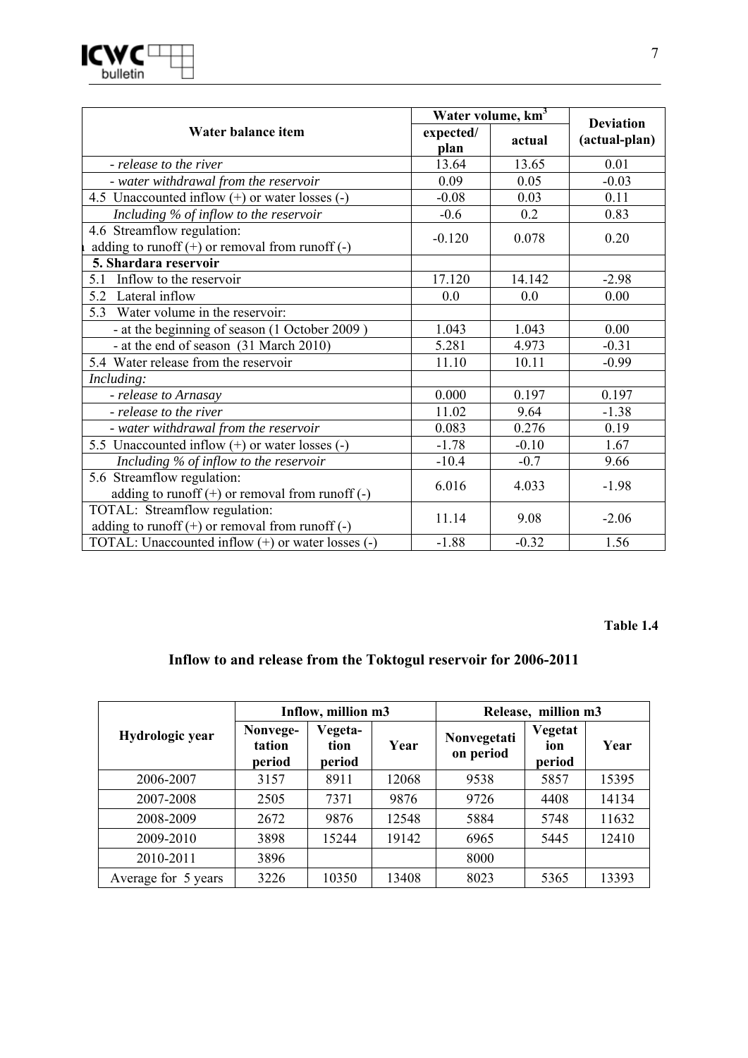| Water balance item | Water volume, $km^3$ | | Deviation (actual-plan) |
|---|---|---|---|
| | expected/ plan | actual | |
| *- release to the river* | 13.64 | 13.65 | 0.01 |
| *- water withdrawal from the reservoir* | 0.09 | 0.05 | -0.03 |
| 4.5 Unaccounted inflow (+) or water losses (-) | -0.08 | 0.03 | 0.11 |
| *Including % of inflow to the reservoir* | -0.6 | 0.2 | 0.83 |
| 4.6 Streamflow regulation: adding to runoff (+) or removal from runoff (-) | -0.120 | 0.078 | 0.20 |
| **5. Shardara reservoir** | | | |
| 5.1 Inflow to the reservoir | 17.120 | 14.142 | -2.98 |
| 5.2 Lateral inflow | 0.0 | 0.0 | 0.00 |
| 5.3 Water volume in the reservoir: | | | |
| - at the beginning of season (1 October 2009 ) | 1.043 | 1.043 | 0.00 |
| - at the end of season (31 March 2010) | 5.281 | 4.973 | -0.31 |
| 5.4 Water release from the reservoir | 11.10 | 10.11 | -0.99 |
| *Including:* | | | |
| *- release to Arnasay* | 0.000 | 0.197 | 0.197 |
| *- release to the river* | 11.02 | 9.64 | -1.38 |
| *- water withdrawal from the reservoir* | 0.083 | 0.276 | 0.19 |
| 5.5 Unaccounted inflow (+) or water losses (-) | -1.78 | -0.10 | 1.67 |
| *Including % of inflow to the reservoir* | -10.4 | -0.7 | 9.66 |
| 5.6 Streamflow regulation: adding to runoff (+) or removal from runoff (-) | 6.016 | 4.033 | -1.98 |
| TOTAL: Streamflow regulation: adding to runoff (+) or removal from runoff (-) | 11.14 | 9.08 | -2.06 |
| TOTAL: Unaccounted inflow (+) or water losses (-) | -1.88 | -0.32 | 1.56 |

**Table 1.4**

## Inflow to and release from the Toktogul reservoir for 2006-2011

| Hydrologic year | Inflow, million m3 | | | Release, million m3 | | |
|---|---|---|---|---|---|---|
| | Nonvege-tation period | Vegeta-tion period | Year | Nonvegetation period | Vegetation period | Year |
| 2006-2007 | 3157 | 8911 | 12068 | 9538 | 5857 | 15395 |
| 2007-2008 | 2505 | 7371 | 9876 | 9726 | 4408 | 14134 |
| 2008-2009 | 2672 | 9876 | 12548 | 5884 | 5748 | 11632 |
| 2009-2010 | 3898 | 15244 | 19142 | 6965 | 5445 | 12410 |
| 2010-2011 | 3896 | | | 8000 | | |
| Average for 5 years | 3226 | 10350 | 13408 | 8023 | 5365 | 13393 |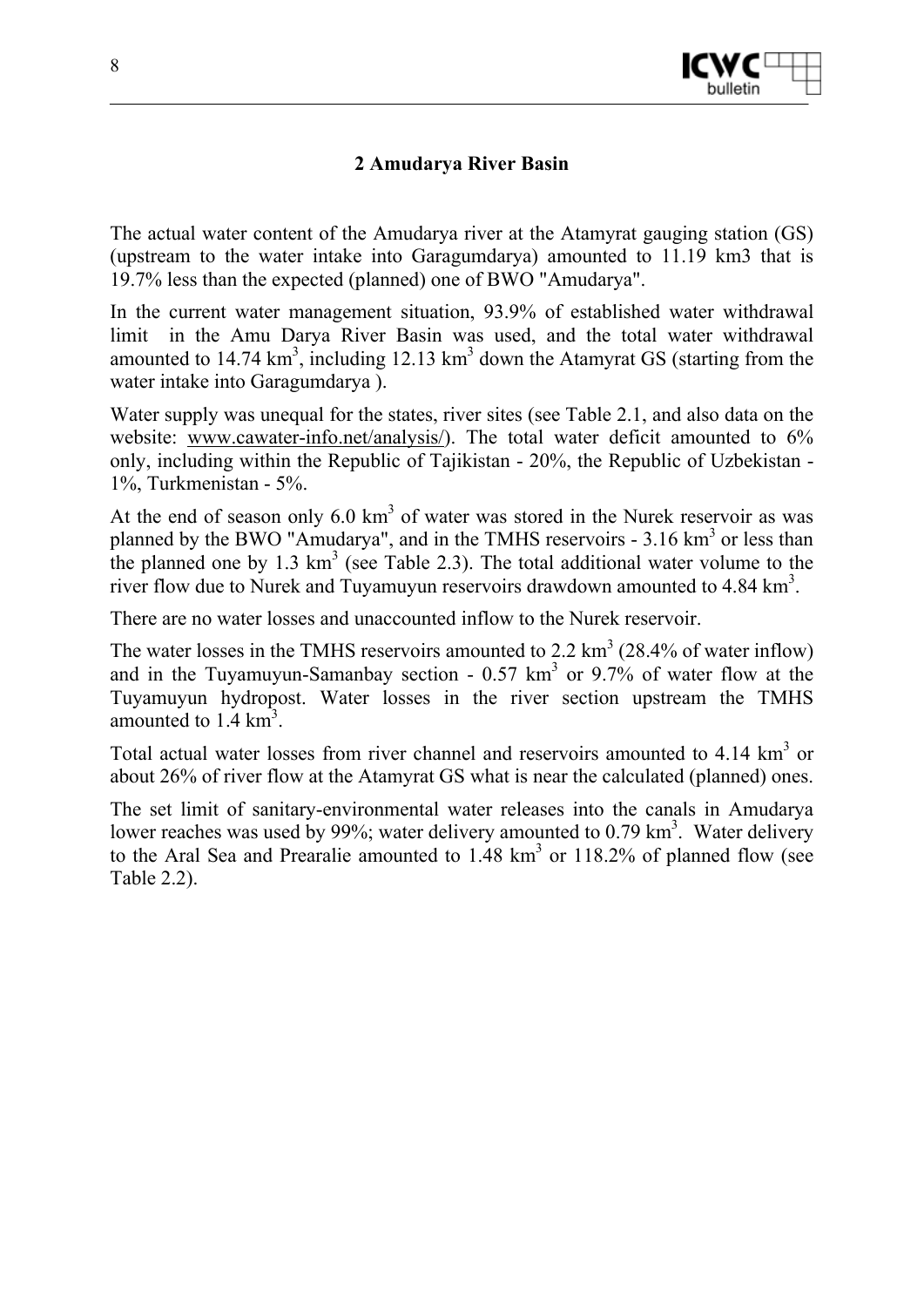# 2 Amudarya River Basin

The actual water content of the Amudarya river at the Atamyrat gauging station (GS) (upstream to the water intake into Garagumdarya) amounted to 11.19 km3 that is 19.7% less than the expected (planned) one of BWO "Amudarya".

In the current water management situation, 93.9% of established water withdrawal limit in the Amu Darya River Basin was used, and the total water withdrawal amounted to 14.74 $km^3$, including 12.13 $km^3$ down the Atamyrat GS (starting from the water intake into Garagumdarya ).

Water supply was unequal for the states, river sites (see Table 2.1, and also data on the website: www.cawater-info.net/analysis/). The total water deficit amounted to 6% only, including within the Republic of Tajikistan - 20%, the Republic of Uzbekistan - 1%, Turkmenistan - 5%.

At the end of season only 6.0 $km^3$ of water was stored in the Nurek reservoir as was planned by the BWO "Amudarya", and in the TMHS reservoirs - 3.16 $km^3$ or less than the planned one by 1.3 $km^3$ (see Table 2.3). The total additional water volume to the river flow due to Nurek and Tuyamuyun reservoirs drawdown amounted to 4.84 $km^3$.

There are no water losses and unaccounted inflow to the Nurek reservoir.

The water losses in the TMHS reservoirs amounted to 2.2 $km^3$ (28.4% of water inflow) and in the Tuyamuyun-Samanbay section - 0.57 $km^3$ or 9.7% of water flow at the Tuyamuyun hydropost. Water losses in the river section upstream the TMHS amounted to 1.4 $km^3$.

Total actual water losses from river channel and reservoirs amounted to 4.14 $km^3$ or about 26% of river flow at the Atamyrat GS what is near the calculated (planned) ones.

The set limit of sanitary-environmental water releases into the canals in Amudarya lower reaches was used by 99%; water delivery amounted to 0.79 $km^3$. Water delivery to the Aral Sea and Prearalie amounted to 1.48 $km^3$ or 118.2% of planned flow (see Table 2.2).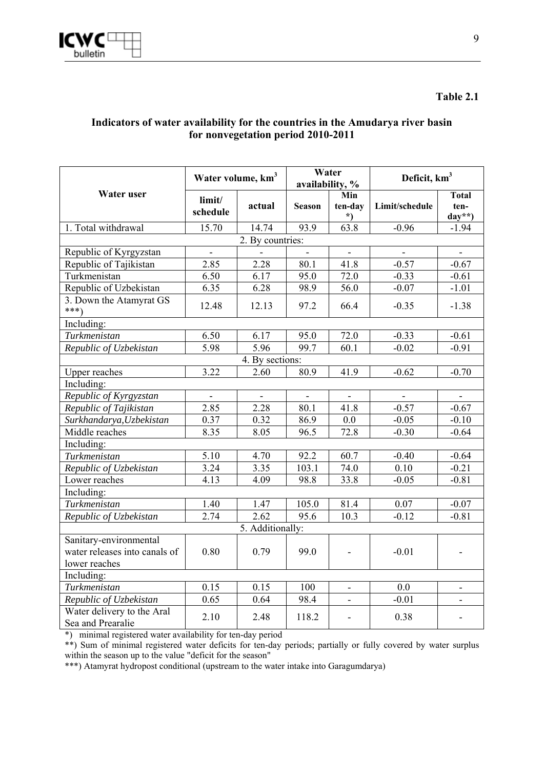**Table 2.1**

## Indicators of water availability for the countries in the Amudarya river basin for nonvegetation period 2010-2011

| Water user | Water volume, $km^3$ | | Water availability, % | | Deficit, $km^3$ | |
|---|---|---|---|---|---|---|
| | limit/ schedule | actual | Season | Min ten-day *) | Limit/schedule | Total ten-day**) |
| 1. Total withdrawal | 15.70 | 14.74 | 93.9 | 63.8 | -0.96 | -1.94 |
| 2. By countries: | | | | | | |
| Republic of Kyrgyzstan | - | - | - | - | - | - |
| Republic of Tajikistan | 2.85 | 2.28 | 80.1 | 41.8 | -0.57 | -0.67 |
| Turkmenistan | 6.50 | 6.17 | 95.0 | 72.0 | -0.33 | -0.61 |
| Republic of Uzbekistan | 6.35 | 6.28 | 98.9 | 56.0 | -0.07 | -1.01 |
| 3. Down the Atamyrat GS ***) | 12.48 | 12.13 | 97.2 | 66.4 | -0.35 | -1.38 |
| Including: | | | | | | |
| *Turkmenistan* | 6.50 | 6.17 | 95.0 | 72.0 | -0.33 | -0.61 |
| *Republic of Uzbekistan* | 5.98 | 5.96 | 99.7 | 60.1 | -0.02 | -0.91 |
| 4. By sections: | | | | | | |
| Upper reaches | 3.22 | 2.60 | 80.9 | 41.9 | -0.62 | -0.70 |
| Including: | | | | | | |
| *Republic of Kyrgyzstan* | - | - | - | - | - | - |
| *Republic of Tajikistan* | 2.85 | 2.28 | 80.1 | 41.8 | -0.57 | -0.67 |
| *Surkhandarya,Uzbekistan* | 0.37 | 0.32 | 86.9 | 0.0 | -0.05 | -0.10 |
| Middle reaches | 8.35 | 8.05 | 96.5 | 72.8 | -0.30 | -0.64 |
| Including: | | | | | | |
| *Turkmenistan* | 5.10 | 4.70 | 92.2 | 60.7 | -0.40 | -0.64 |
| *Republic of Uzbekistan* | 3.24 | 3.35 | 103.1 | 74.0 | 0.10 | -0.21 |
| Lower reaches | 4.13 | 4.09 | 98.8 | 33.8 | -0.05 | -0.81 |
| Including: | | | | | | |
| *Turkmenistan* | 1.40 | 1.47 | 105.0 | 81.4 | 0.07 | -0.07 |
| *Republic of Uzbekistan* | 2.74 | 2.62 | 95.6 | 10.3 | -0.12 | -0.81 |
| 5. Additionally: | | | | | | |
| Sanitary-environmental water releases into canals of lower reaches | 0.80 | 0.79 | 99.0 | - | -0.01 | - |
| Including: | | | | | | |
| *Turkmenistan* | 0.15 | 0.15 | 100 | - | 0.0 | - |
| *Republic of Uzbekistan* | 0.65 | 0.64 | 98.4 | - | -0.01 | - |
| Water delivery to the Aral Sea and Prearalie | 2.10 | 2.48 | 118.2 | - | 0.38 | - |

*) minimal registered water availability for ten-day period

**) Sum of minimal registered water deficits for ten-day periods; partially or fully covered by water surplus within the season up to the value "deficit for the season"

***) Atamyrat hydropost conditional (upstream to the water intake into Garagumdarya)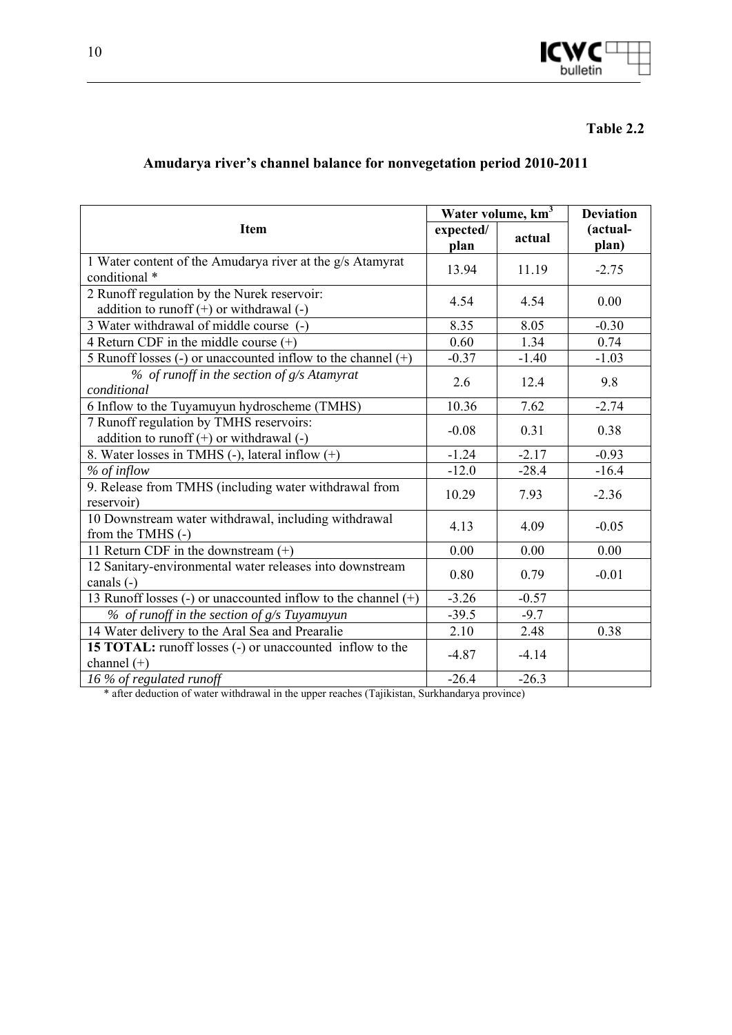**Table 2.2**

## Amudarya river's channel balance for nonvegetation period 2010-2011

| Item | Water volume, $km^3$ | | Deviation (actual-plan) |
|---|---|---|---|
| | expected/ plan | actual | |
| 1 Water content of the Amudarya river at the g/s Atamyrat conditional * | 13.94 | 11.19 | -2.75 |
| 2 Runoff regulation by the Nurek reservoir: addition to runoff (+) or withdrawal (-) | 4.54 | 4.54 | 0.00 |
| 3 Water withdrawal of middle course (-) | 8.35 | 8.05 | -0.30 |
| 4 Return CDF in the middle course (+) | 0.60 | 1.34 | 0.74 |
| 5 Runoff losses (-) or unaccounted inflow to the channel (+) | -0.37 | -1.40 | -1.03 |
| *% of runoff in the section of g/s Atamyrat conditional* | 2.6 | 12.4 | 9.8 |
| 6 Inflow to the Tuyamuyun hydroscheme (TMHS) | 10.36 | 7.62 | -2.74 |
| 7 Runoff regulation by TMHS reservoirs: addition to runoff (+) or withdrawal (-) | -0.08 | 0.31 | 0.38 |
| 8. Water losses in TMHS (-), lateral inflow (+) | -1.24 | -2.17 | -0.93 |
| *% of inflow* | -12.0 | -28.4 | -16.4 |
| 9. Release from TMHS (including water withdrawal from reservoir) | 10.29 | 7.93 | -2.36 |
| 10 Downstream water withdrawal, including withdrawal from the TMHS (-) | 4.13 | 4.09 | -0.05 |
| 11 Return CDF in the downstream (+) | 0.00 | 0.00 | 0.00 |
| 12 Sanitary-environmental water releases into downstream canals (-) | 0.80 | 0.79 | -0.01 |
| 13 Runoff losses (-) or unaccounted inflow to the channel (+) | -3.26 | -0.57 | |
| *% of runoff in the section of g/s Tuyamuyun* | -39.5 | -9.7 | |
| 14 Water delivery to the Aral Sea and Prearalie | 2.10 | 2.48 | 0.38 |
| **15 TOTAL:** runoff losses (-) or unaccounted inflow to the channel (+) | -4.87 | -4.14 | |
| *16 % of regulated runoff* | -26.4 | -26.3 | |

\* after deduction of water withdrawal in the upper reaches (Tajikistan, Surkhandarya province)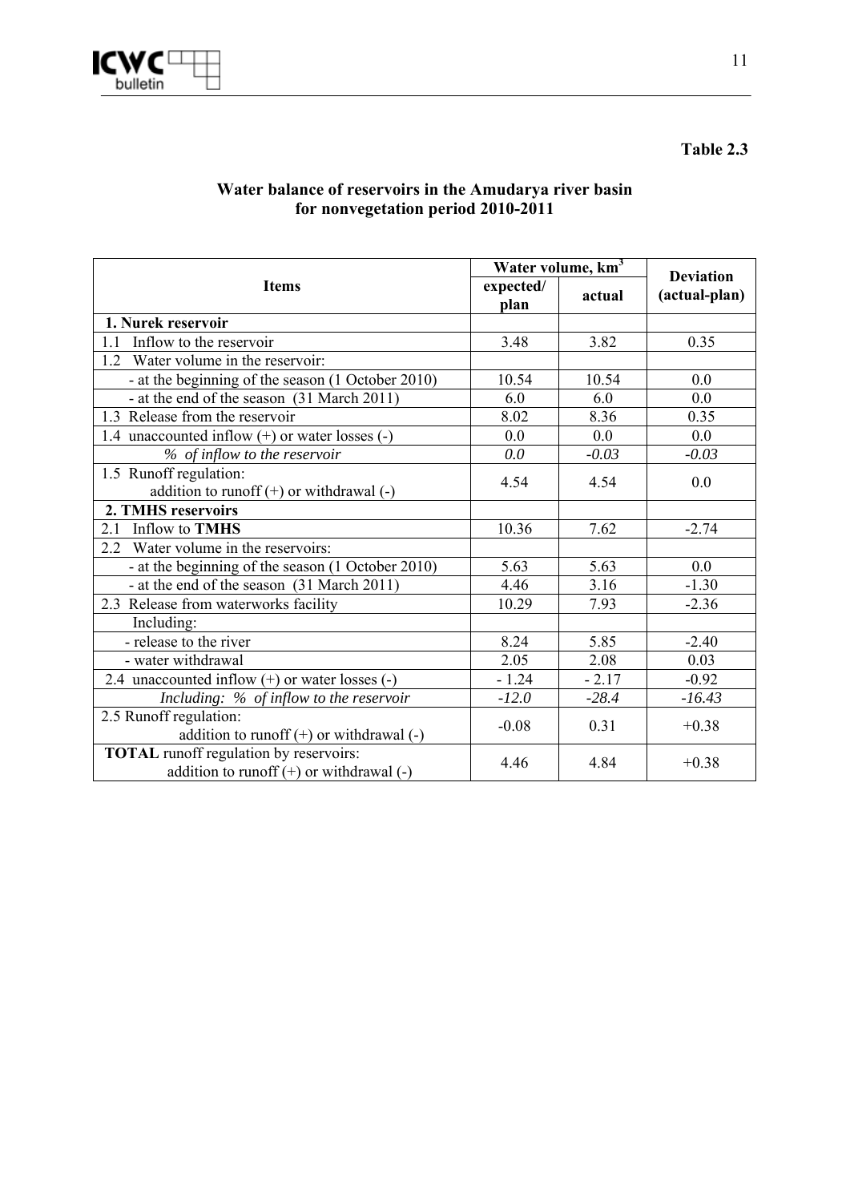**Table 2.3**

## Water balance of reservoirs in the Amudarya river basin for nonvegetation period 2010-2011

| Items | Water volume, $km^3$ | | Deviation (actual-plan) |
|---|---|---|---|
| | expected/ plan | actual | |
| **1. Nurek reservoir** | | | |
| 1.1 Inflow to the reservoir | 3.48 | 3.82 | 0.35 |
| 1.2 Water volume in the reservoir: | | | |
| - at the beginning of the season (1 October 2010) | 10.54 | 10.54 | 0.0 |
| - at the end of the season (31 March 2011) | 6.0 | 6.0 | 0.0 |
| 1.3 Release from the reservoir | 8.02 | 8.36 | 0.35 |
| 1.4 unaccounted inflow (+) or water losses (-) | 0.0 | 0.0 | 0.0 |
| *% of inflow to the reservoir* | *0.0* | *-0.03* | *-0.03* |
| 1.5 Runoff regulation: addition to runoff (+) or withdrawal (-) | 4.54 | 4.54 | 0.0 |
| **2. TMHS reservoirs** | | | |
| 2.1 Inflow to **TMHS** | 10.36 | 7.62 | -2.74 |
| 2.2 Water volume in the reservoirs: | | | |
| - at the beginning of the season (1 October 2010) | 5.63 | 5.63 | 0.0 |
| - at the end of the season (31 March 2011) | 4.46 | 3.16 | -1.30 |
| 2.3 Release from waterworks facility | 10.29 | 7.93 | -2.36 |
| Including: | | | |
| - release to the river | 8.24 | 5.85 | -2.40 |
| - water withdrawal | 2.05 | 2.08 | 0.03 |
| 2.4 unaccounted inflow (+) or water losses (-) | - 1.24 | - 2.17 | -0.92 |
| *Including: % of inflow to the reservoir* | *-12.0* | *-28.4* | *-16.43* |
| 2.5 Runoff regulation: addition to runoff (+) or withdrawal (-) | -0.08 | 0.31 | +0.38 |
| **TOTAL** runoff regulation by reservoirs: addition to runoff (+) or withdrawal (-) | 4.46 | 4.84 | +0.38 |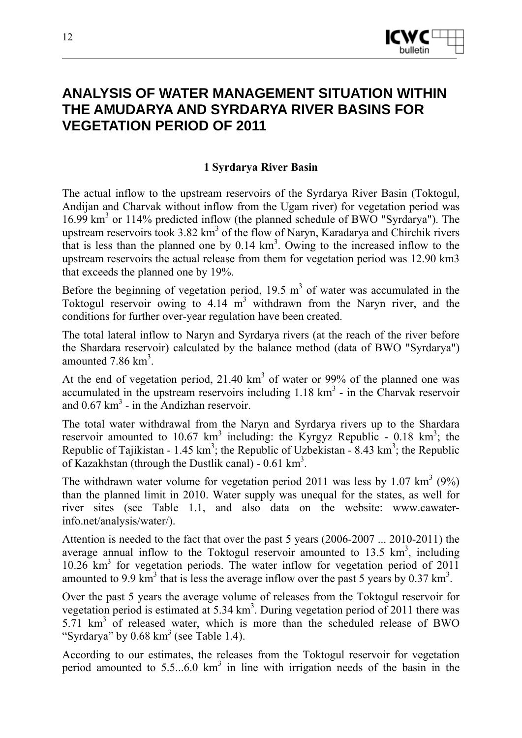# ANALYSIS OF WATER MANAGEMENT SITUATION WITHIN THE AMUDARYA AND SYRDARYA RIVER BASINS FOR VEGETATION PERIOD OF 2011

## 1 Syrdarya River Basin

The actual inflow to the upstream reservoirs of the Syrdarya River Basin (Toktogul, Andijan and Charvak without inflow from the Ugam river) for vegetation period was 16.99 km$^3$ or 114% predicted inflow (the planned schedule of BWO "Syrdarya"). The upstream reservoirs took 3.82 km$^3$ of the flow of Naryn, Karadarya and Chirchik rivers that is less than the planned one by 0.14 km$^3$. Owing to the increased inflow to the upstream reservoirs the actual release from them for vegetation period was 12.90 km3 that exceeds the planned one by 19%.

Before the beginning of vegetation period, 19.5 m$^3$ of water was accumulated in the Toktogul reservoir owing to 4.14 m$^3$ withdrawn from the Naryn river, and the conditions for further over-year regulation have been created.

The total lateral inflow to Naryn and Syrdarya rivers (at the reach of the river before the Shardara reservoir) calculated by the balance method (data of BWO "Syrdarya") amounted 7.86 km$^3$.

At the end of vegetation period, 21.40 km$^3$ of water or 99% of the planned one was accumulated in the upstream reservoirs including 1.18 km$^3$ - in the Charvak reservoir and 0.67 km$^3$ - in the Andizhan reservoir.

The total water withdrawal from the Naryn and Syrdarya rivers up to the Shardara reservoir amounted to 10.67 km$^3$ including: the Kyrgyz Republic - 0.18 km$^3$; the Republic of Tajikistan - 1.45 km$^3$; the Republic of Uzbekistan - 8.43 km$^3$; the Republic of Kazakhstan (through the Dustlik canal) - 0.61 km$^3$.

The withdrawn water volume for vegetation period 2011 was less by 1.07 km$^3$ (9%) than the planned limit in 2010. Water supply was unequal for the states, as well for river sites (see Table 1.1, and also data on the website: www.cawater-info.net/analysis/water/).

Attention is needed to the fact that over the past 5 years (2006-2007 ... 2010-2011) the average annual inflow to the Toktogul reservoir amounted to 13.5 km$^3$, including 10.26 km$^3$ for vegetation periods. The water inflow for vegetation period of 2011 amounted to 9.9 km$^3$ that is less the average inflow over the past 5 years by 0.37 km$^3$.

Over the past 5 years the average volume of releases from the Toktogul reservoir for vegetation period is estimated at 5.34 km$^3$. During vegetation period of 2011 there was 5.71 km$^3$ of released water, which is more than the scheduled release of BWO "Syrdarya" by 0.68 km$^3$ (see Table 1.4).

According to our estimates, the releases from the Toktogul reservoir for vegetation period amounted to 5.5...6.0 km$^3$ in line with irrigation needs of the basin in the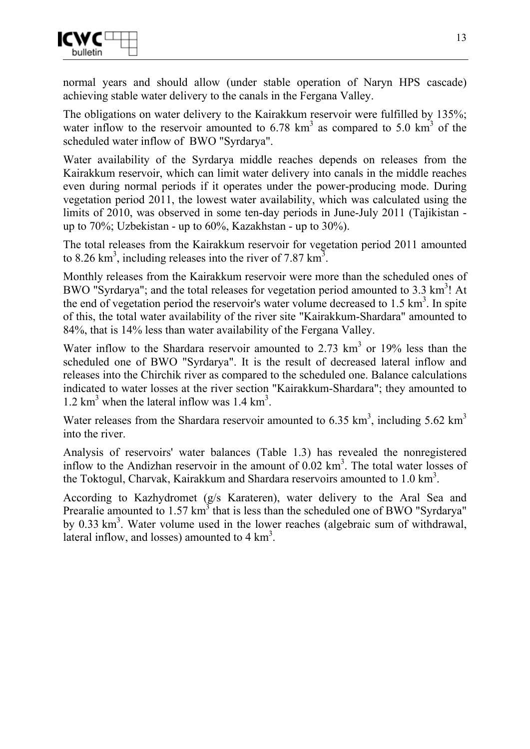normal years and should allow (under stable operation of Naryn HPS cascade) achieving stable water delivery to the canals in the Fergana Valley.

The obligations on water delivery to the Kairakkum reservoir were fulfilled by 135%; water inflow to the reservoir amounted to 6.78 $km^3$ as compared to 5.0 $km^3$ of the scheduled water inflow of BWO "Syrdarya".

Water availability of the Syrdarya middle reaches depends on releases from the Kairakkum reservoir, which can limit water delivery into canals in the middle reaches even during normal periods if it operates under the power-producing mode. During vegetation period 2011, the lowest water availability, which was calculated using the limits of 2010, was observed in some ten-day periods in June-July 2011 (Tajikistan - up to 70%; Uzbekistan - up to 60%, Kazakhstan - up to 30%).

The total releases from the Kairakkum reservoir for vegetation period 2011 amounted to 8.26 $km^3$, including releases into the river of 7.87 $km^3$.

Monthly releases from the Kairakkum reservoir were more than the scheduled ones of BWO "Syrdarya"; and the total releases for vegetation period amounted to 3.3 $km^3$! At the end of vegetation period the reservoir's water volume decreased to 1.5 $km^3$. In spite of this, the total water availability of the river site "Kairakkum-Shardara" amounted to 84%, that is 14% less than water availability of the Fergana Valley.

Water inflow to the Shardara reservoir amounted to 2.73 $km^3$ or 19% less than the scheduled one of BWO "Syrdarya". It is the result of decreased lateral inflow and releases into the Chirchik river as compared to the scheduled one. Balance calculations indicated to water losses at the river section "Kairakkum-Shardara"; they amounted to 1.2 $km^3$ when the lateral inflow was 1.4 $km^3$.

Water releases from the Shardara reservoir amounted to 6.35 $km^3$, including 5.62 $km^3$ into the river.

Analysis of reservoirs' water balances (Table 1.3) has revealed the nonregistered inflow to the Andizhan reservoir in the amount of 0.02 $km^3$. The total water losses of the Toktogul, Charvak, Kairakkum and Shardara reservoirs amounted to 1.0 $km^3$.

According to Kazhydromet (g/s Karateren), water delivery to the Aral Sea and Prearalie amounted to 1.57 $km^3$ that is less than the scheduled one of BWO "Syrdarya" by 0.33 $km^3$. Water volume used in the lower reaches (algebraic sum of withdrawal, lateral inflow, and losses) amounted to 4 $km^3$.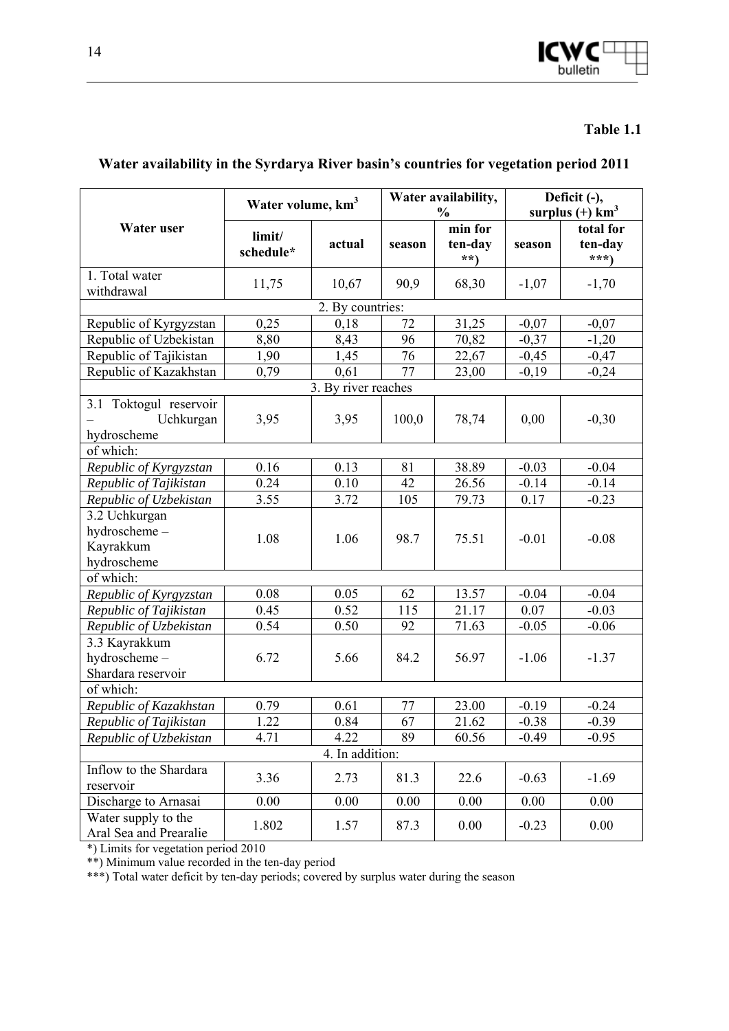**Table 1.1**

## Water availability in the Syrdarya River basin's countries for vegetation period 2011

| Water user | Water volume, km$^3$ | | Water availability, % | | Deficit (-), surplus (+) km$^3$ | |
|---|---|---|---|---|---|---|
| | limit/ schedule* | actual | season | min for ten-day **) | season | total for ten-day ***) |
| 1. Total water withdrawal | 11,75 | 10,67 | 90,9 | 68,30 | -1,07 | -1,70 |
| 2. By countries: | | | | | | |
| Republic of Kyrgyzstan | 0,25 | 0,18 | 72 | 31,25 | -0,07 | -0,07 |
| Republic of Uzbekistan | 8,80 | 8,43 | 96 | 70,82 | -0,37 | -1,20 |
| Republic of Tajikistan | 1,90 | 1,45 | 76 | 22,67 | -0,45 | -0,47 |
| Republic of Kazakhstan | 0,79 | 0,61 | 77 | 23,00 | -0,19 | -0,24 |
| 3. By river reaches | | | | | | |
| 3.1 Toktogul reservoir – Uchkurgan hydroscheme | 3,95 | 3,95 | 100,0 | 78,74 | 0,00 | -0,30 |
| of which: | | | | | | |
| *Republic of Kyrgyzstan* | 0.16 | 0.13 | 81 | 38.89 | -0.03 | -0.04 |
| *Republic of Tajikistan* | 0.24 | 0.10 | 42 | 26.56 | -0.14 | -0.14 |
| *Republic of Uzbekistan* | 3.55 | 3.72 | 105 | 79.73 | 0.17 | -0.23 |
| 3.2 Uchkurgan hydroscheme – Kayrakkum hydroscheme | 1.08 | 1.06 | 98.7 | 75.51 | -0.01 | -0.08 |
| of which: | | | | | | |
| *Republic of Kyrgyzstan* | 0.08 | 0.05 | 62 | 13.57 | -0.04 | -0.04 |
| *Republic of Tajikistan* | 0.45 | 0.52 | 115 | 21.17 | 0.07 | -0.03 |
| *Republic of Uzbekistan* | 0.54 | 0.50 | 92 | 71.63 | -0.05 | -0.06 |
| 3.3 Kayrakkum hydroscheme – Shardara reservoir | 6.72 | 5.66 | 84.2 | 56.97 | -1.06 | -1.37 |
| of which: | | | | | | |
| *Republic of Kazakhstan* | 0.79 | 0.61 | 77 | 23.00 | -0.19 | -0.24 |
| *Republic of Tajikistan* | 1.22 | 0.84 | 67 | 21.62 | -0.38 | -0.39 |
| *Republic of Uzbekistan* | 4.71 | 4.22 | 89 | 60.56 | -0.49 | -0.95 |
| 4. In addition: | | | | | | |
| Inflow to the Shardara reservoir | 3.36 | 2.73 | 81.3 | 22.6 | -0.63 | -1.69 |
| Discharge to Arnasai | 0.00 | 0.00 | 0.00 | 0.00 | 0.00 | 0.00 |
| Water supply to the Aral Sea and Prearalie | 1.802 | 1.57 | 87.3 | 0.00 | -0.23 | 0.00 |

*) Limits for vegetation period 2010

**) Minimum value recorded in the ten-day period

***) Total water deficit by ten-day periods; covered by surplus water during the season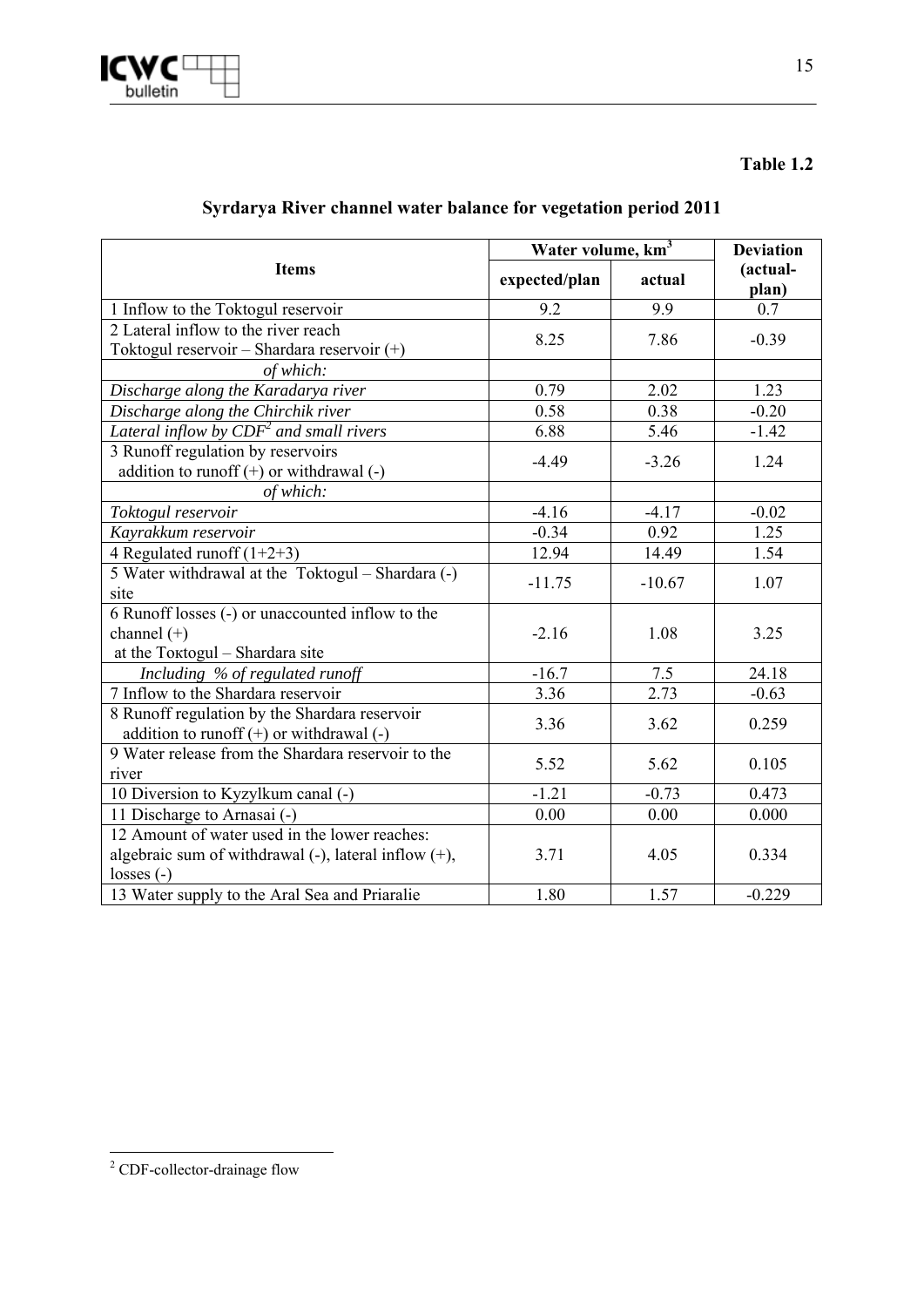**Table 1.2**

## Syrdarya River channel water balance for vegetation period 2011

| Items | Water volume, $km^3$ | | Deviation (actual-plan) |
|---|---|---|---|
| | expected/plan | actual | |
| 1 Inflow to the Toktogul reservoir | 9.2 | 9.9 | 0.7 |
| 2 Lateral inflow to the river reach Toktogul reservoir – Shardara reservoir (+) | 8.25 | 7.86 | -0.39 |
| *of which:* | | | |
| *Discharge along the Karadarya river* | 0.79 | 2.02 | 1.23 |
| *Discharge along the Chirchik river* | 0.58 | 0.38 | -0.20 |
| *Lateral inflow by CDF[2] and small rivers* | 6.88 | 5.46 | -1.42 |
| 3 Runoff regulation by reservoirs addition to runoff (+) or withdrawal (-) | -4.49 | -3.26 | 1.24 |
| *of which:* | | | |
| *Toktogul reservoir* | -4.16 | -4.17 | -0.02 |
| *Kayrakkum reservoir* | -0.34 | 0.92 | 1.25 |
| 4 Regulated runoff (1+2+3) | 12.94 | 14.49 | 1.54 |
| 5 Water withdrawal at the Toktogul – Shardara (-) site | -11.75 | -10.67 | 1.07 |
| 6 Runoff losses (-) or unaccounted inflow to the channel (+) at the Toktogul – Shardara site | -2.16 | 1.08 | 3.25 |
| *Including % of regulated runoff* | -16.7 | 7.5 | 24.18 |
| 7 Inflow to the Shardara reservoir | 3.36 | 2.73 | -0.63 |
| 8 Runoff regulation by the Shardara reservoir addition to runoff (+) or withdrawal (-) | 3.36 | 3.62 | 0.259 |
| 9 Water release from the Shardara reservoir to the river | 5.52 | 5.62 | 0.105 |
| 10 Diversion to Kyzylkum canal (-) | -1.21 | -0.73 | 0.473 |
| 11 Discharge to Arnasai (-) | 0.00 | 0.00 | 0.000 |
| 12 Amount of water used in the lower reaches: algebraic sum of withdrawal (-), lateral inflow (+), losses (-) | 3.71 | 4.05 | 0.334 |
| 13 Water supply to the Aral Sea and Priaralie | 1.80 | 1.57 | -0.229 |

[2] CDF-collector-drainage flow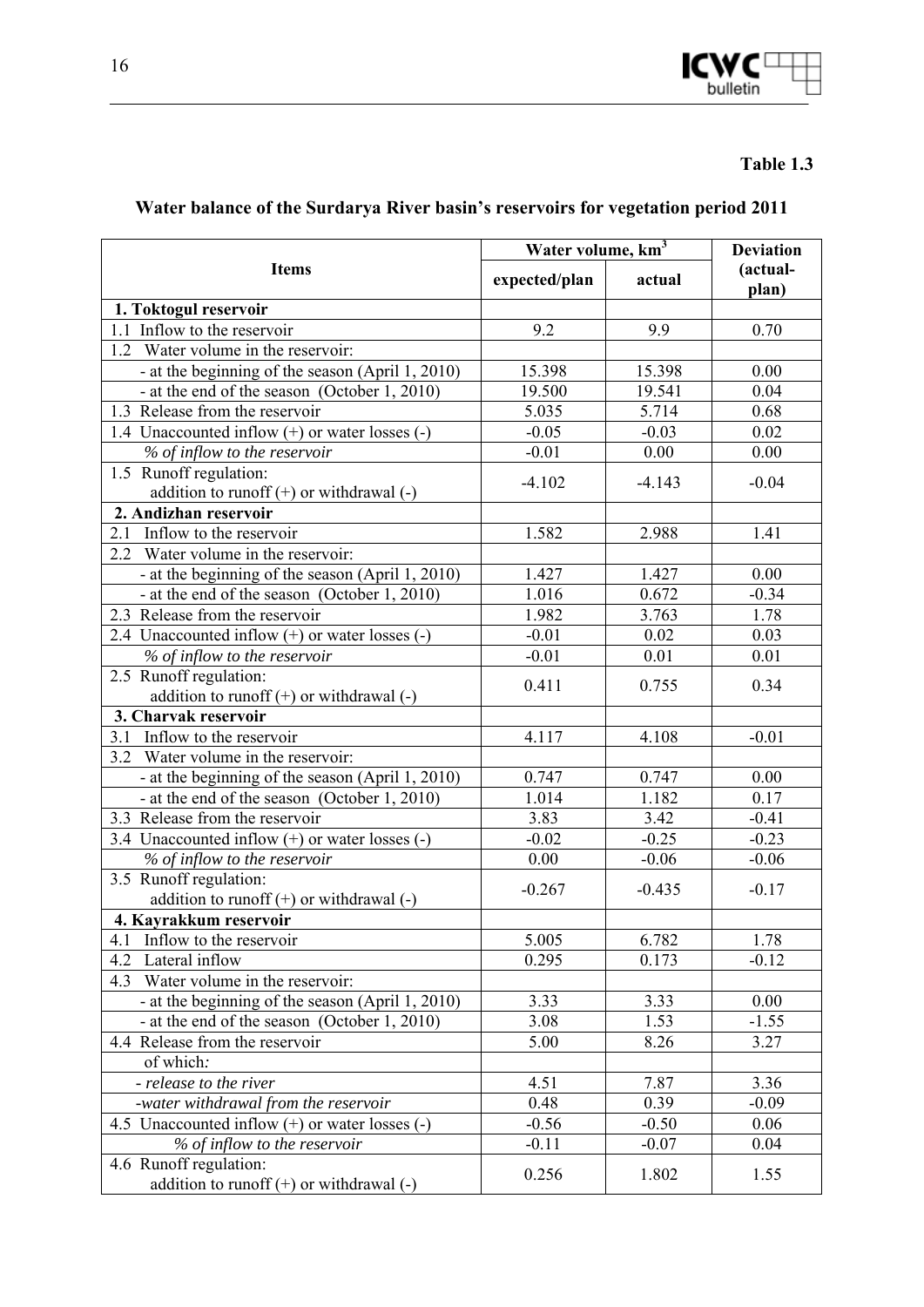**Table 1.3**

**Water balance of the Surdarya River basin's reservoirs for vegetation period 2011**

| Items | Water volume, km$^3$ | | Deviation (actual-plan) |
|---|---|---|---|
| | expected/plan | actual | |
| **1. Toktogul reservoir** | | | |
| 1.1 Inflow to the reservoir | 9.2 | 9.9 | 0.70 |
| 1.2 Water volume in the reservoir: | | | |
| - at the beginning of the season (April 1, 2010) | 15.398 | 15.398 | 0.00 |
| - at the end of the season (October 1, 2010) | 19.500 | 19.541 | 0.04 |
| 1.3 Release from the reservoir | 5.035 | 5.714 | 0.68 |
| 1.4 Unaccounted inflow (+) or water losses (-) | -0.05 | -0.03 | 0.02 |
| *% of inflow to the reservoir* | -0.01 | 0.00 | 0.00 |
| 1.5 Runoff regulation: addition to runoff (+) or withdrawal (-) | -4.102 | -4.143 | -0.04 |
| **2. Andizhan reservoir** | | | |
| 2.1 Inflow to the reservoir | 1.582 | 2.988 | 1.41 |
| 2.2 Water volume in the reservoir: | | | |
| - at the beginning of the season (April 1, 2010) | 1.427 | 1.427 | 0.00 |
| - at the end of the season (October 1, 2010) | 1.016 | 0.672 | -0.34 |
| 2.3 Release from the reservoir | 1.982 | 3.763 | 1.78 |
| 2.4 Unaccounted inflow (+) or water losses (-) | -0.01 | 0.02 | 0.03 |
| *% of inflow to the reservoir* | -0.01 | 0.01 | 0.01 |
| 2.5 Runoff regulation: addition to runoff (+) or withdrawal (-) | 0.411 | 0.755 | 0.34 |
| **3. Charvak reservoir** | | | |
| 3.1 Inflow to the reservoir | 4.117 | 4.108 | -0.01 |
| 3.2 Water volume in the reservoir: | | | |
| - at the beginning of the season (April 1, 2010) | 0.747 | 0.747 | 0.00 |
| - at the end of the season (October 1, 2010) | 1.014 | 1.182 | 0.17 |
| 3.3 Release from the reservoir | 3.83 | 3.42 | -0.41 |
| 3.4 Unaccounted inflow (+) or water losses (-) | -0.02 | -0.25 | -0.23 |
| *% of inflow to the reservoir* | 0.00 | -0.06 | -0.06 |
| 3.5 Runoff regulation: addition to runoff (+) or withdrawal (-) | -0.267 | -0.435 | -0.17 |
| **4. Kayrakkum reservoir** | | | |
| 4.1 Inflow to the reservoir | 5.005 | 6.782 | 1.78 |
| 4.2 Lateral inflow | 0.295 | 0.173 | -0.12 |
| 4.3 Water volume in the reservoir: | | | |
| - at the beginning of the season (April 1, 2010) | 3.33 | 3.33 | 0.00 |
| - at the end of the season (October 1, 2010) | 3.08 | 1.53 | -1.55 |
| 4.4 Release from the reservoir | 5.00 | 8.26 | 3.27 |
| of which: | | | |
| *- release to the river* | 4.51 | 7.87 | 3.36 |
| *-water withdrawal from the reservoir* | 0.48 | 0.39 | -0.09 |
| 4.5 Unaccounted inflow (+) or water losses (-) | -0.56 | -0.50 | 0.06 |
| *% of inflow to the reservoir* | -0.11 | -0.07 | 0.04 |
| 4.6 Runoff regulation: addition to runoff (+) or withdrawal (-) | 0.256 | 1.802 | 1.55 |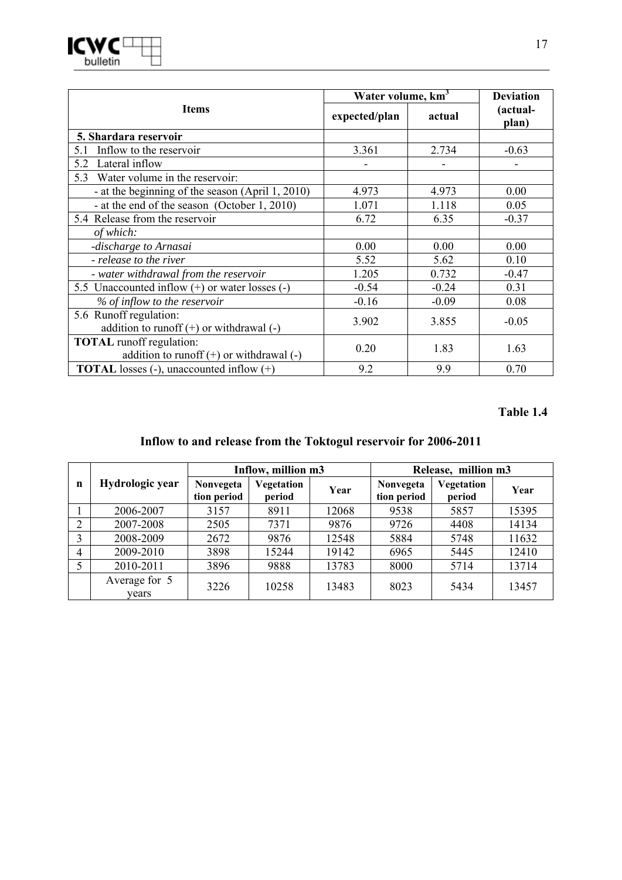| Items | Water volume, $km^3$ | | Deviation (actual-plan) |
|---|---|---|---|
| | expected/plan | actual | |
| **5. Shardara reservoir** | | | |
| 5.1 Inflow to the reservoir | 3.361 | 2.734 | -0.63 |
| 5.2 Lateral inflow | - | - | - |
| 5.3 Water volume in the reservoir: | | | |
| - at the beginning of the season (April 1, 2010) | 4.973 | 4.973 | 0.00 |
| - at the end of the season (October 1, 2010) | 1.071 | 1.118 | 0.05 |
| 5.4 Release from the reservoir | 6.72 | 6.35 | -0.37 |
| *of which:* | | | |
| *-discharge to Arnasai* | 0.00 | 0.00 | 0.00 |
| *- release to the river* | 5.52 | 5.62 | 0.10 |
| *- water withdrawal from the reservoir* | 1.205 | 0.732 | -0.47 |
| 5.5 Unaccounted inflow (+) or water losses (-) | -0.54 | -0.24 | 0.31 |
| *% of inflow to the reservoir* | -0.16 | -0.09 | 0.08 |
| 5.6 Runoff regulation: addition to runoff (+) or withdrawal (-) | 3.902 | 3.855 | -0.05 |
| **TOTAL** runoff regulation: addition to runoff (+) or withdrawal (-) | 0.20 | 1.83 | 1.63 |
| **TOTAL** losses (-), unaccounted inflow (+) | 9.2 | 9.9 | 0.70 |

**Table 1.4**

### Inflow to and release from the Toktogul reservoir for 2006-2011

| n | Hydrologic year | Inflow, million m3 | | | Release, million m3 | | |
|---|---|---|---|---|---|---|---|
| | | Nonvegetation period | Vegetation period | Year | Nonvegetation period | Vegetation period | Year |
| 1 | 2006-2007 | 3157 | 8911 | 12068 | 9538 | 5857 | 15395 |
| 2 | 2007-2008 | 2505 | 7371 | 9876 | 9726 | 4408 | 14134 |
| 3 | 2008-2009 | 2672 | 9876 | 12548 | 5884 | 5748 | 11632 |
| 4 | 2009-2010 | 3898 | 15244 | 19142 | 6965 | 5445 | 12410 |
| 5 | 2010-2011 | 3896 | 9888 | 13783 | 8000 | 5714 | 13714 |
| | Average for 5 years | 3226 | 10258 | 13483 | 8023 | 5434 | 13457 |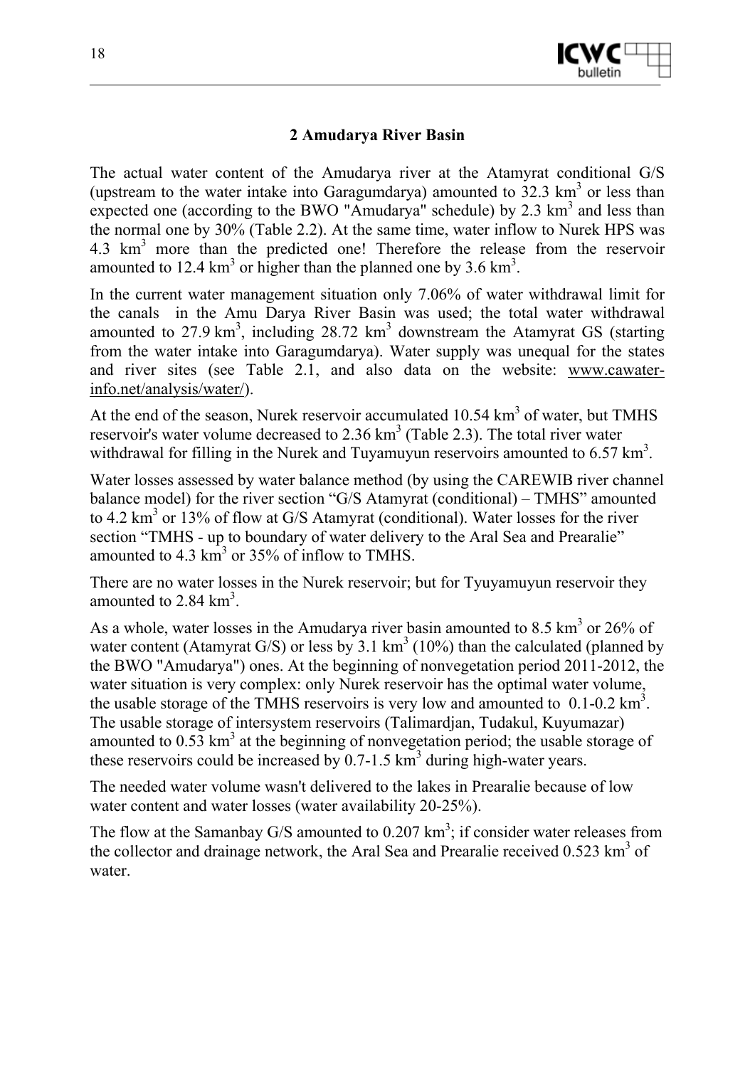## 2 Amudarya River Basin

The actual water content of the Amudarya river at the Atamyrat conditional G/S (upstream to the water intake into Garagumdarya) amounted to 32.3 km$^3$ or less than expected one (according to the BWO "Amudarya" schedule) by 2.3 km$^3$ and less than the normal one by 30% (Table 2.2). At the same time, water inflow to Nurek HPS was 4.3 km$^3$ more than the predicted one! Therefore the release from the reservoir amounted to 12.4 km$^3$ or higher than the planned one by 3.6 km$^3$.

In the current water management situation only 7.06% of water withdrawal limit for the canals in the Amu Darya River Basin was used; the total water withdrawal amounted to 27.9 km$^3$, including 28.72 km$^3$ downstream the Atamyrat GS (starting from the water intake into Garagumdarya). Water supply was unequal for the states and river sites (see Table 2.1, and also data on the website: www.cawater-info.net/analysis/water/).

At the end of the season, Nurek reservoir accumulated 10.54 km$^3$ of water, but TMHS reservoir's water volume decreased to 2.36 km$^3$ (Table 2.3). The total river water withdrawal for filling in the Nurek and Tuyamuyun reservoirs amounted to 6.57 km$^3$.

Water losses assessed by water balance method (by using the CAREWIB river channel balance model) for the river section "G/S Atamyrat (conditional) – TMHS" amounted to 4.2 km$^3$ or 13% of flow at G/S Atamyrat (conditional). Water losses for the river section "TMHS - up to boundary of water delivery to the Aral Sea and Prearalie" amounted to 4.3 km$^3$ or 35% of inflow to TMHS.

There are no water losses in the Nurek reservoir; but for Tyuyamuyun reservoir they amounted to 2.84 km$^3$.

As a whole, water losses in the Amudarya river basin amounted to 8.5 km$^3$ or 26% of water content (Atamyrat G/S) or less by 3.1 km$^3$ (10%) than the calculated (planned by the BWO "Amudarya") ones. At the beginning of nonvegetation period 2011-2012, the water situation is very complex: only Nurek reservoir has the optimal water volume, the usable storage of the TMHS reservoirs is very low and amounted to 0.1-0.2 km$^3$. The usable storage of intersystem reservoirs (Talimardjan, Tudakul, Kuyumazar) amounted to 0.53 km$^3$ at the beginning of nonvegetation period; the usable storage of these reservoirs could be increased by 0.7-1.5 km$^3$ during high-water years.

The needed water volume wasn't delivered to the lakes in Prearalie because of low water content and water losses (water availability 20-25%).

The flow at the Samanbay G/S amounted to 0.207 km$^3$; if consider water releases from the collector and drainage network, the Aral Sea and Prearalie received 0.523 km$^3$ of water.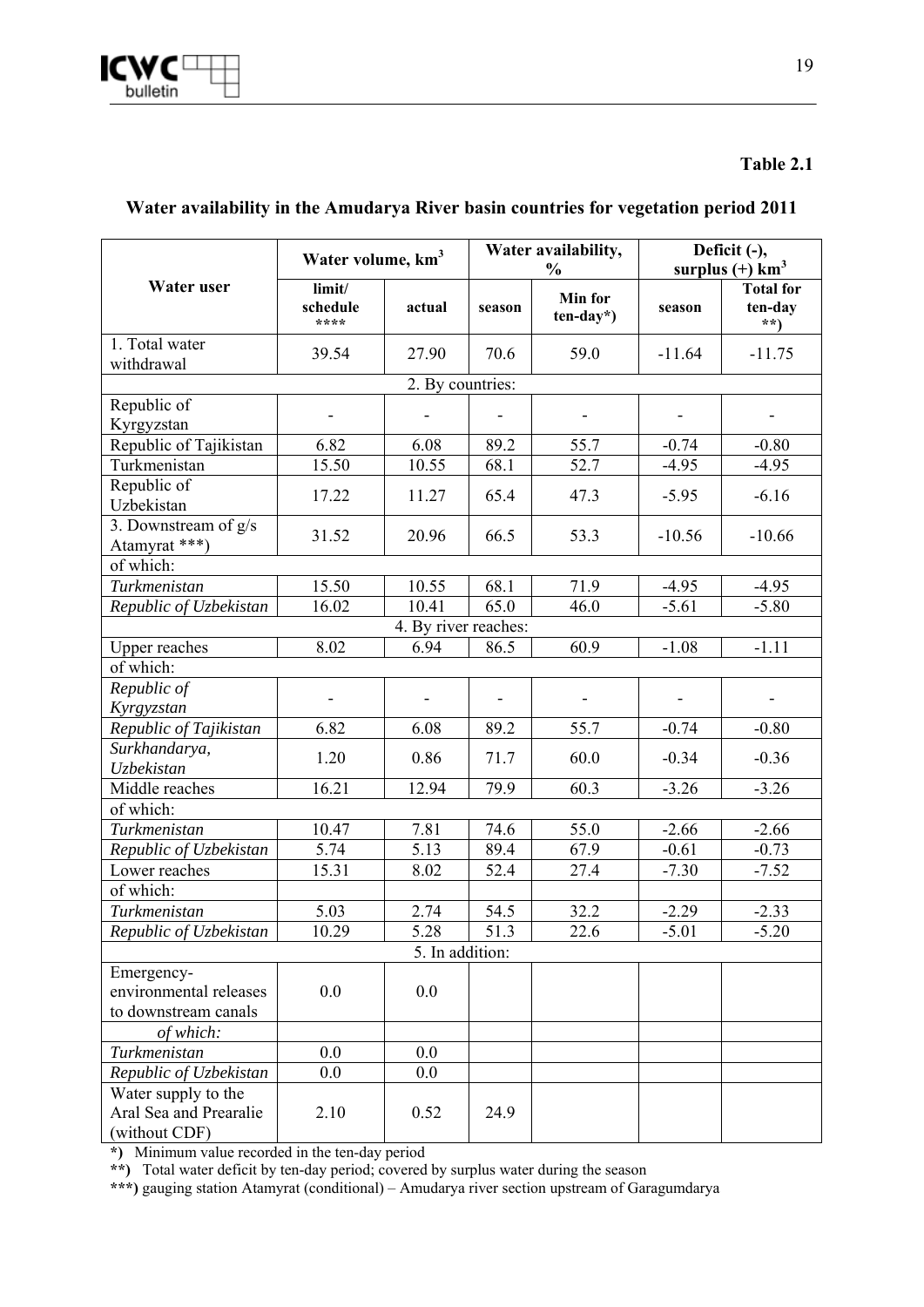**Table 2.1**

## Water availability in the Amudarya River basin countries for vegetation period 2011

| Water user | Water volume, km$^3$ | | Water availability, % | | Deficit (-), surplus (+) km$^3$ | |
|---|---|---|---|---|---|---|
| | limit/ schedule **** | actual | season | Min for ten-day*) | season | Total for ten-day **) |
| 1. Total water withdrawal | 39.54 | 27.90 | 70.6 | 59.0 | -11.64 | -11.75 |
| 2. By countries: | | | | | | |
| Republic of Kyrgyzstan | - | - | - | - | - | - |
| Republic of Tajikistan | 6.82 | 6.08 | 89.2 | 55.7 | -0.74 | -0.80 |
| Turkmenistan | 15.50 | 10.55 | 68.1 | 52.7 | -4.95 | -4.95 |
| Republic of Uzbekistan | 17.22 | 11.27 | 65.4 | 47.3 | -5.95 | -6.16 |
| 3. Downstream of g/s Atamyrat ***) | 31.52 | 20.96 | 66.5 | 53.3 | -10.56 | -10.66 |
| of which: | | | | | | |
| *Turkmenistan* | 15.50 | 10.55 | 68.1 | 71.9 | -4.95 | -4.95 |
| *Republic of Uzbekistan* | 16.02 | 10.41 | 65.0 | 46.0 | -5.61 | -5.80 |
| 4. By river reaches: | | | | | | |
| Upper reaches | 8.02 | 6.94 | 86.5 | 60.9 | -1.08 | -1.11 |
| of which: | | | | | | |
| *Republic of Kyrgyzstan* | - | - | - | - | - | - |
| *Republic of Tajikistan* | 6.82 | 6.08 | 89.2 | 55.7 | -0.74 | -0.80 |
| *Surkhandarya, Uzbekistan* | 1.20 | 0.86 | 71.7 | 60.0 | -0.34 | -0.36 |
| Middle reaches | 16.21 | 12.94 | 79.9 | 60.3 | -3.26 | -3.26 |
| of which: | | | | | | |
| *Turkmenistan* | 10.47 | 7.81 | 74.6 | 55.0 | -2.66 | -2.66 |
| *Republic of Uzbekistan* | 5.74 | 5.13 | 89.4 | 67.9 | -0.61 | -0.73 |
| Lower reaches | 15.31 | 8.02 | 52.4 | 27.4 | -7.30 | -7.52 |
| of which: | | | | | | |
| *Turkmenistan* | 5.03 | 2.74 | 54.5 | 32.2 | -2.29 | -2.33 |
| *Republic of Uzbekistan* | 10.29 | 5.28 | 51.3 | 22.6 | -5.01 | -5.20 |
| 5. In addition: | | | | | | |
| Emergency-environmental releases to downstream canals | 0.0 | 0.0 | | | | |
| *of which:* | | | | | | |
| *Turkmenistan* | 0.0 | 0.0 | | | | |
| *Republic of Uzbekistan* | 0.0 | 0.0 | | | | |
| Water supply to the Aral Sea and Prearalie (without CDF) | 2.10 | 0.52 | 24.9 | | | |

**\*)** Minimum value recorded in the ten-day period

**\*\*)** Total water deficit by ten-day period; covered by surplus water during the season

**\*\*\*)** gauging station Atamyrat (conditional) – Amudarya river section upstream of Garagumdarya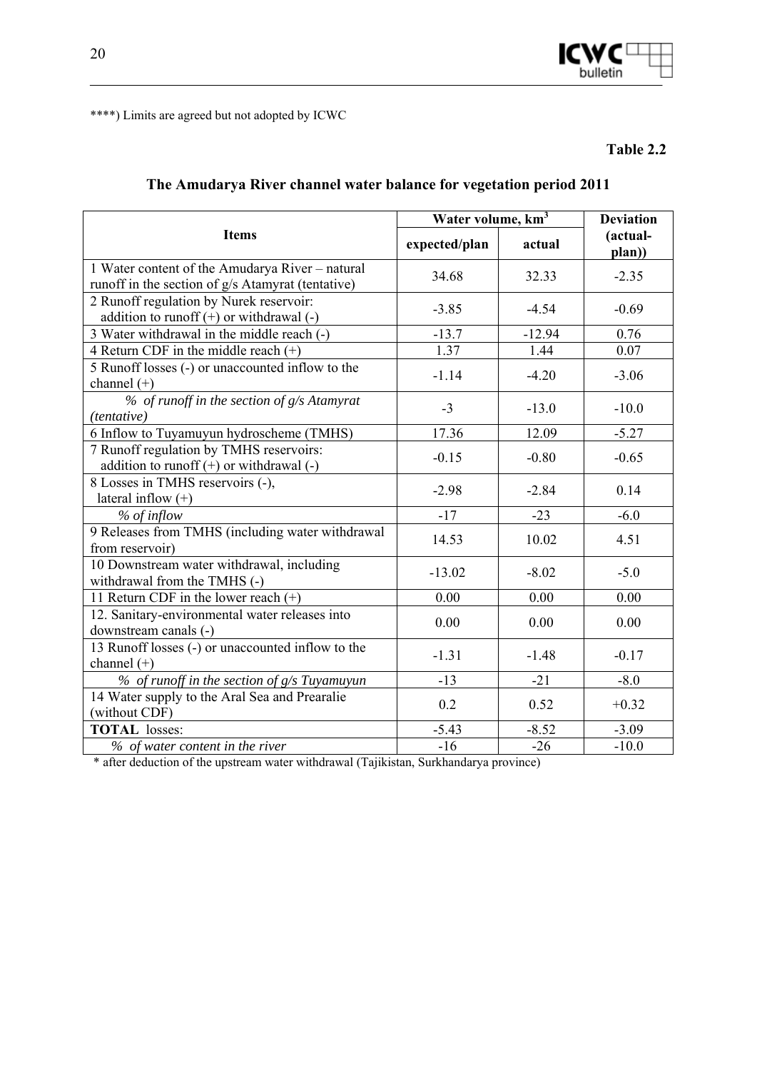****) Limits are agreed but not adopted by ICWC

**Table 2.2**

### The Amudarya River channel water balance for vegetation period 2011

| Items | Water volume, km$^3$ | | Deviation (actual-plan)) |
|---|---|---|---|
| | expected/plan | actual | |
| 1 Water content of the Amudarya River – natural runoff in the section of g/s Atamyrat (tentative) | 34.68 | 32.33 | -2.35 |
| 2 Runoff regulation by Nurek reservoir: addition to runoff (+) or withdrawal (-) | -3.85 | -4.54 | -0.69 |
| 3 Water withdrawal in the middle reach (-) | -13.7 | -12.94 | 0.76 |
| 4 Return CDF in the middle reach (+) | 1.37 | 1.44 | 0.07 |
| 5 Runoff losses (-) or unaccounted inflow to the channel (+) | -1.14 | -4.20 | -3.06 |
| *% of runoff in the section of g/s Atamyrat (tentative)* | -3 | -13.0 | -10.0 |
| 6 Inflow to Tuyamuyun hydroscheme (TMHS) | 17.36 | 12.09 | -5.27 |
| 7 Runoff regulation by TMHS reservoirs: addition to runoff (+) or withdrawal (-) | -0.15 | -0.80 | -0.65 |
| 8 Losses in TMHS reservoirs (-), lateral inflow (+) | -2.98 | -2.84 | 0.14 |
| *% of inflow* | -17 | -23 | -6.0 |
| 9 Releases from TMHS (including water withdrawal from reservoir) | 14.53 | 10.02 | 4.51 |
| 10 Downstream water withdrawal, including withdrawal from the TMHS (-) | -13.02 | -8.02 | -5.0 |
| 11 Return CDF in the lower reach (+) | 0.00 | 0.00 | 0.00 |
| 12. Sanitary-environmental water releases into downstream canals (-) | 0.00 | 0.00 | 0.00 |
| 13 Runoff losses (-) or unaccounted inflow to the channel (+) | -1.31 | -1.48 | -0.17 |
| *% of runoff in the section of g/s Tuyamuyun* | -13 | -21 | -8.0 |
| 14 Water supply to the Aral Sea and Prearalie (without CDF) | 0.2 | 0.52 | +0.32 |
| **TOTAL** losses: | -5.43 | -8.52 | -3.09 |
| *% of water content in the river* | -16 | -26 | -10.0 |

* after deduction of the upstream water withdrawal (Tajikistan, Surkhandarya province)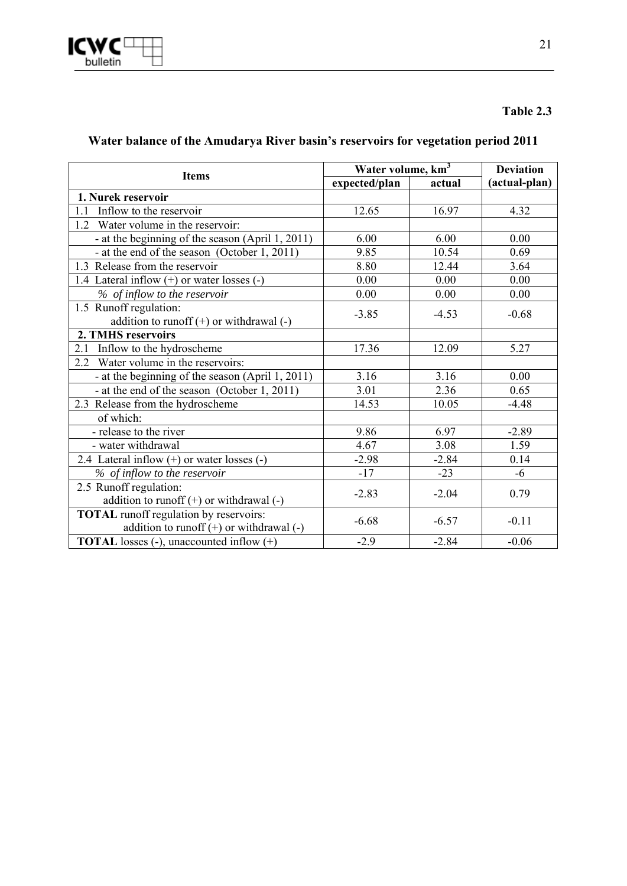**Table 2.3**

## Water balance of the Amudarya River basin's reservoirs for vegetation period 2011

| Items | Water volume, km$^3$ | | Deviation (actual-plan) |
|---|---|---|---|
| | expected/plan | actual | |
| **1. Nurek reservoir** | | | |
| 1.1 Inflow to the reservoir | 12.65 | 16.97 | 4.32 |
| 1.2 Water volume in the reservoir: | | | |
| - at the beginning of the season (April 1, 2011) | 6.00 | 6.00 | 0.00 |
| - at the end of the season (October 1, 2011) | 9.85 | 10.54 | 0.69 |
| 1.3 Release from the reservoir | 8.80 | 12.44 | 3.64 |
| 1.4 Lateral inflow (+) or water losses (-) | 0.00 | 0.00 | 0.00 |
| *% of inflow to the reservoir* | 0.00 | 0.00 | 0.00 |
| 1.5 Runoff regulation: addition to runoff (+) or withdrawal (-) | -3.85 | -4.53 | -0.68 |
| **2. TMHS reservoirs** | | | |
| 2.1 Inflow to the hydroscheme | 17.36 | 12.09 | 5.27 |
| 2.2 Water volume in the reservoirs: | | | |
| - at the beginning of the season (April 1, 2011) | 3.16 | 3.16 | 0.00 |
| - at the end of the season (October 1, 2011) | 3.01 | 2.36 | 0.65 |
| 2.3 Release from the hydroscheme | 14.53 | 10.05 | -4.48 |
| of which: | | | |
| - release to the river | 9.86 | 6.97 | -2.89 |
| - water withdrawal | 4.67 | 3.08 | 1.59 |
| 2.4 Lateral inflow (+) or water losses (-) | -2.98 | -2.84 | 0.14 |
| *% of inflow to the reservoir* | -17 | -23 | -6 |
| 2.5 Runoff regulation: addition to runoff (+) or withdrawal (-) | -2.83 | -2.04 | 0.79 |
| **TOTAL** runoff regulation by reservoirs: addition to runoff (+) or withdrawal (-) | -6.68 | -6.57 | -0.11 |
| **TOTAL** losses (-), unaccounted inflow (+) | -2.9 | -2.84 | -0.06 |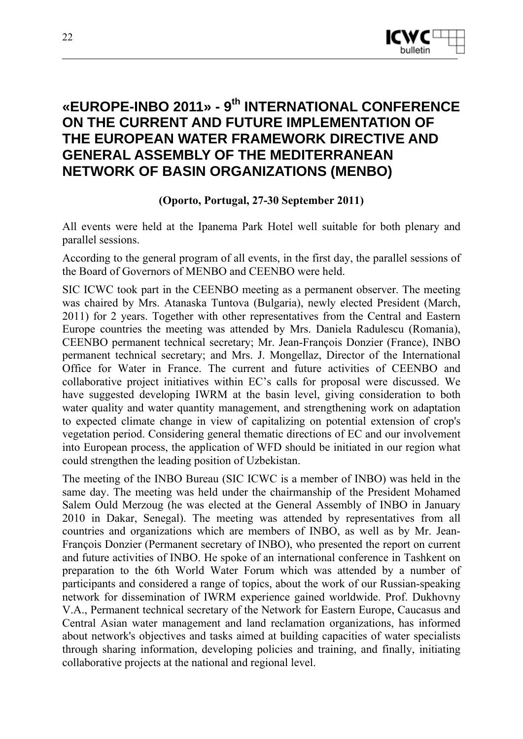# «EUROPE-INBO 2011» - 9th INTERNATIONAL CONFERENCE ON THE CURRENT AND FUTURE IMPLEMENTATION OF THE EUROPEAN WATER FRAMEWORK DIRECTIVE AND GENERAL ASSEMBLY OF THE MEDITERRANEAN NETWORK OF BASIN ORGANIZATIONS (MENBO)

**(Oporto, Portugal, 27-30 September 2011)**

All events were held at the Ipanema Park Hotel well suitable for both plenary and parallel sessions.

According to the general program of all events, in the first day, the parallel sessions of the Board of Governors of MENBO and CEENBO were held.

SIC ICWC took part in the CEENBO meeting as a permanent observer. The meeting was chaired by Mrs. Atanaska Tuntova (Bulgaria), newly elected President (March, 2011) for 2 years. Together with other representatives from the Central and Eastern Europe countries the meeting was attended by Mrs. Daniela Radulescu (Romania), CEENBO permanent technical secretary; Mr. Jean-François Donzier (France), INBO permanent technical secretary; and Mrs. J. Mongellaz, Director of the International Office for Water in France. The current and future activities of CEENBO and collaborative project initiatives within EC's calls for proposal were discussed. We have suggested developing IWRM at the basin level, giving consideration to both water quality and water quantity management, and strengthening work on adaptation to expected climate change in view of capitalizing on potential extension of crop's vegetation period. Considering general thematic directions of EC and our involvement into European process, the application of WFD should be initiated in our region what could strengthen the leading position of Uzbekistan.

The meeting of the INBO Bureau (SIC ICWC is a member of INBO) was held in the same day. The meeting was held under the chairmanship of the President Mohamed Salem Ould Merzoug (he was elected at the General Assembly of INBO in January 2010 in Dakar, Senegal). The meeting was attended by representatives from all countries and organizations which are members of INBO, as well as by Mr. Jean-François Donzier (Permanent secretary of INBO), who presented the report on current and future activities of INBO. He spoke of an international conference in Tashkent on preparation to the 6th World Water Forum which was attended by a number of participants and considered a range of topics, about the work of our Russian-speaking network for dissemination of IWRM experience gained worldwide. Prof. Dukhovny V.A., Permanent technical secretary of the Network for Eastern Europe, Caucasus and Central Asian water management and land reclamation organizations, has informed about network's objectives and tasks aimed at building capacities of water specialists through sharing information, developing policies and training, and finally, initiating collaborative projects at the national and regional level.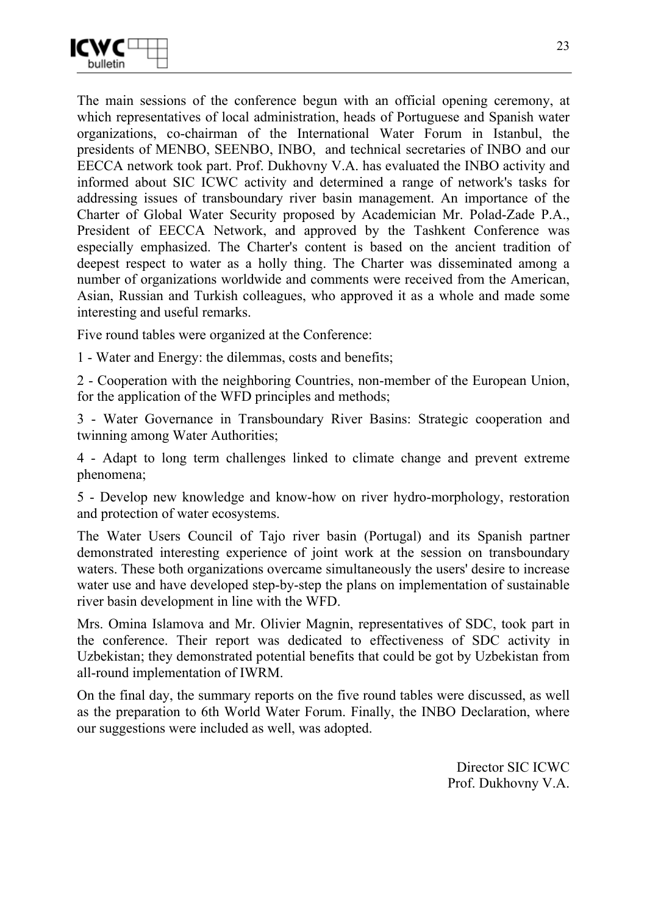The main sessions of the conference begun with an official opening ceremony, at which representatives of local administration, heads of Portuguese and Spanish water organizations, co-chairman of the International Water Forum in Istanbul, the presidents of MENBO, SEENBO, INBO, and technical secretaries of INBO and our EECCA network took part. Prof. Dukhovny V.A. has evaluated the INBO activity and informed about SIC ICWC activity and determined a range of network's tasks for addressing issues of transboundary river basin management. An importance of the Charter of Global Water Security proposed by Academician Mr. Polad-Zade P.A., President of EECCA Network, and approved by the Tashkent Conference was especially emphasized. The Charter's content is based on the ancient tradition of deepest respect to water as a holly thing. The Charter was disseminated among a number of organizations worldwide and comments were received from the American, Asian, Russian and Turkish colleagues, who approved it as a whole and made some interesting and useful remarks.

Five round tables were organized at the Conference:

1 - Water and Energy: the dilemmas, costs and benefits;

2 - Cooperation with the neighboring Countries, non-member of the European Union, for the application of the WFD principles and methods;

3 - Water Governance in Transboundary River Basins: Strategic cooperation and twinning among Water Authorities;

4 - Adapt to long term challenges linked to climate change and prevent extreme phenomena;

5 - Develop new knowledge and know-how on river hydro-morphology, restoration and protection of water ecosystems.

The Water Users Council of Tajo river basin (Portugal) and its Spanish partner demonstrated interesting experience of joint work at the session on transboundary waters. These both organizations overcame simultaneously the users' desire to increase water use and have developed step-by-step the plans on implementation of sustainable river basin development in line with the WFD.

Mrs. Omina Islamova and Mr. Olivier Magnin, representatives of SDC, took part in the conference. Their report was dedicated to effectiveness of SDC activity in Uzbekistan; they demonstrated potential benefits that could be got by Uzbekistan from all-round implementation of IWRM.

On the final day, the summary reports on the five round tables were discussed, as well as the preparation to 6th World Water Forum. Finally, the INBO Declaration, where our suggestions were included as well, was adopted.

Director SIC ICWC
Prof. Dukhovny V.A.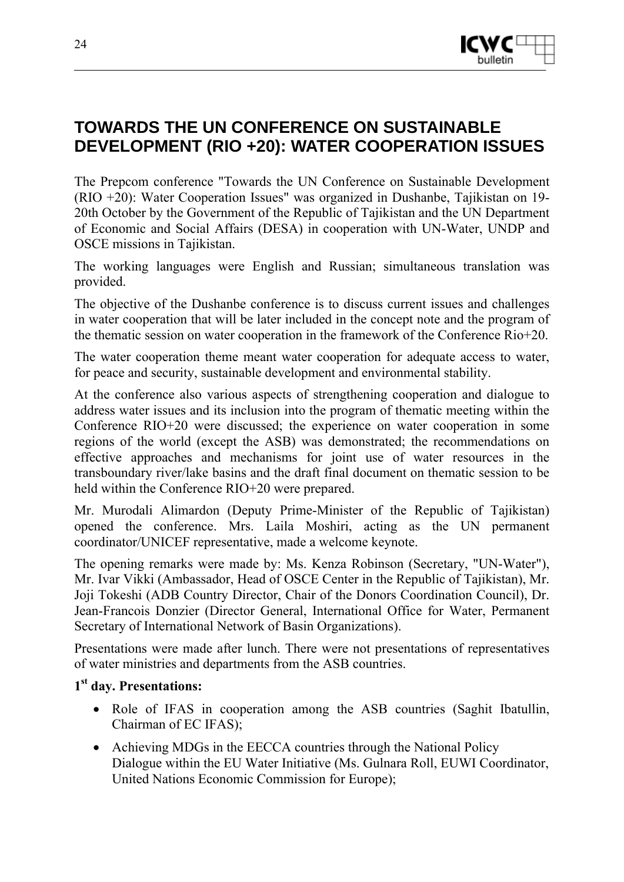# TOWARDS THE UN CONFERENCE ON SUSTAINABLE DEVELOPMENT (RIO +20): WATER COOPERATION ISSUES

The Prepcom conference "Towards the UN Conference on Sustainable Development (RIO +20): Water Cooperation Issues" was organized in Dushanbe, Tajikistan on 19-20th October by the Government of the Republic of Tajikistan and the UN Department of Economic and Social Affairs (DESA) in cooperation with UN-Water, UNDP and OSCE missions in Tajikistan.

The working languages were English and Russian; simultaneous translation was provided.

The objective of the Dushanbe conference is to discuss current issues and challenges in water cooperation that will be later included in the concept note and the program of the thematic session on water cooperation in the framework of the Conference Rio+20.

The water cooperation theme meant water cooperation for adequate access to water, for peace and security, sustainable development and environmental stability.

At the conference also various aspects of strengthening cooperation and dialogue to address water issues and its inclusion into the program of thematic meeting within the Conference RIO+20 were discussed; the experience on water cooperation in some regions of the world (except the ASB) was demonstrated; the recommendations on effective approaches and mechanisms for joint use of water resources in the transboundary river/lake basins and the draft final document on thematic session to be held within the Conference RIO+20 were prepared.

Mr. Murodali Alimardon (Deputy Prime-Minister of the Republic of Tajikistan) opened the conference. Mrs. Laila Moshiri, acting as the UN permanent coordinator/UNICEF representative, made a welcome keynote.

The opening remarks were made by: Ms. Kenza Robinson (Secretary, "UN-Water"), Mr. Ivar Vikki (Ambassador, Head of OSCE Center in the Republic of Tajikistan), Mr. Joji Tokeshi (ADB Country Director, Chair of the Donors Coordination Council), Dr. Jean-Francois Donzier (Director General, International Office for Water, Permanent Secretary of International Network of Basin Organizations).

Presentations were made after lunch. There were not presentations of representatives of water ministries and departments from the ASB countries.

**1st day. Presentations:**

- Role of IFAS in cooperation among the ASB countries (Saghit Ibatullin, Chairman of EC IFAS);
- Achieving MDGs in the EECCA countries through the National Policy Dialogue within the EU Water Initiative (Ms. Gulnara Roll, EUWI Coordinator, United Nations Economic Commission for Europe);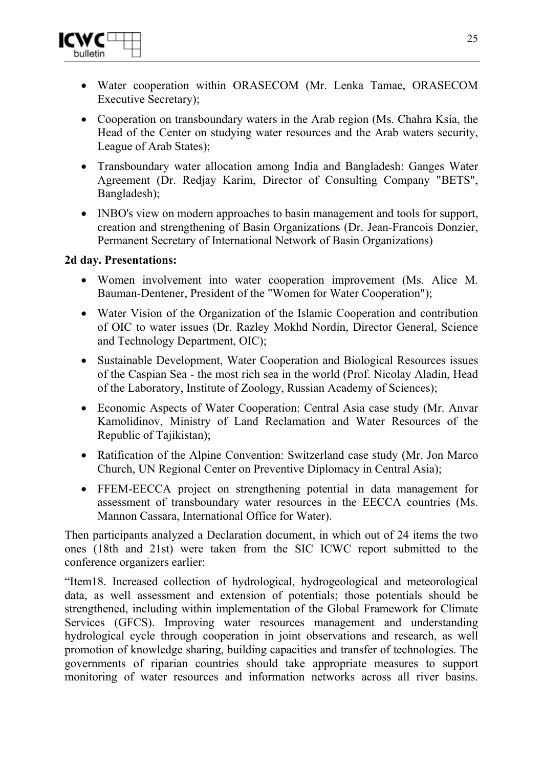- Water cooperation within ORASECOM (Mr. Lenka Tamae, ORASECOM Executive Secretary);
- Cooperation on transboundary waters in the Arab region (Ms. Chahra Ksia, the Head of the Center on studying water resources and the Arab waters security, League of Arab States);
- Transboundary water allocation among India and Bangladesh: Ganges Water Agreement (Dr. Redjay Karim, Director of Consulting Company "BETS", Bangladesh);
- INBO's view on modern approaches to basin management and tools for support, creation and strengthening of Basin Organizations (Dr. Jean-Francois Donzier, Permanent Secretary of International Network of Basin Organizations)

**2d day. Presentations:**

- Women involvement into water cooperation improvement (Ms. Alice M. Bauman-Dentener, President of the "Women for Water Cooperation");
- Water Vision of the Organization of the Islamic Cooperation and contribution of OIC to water issues (Dr. Razley Mokhd Nordin, Director General, Science and Technology Department, OIC);
- Sustainable Development, Water Cooperation and Biological Resources issues of the Caspian Sea - the most rich sea in the world (Prof. Nicolay Aladin, Head of the Laboratory, Institute of Zoology, Russian Academy of Sciences);
- Economic Aspects of Water Cooperation: Central Asia case study (Mr. Anvar Kamolidinov, Ministry of Land Reclamation and Water Resources of the Republic of Tajikistan);
- Ratification of the Alpine Convention: Switzerland case study (Mr. Jon Marco Church, UN Regional Center on Preventive Diplomacy in Central Asia);
- FFEM-EECCA project on strengthening potential in data management for assessment of transboundary water resources in the EECCA countries (Ms. Mannon Cassara, International Office for Water).

Then participants analyzed a Declaration document, in which out of 24 items the two ones (18th and 21st) were taken from the SIC ICWC report submitted to the conference organizers earlier:

"Item18. Increased collection of hydrological, hydrogeological and meteorological data, as well assessment and extension of potentials; those potentials should be strengthened, including within implementation of the Global Framework for Climate Services (GFCS). Improving water resources management and understanding hydrological cycle through cooperation in joint observations and research, as well promotion of knowledge sharing, building capacities and transfer of technologies. The governments of riparian countries should take appropriate measures to support monitoring of water resources and information networks across all river basins.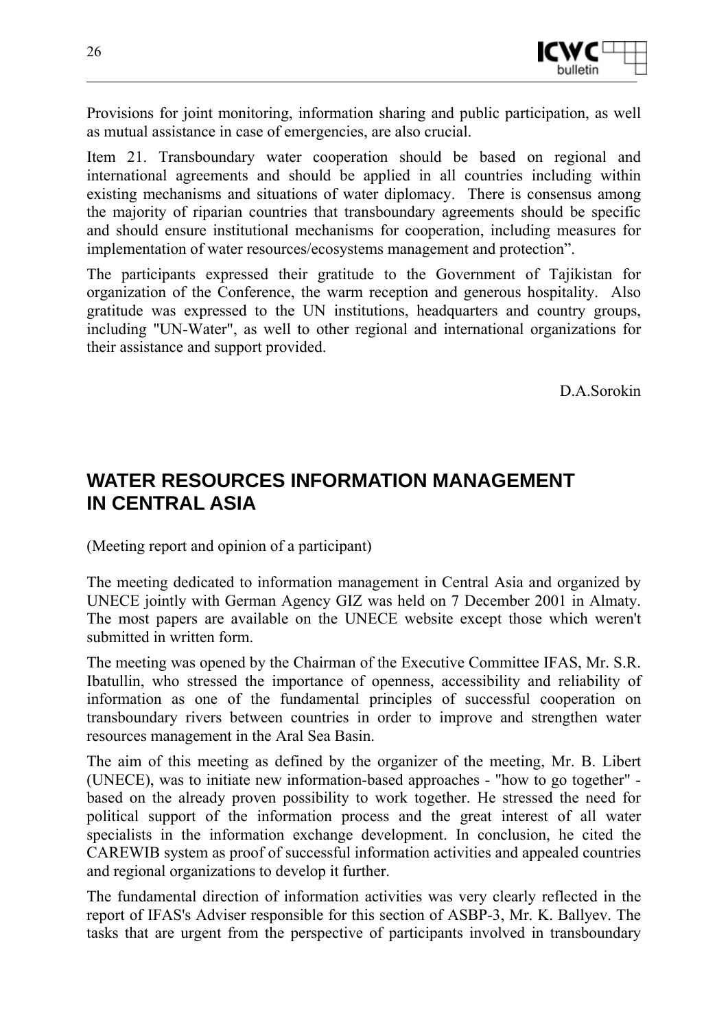Provisions for joint monitoring, information sharing and public participation, as well as mutual assistance in case of emergencies, are also crucial.

Item 21. Transboundary water cooperation should be based on regional and international agreements and should be applied in all countries including within existing mechanisms and situations of water diplomacy. There is consensus among the majority of riparian countries that transboundary agreements should be specific and should ensure institutional mechanisms for cooperation, including measures for implementation of water resources/ecosystems management and protection".

The participants expressed their gratitude to the Government of Tajikistan for organization of the Conference, the warm reception and generous hospitality. Also gratitude was expressed to the UN institutions, headquarters and country groups, including "UN-Water", as well to other regional and international organizations for their assistance and support provided.

D.A.Sorokin

## WATER RESOURCES INFORMATION MANAGEMENT IN CENTRAL ASIA

(Meeting report and opinion of a participant)

The meeting dedicated to information management in Central Asia and organized by UNECE jointly with German Agency GIZ was held on 7 December 2001 in Almaty. The most papers are available on the UNECE website except those which weren't submitted in written form.

The meeting was opened by the Chairman of the Executive Committee IFAS, Mr. S.R. Ibatullin, who stressed the importance of openness, accessibility and reliability of information as one of the fundamental principles of successful cooperation on transboundary rivers between countries in order to improve and strengthen water resources management in the Aral Sea Basin.

The aim of this meeting as defined by the organizer of the meeting, Mr. B. Libert (UNECE), was to initiate new information-based approaches - "how to go together" - based on the already proven possibility to work together. He stressed the need for political support of the information process and the great interest of all water specialists in the information exchange development. In conclusion, he cited the CAREWIB system as proof of successful information activities and appealed countries and regional organizations to develop it further.

The fundamental direction of information activities was very clearly reflected in the report of IFAS's Adviser responsible for this section of ASBP-3, Mr. K. Ballyev. The tasks that are urgent from the perspective of participants involved in transboundary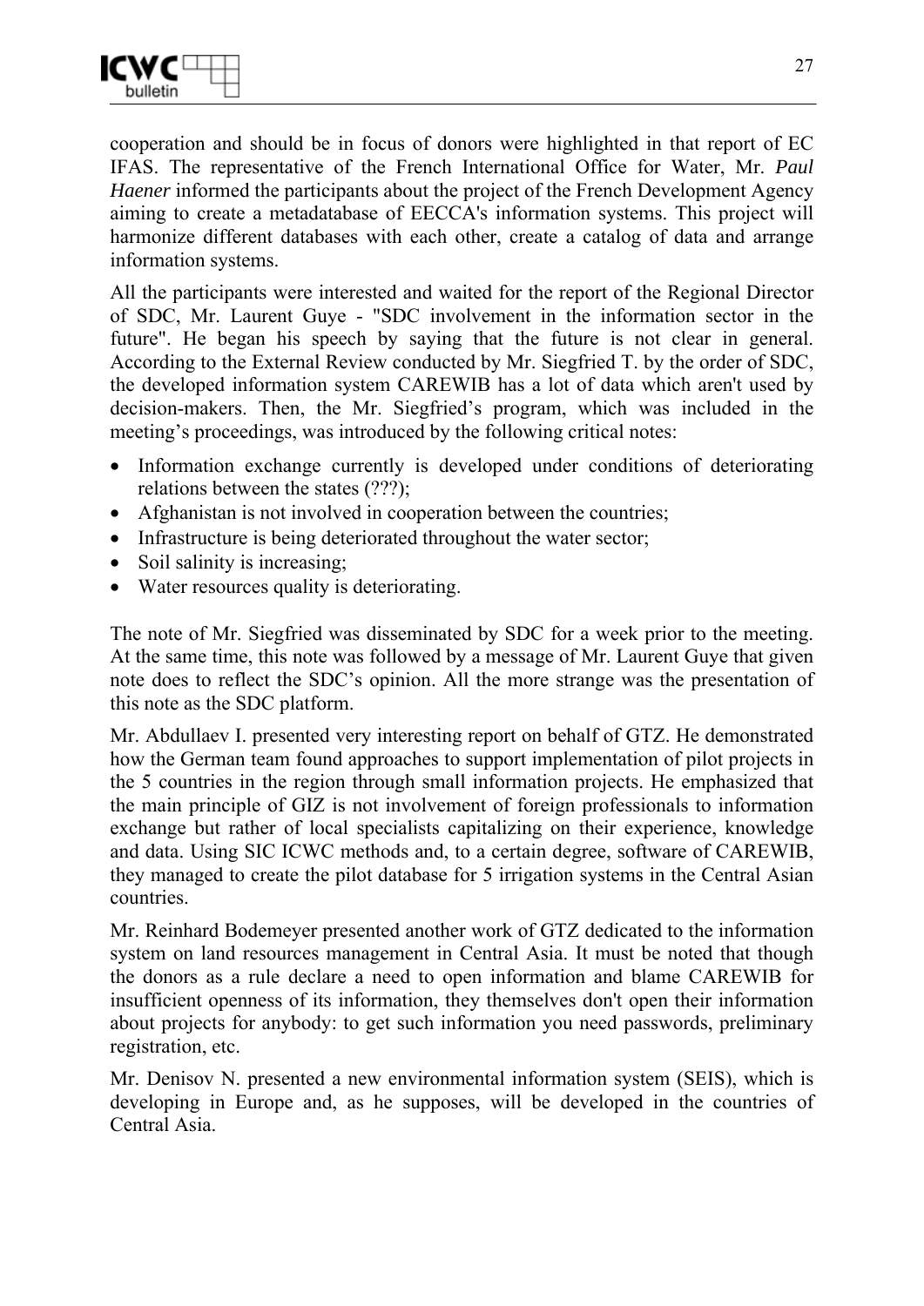cooperation and should be in focus of donors were highlighted in that report of EC IFAS. The representative of the French International Office for Water, Mr. *Paul Haener* informed the participants about the project of the French Development Agency aiming to create a metadatabase of EECCA's information systems. This project will harmonize different databases with each other, create a catalog of data and arrange information systems.

All the participants were interested and waited for the report of the Regional Director of SDC, Mr. Laurent Guye - "SDC involvement in the information sector in the future". He began his speech by saying that the future is not clear in general. According to the External Review conducted by Mr. Siegfried T. by the order of SDC, the developed information system CAREWIB has a lot of data which aren't used by decision-makers. Then, the Mr. Siegfried's program, which was included in the meeting's proceedings, was introduced by the following critical notes:

- Information exchange currently is developed under conditions of deteriorating relations between the states (???);
- Afghanistan is not involved in cooperation between the countries;
- Infrastructure is being deteriorated throughout the water sector;
- Soil salinity is increasing;
- Water resources quality is deteriorating.

The note of Mr. Siegfried was disseminated by SDC for a week prior to the meeting. At the same time, this note was followed by a message of Mr. Laurent Guye that given note does to reflect the SDC's opinion. All the more strange was the presentation of this note as the SDC platform.

Mr. Abdullaev I. presented very interesting report on behalf of GTZ. He demonstrated how the German team found approaches to support implementation of pilot projects in the 5 countries in the region through small information projects. He emphasized that the main principle of GIZ is not involvement of foreign professionals to information exchange but rather of local specialists capitalizing on their experience, knowledge and data. Using SIC ICWC methods and, to a certain degree, software of CAREWIB, they managed to create the pilot database for 5 irrigation systems in the Central Asian countries.

Mr. Reinhard Bodemeyer presented another work of GTZ dedicated to the information system on land resources management in Central Asia. It must be noted that though the donors as a rule declare a need to open information and blame CAREWIB for insufficient openness of its information, they themselves don't open their information about projects for anybody: to get such information you need passwords, preliminary registration, etc.

Mr. Denisov N. presented a new environmental information system (SEIS), which is developing in Europe and, as he supposes, will be developed in the countries of Central Asia.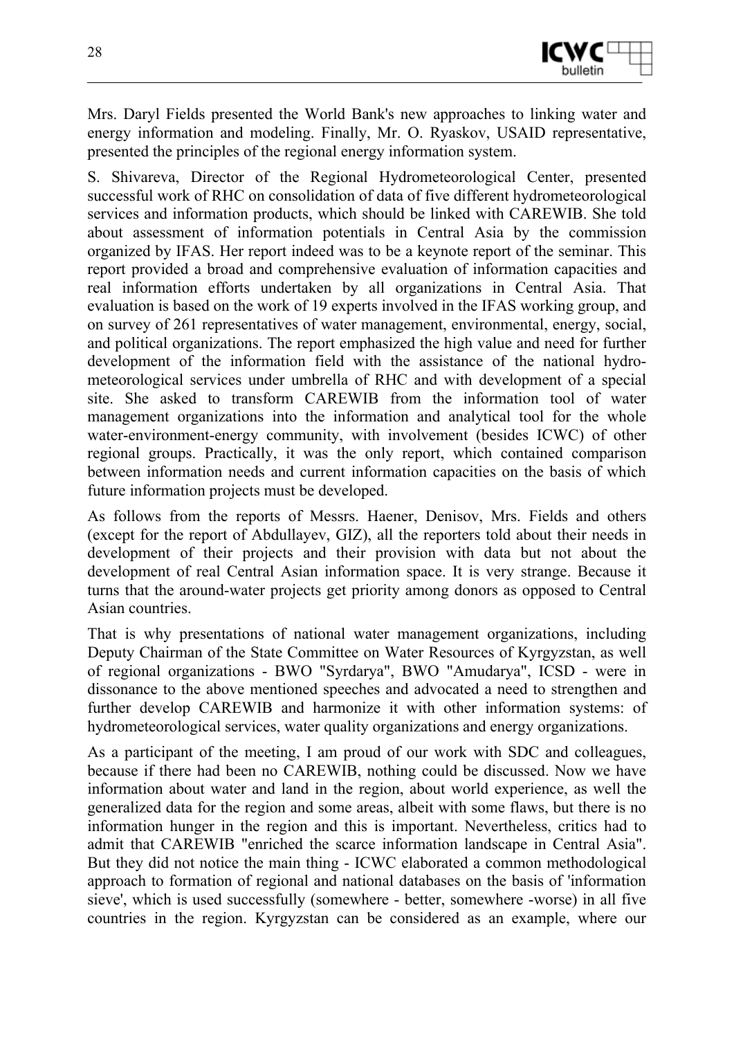Mrs. Daryl Fields presented the World Bank's new approaches to linking water and energy information and modeling. Finally, Mr. O. Ryaskov, USAID representative, presented the principles of the regional energy information system.

S. Shivareva, Director of the Regional Hydrometeorological Center, presented successful work of RHC on consolidation of data of five different hydrometeorological services and information products, which should be linked with CAREWIB. She told about assessment of information potentials in Central Asia by the commission organized by IFAS. Her report indeed was to be a keynote report of the seminar. This report provided a broad and comprehensive evaluation of information capacities and real information efforts undertaken by all organizations in Central Asia. That evaluation is based on the work of 19 experts involved in the IFAS working group, and on survey of 261 representatives of water management, environmental, energy, social, and political organizations. The report emphasized the high value and need for further development of the information field with the assistance of the national hydro-meteorological services under umbrella of RHC and with development of a special site. She asked to transform CAREWIB from the information tool of water management organizations into the information and analytical tool for the whole water-environment-energy community, with involvement (besides ICWC) of other regional groups. Practically, it was the only report, which contained comparison between information needs and current information capacities on the basis of which future information projects must be developed.

As follows from the reports of Messrs. Haener, Denisov, Mrs. Fields and others (except for the report of Abdullayev, GIZ), all the reporters told about their needs in development of their projects and their provision with data but not about the development of real Central Asian information space. It is very strange. Because it turns that the around-water projects get priority among donors as opposed to Central Asian countries.

That is why presentations of national water management organizations, including Deputy Chairman of the State Committee on Water Resources of Kyrgyzstan, as well of regional organizations - BWO "Syrdarya", BWO "Amudarya", ICSD - were in dissonance to the above mentioned speeches and advocated a need to strengthen and further develop CAREWIB and harmonize it with other information systems: of hydrometeorological services, water quality organizations and energy organizations.

As a participant of the meeting, I am proud of our work with SDC and colleagues, because if there had been no CAREWIB, nothing could be discussed. Now we have information about water and land in the region, about world experience, as well the generalized data for the region and some areas, albeit with some flaws, but there is no information hunger in the region and this is important. Nevertheless, critics had to admit that CAREWIB "enriched the scarce information landscape in Central Asia". But they did not notice the main thing - ICWC elaborated a common methodological approach to formation of regional and national databases on the basis of 'information sieve', which is used successfully (somewhere - better, somewhere -worse) in all five countries in the region. Kyrgyzstan can be considered as an example, where our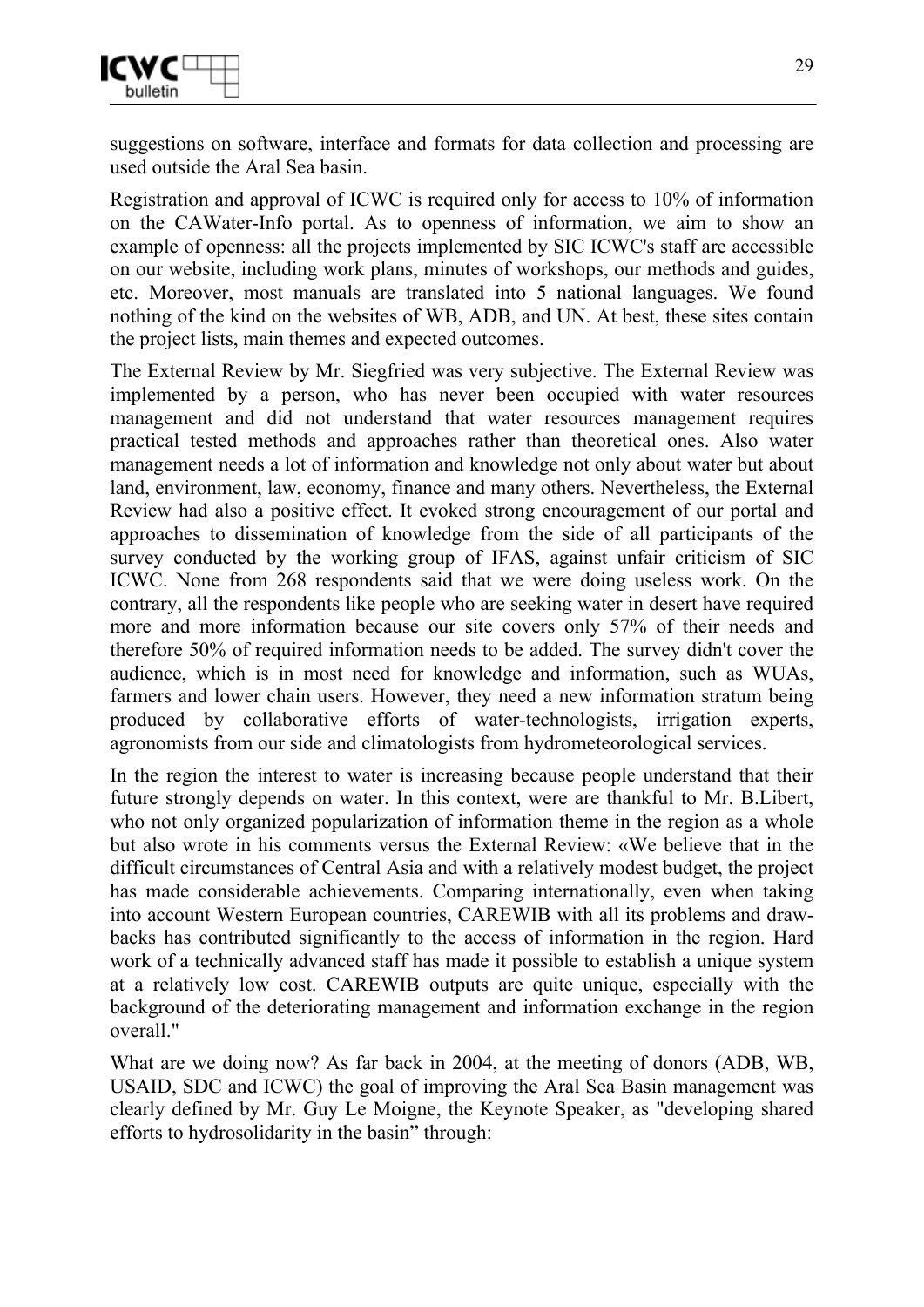suggestions on software, interface and formats for data collection and processing are used outside the Aral Sea basin.

Registration and approval of ICWC is required only for access to 10% of information on the CAWater-Info portal. As to openness of information, we aim to show an example of openness: all the projects implemented by SIC ICWC's staff are accessible on our website, including work plans, minutes of workshops, our methods and guides, etc. Moreover, most manuals are translated into 5 national languages. We found nothing of the kind on the websites of WB, ADB, and UN. At best, these sites contain the project lists, main themes and expected outcomes.

The External Review by Mr. Siegfried was very subjective. The External Review was implemented by a person, who has never been occupied with water resources management and did not understand that water resources management requires practical tested methods and approaches rather than theoretical ones. Also water management needs a lot of information and knowledge not only about water but about land, environment, law, economy, finance and many others. Nevertheless, the External Review had also a positive effect. It evoked strong encouragement of our portal and approaches to dissemination of knowledge from the side of all participants of the survey conducted by the working group of IFAS, against unfair criticism of SIC ICWC. None from 268 respondents said that we were doing useless work. On the contrary, all the respondents like people who are seeking water in desert have required more and more information because our site covers only 57% of their needs and therefore 50% of required information needs to be added. The survey didn't cover the audience, which is in most need for knowledge and information, such as WUAs, farmers and lower chain users. However, they need a new information stratum being produced by collaborative efforts of water-technologists, irrigation experts, agronomists from our side and climatologists from hydrometeorological services.

In the region the interest to water is increasing because people understand that their future strongly depends on water. In this context, were are thankful to Mr. B.Libert, who not only organized popularization of information theme in the region as a whole but also wrote in his comments versus the External Review: «We believe that in the difficult circumstances of Central Asia and with a relatively modest budget, the project has made considerable achievements. Comparing internationally, even when taking into account Western European countries, CAREWIB with all its problems and draw-backs has contributed significantly to the access of information in the region. Hard work of a technically advanced staff has made it possible to establish a unique system at a relatively low cost. CAREWIB outputs are quite unique, especially with the background of the deteriorating management and information exchange in the region overall."

What are we doing now? As far back in 2004, at the meeting of donors (ADB, WB, USAID, SDC and ICWC) the goal of improving the Aral Sea Basin management was clearly defined by Mr. Guy Le Moigne, the Keynote Speaker, as "developing shared efforts to hydrosolidarity in the basin" through: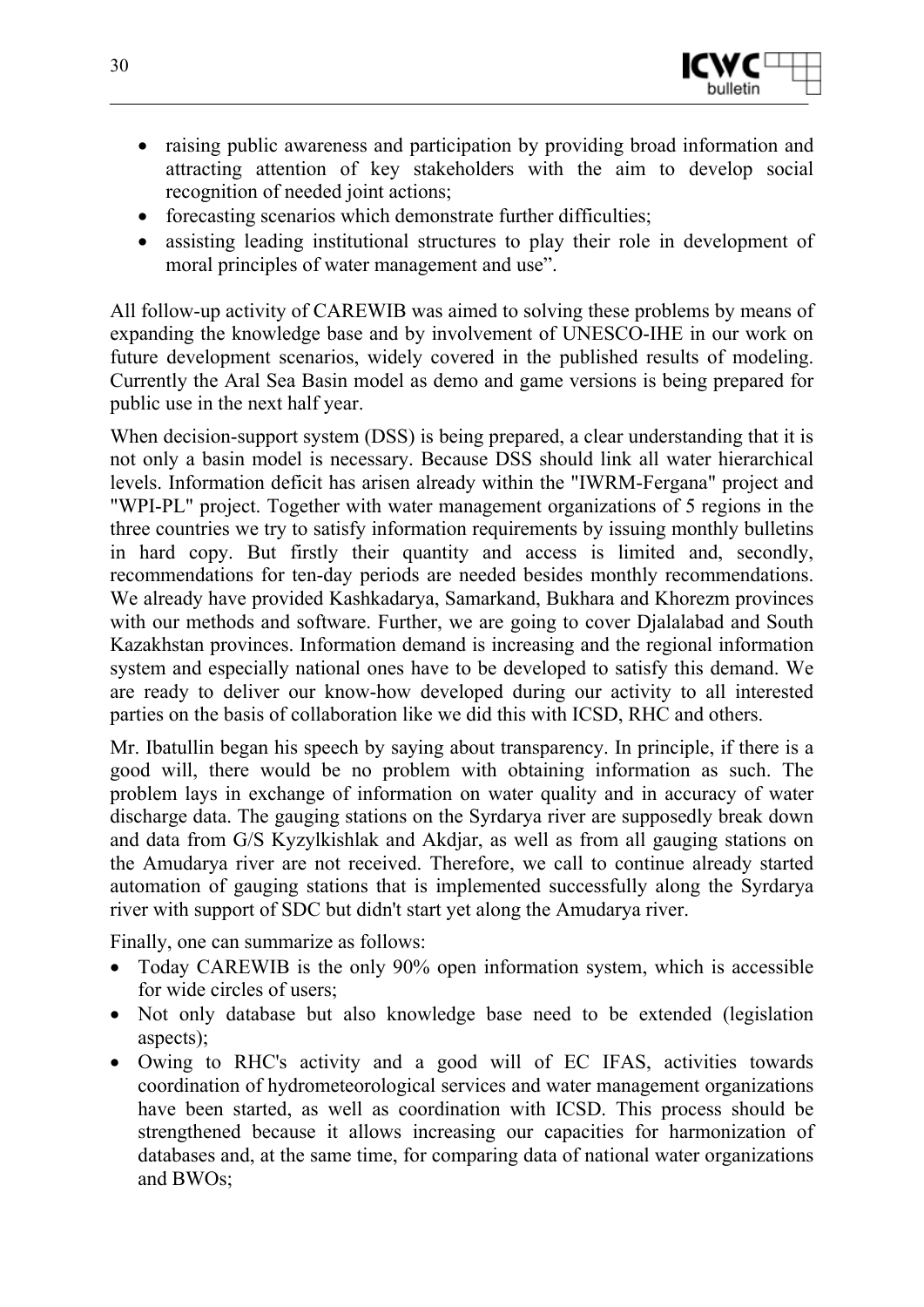- raising public awareness and participation by providing broad information and attracting attention of key stakeholders with the aim to develop social recognition of needed joint actions;
- forecasting scenarios which demonstrate further difficulties;
- assisting leading institutional structures to play their role in development of moral principles of water management and use".

All follow-up activity of CAREWIB was aimed to solving these problems by means of expanding the knowledge base and by involvement of UNESCO-IHE in our work on future development scenarios, widely covered in the published results of modeling. Currently the Aral Sea Basin model as demo and game versions is being prepared for public use in the next half year.

When decision-support system (DSS) is being prepared, a clear understanding that it is not only a basin model is necessary. Because DSS should link all water hierarchical levels. Information deficit has arisen already within the "IWRM-Fergana" project and "WPI-PL" project. Together with water management organizations of 5 regions in the three countries we try to satisfy information requirements by issuing monthly bulletins in hard copy. But firstly their quantity and access is limited and, secondly, recommendations for ten-day periods are needed besides monthly recommendations. We already have provided Kashkadarya, Samarkand, Bukhara and Khorezm provinces with our methods and software. Further, we are going to cover Djalalabad and South Kazakhstan provinces. Information demand is increasing and the regional information system and especially national ones have to be developed to satisfy this demand. We are ready to deliver our know-how developed during our activity to all interested parties on the basis of collaboration like we did this with ICSD, RHC and others.

Mr. Ibatullin began his speech by saying about transparency. In principle, if there is a good will, there would be no problem with obtaining information as such. The problem lays in exchange of information on water quality and in accuracy of water discharge data. The gauging stations on the Syrdarya river are supposedly break down and data from G/S Kyzylkishlak and Akdjar, as well as from all gauging stations on the Amudarya river are not received. Therefore, we call to continue already started automation of gauging stations that is implemented successfully along the Syrdarya river with support of SDC but didn't start yet along the Amudarya river.

Finally, one can summarize as follows:

- Today CAREWIB is the only 90% open information system, which is accessible for wide circles of users;
- Not only database but also knowledge base need to be extended (legislation aspects);
- Owing to RHC's activity and a good will of EC IFAS, activities towards coordination of hydrometeorological services and water management organizations have been started, as well as coordination with ICSD. This process should be strengthened because it allows increasing our capacities for harmonization of databases and, at the same time, for comparing data of national water organizations and BWOs;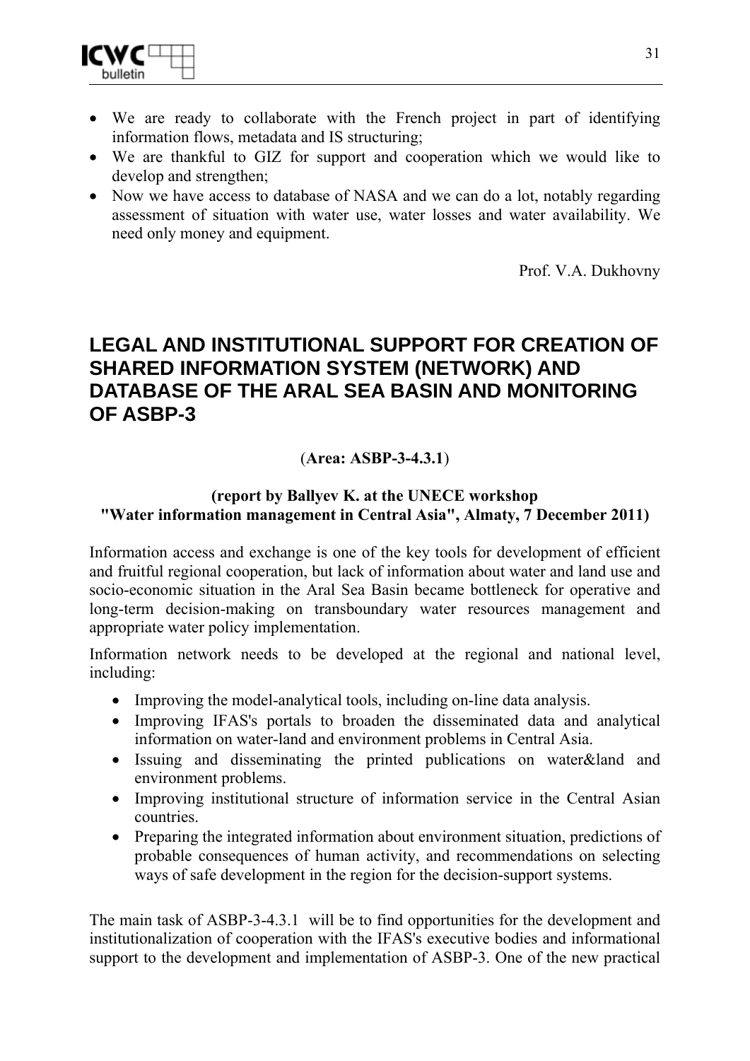- We are ready to collaborate with the French project in part of identifying information flows, metadata and IS structuring;
- We are thankful to GIZ for support and cooperation which we would like to develop and strengthen;
- Now we have access to database of NASA and we can do a lot, notably regarding assessment of situation with water use, water losses and water availability. We need only money and equipment.

Prof. V.A. Dukhovny

# LEGAL AND INSTITUTIONAL SUPPORT FOR CREATION OF SHARED INFORMATION SYSTEM (NETWORK) AND DATABASE OF THE ARAL SEA BASIN AND MONITORING OF ASBP-3

(**Area: ASBP-3-4.3.1**)

**(report by Ballyev K. at the UNECE workshop "Water information management in Central Asia", Almaty, 7 December 2011)**

Information access and exchange is one of the key tools for development of efficient and fruitful regional cooperation, but lack of information about water and land use and socio-economic situation in the Aral Sea Basin became bottleneck for operative and long-term decision-making on transboundary water resources management and appropriate water policy implementation.

Information network needs to be developed at the regional and national level, including:

- Improving the model-analytical tools, including on-line data analysis.
- Improving IFAS's portals to broaden the disseminated data and analytical information on water-land and environment problems in Central Asia.
- Issuing and disseminating the printed publications on water&land and environment problems.
- Improving institutional structure of information service in the Central Asian countries.
- Preparing the integrated information about environment situation, predictions of probable consequences of human activity, and recommendations on selecting ways of safe development in the region for the decision-support systems.

The main task of ASBP-3-4.3.1 will be to find opportunities for the development and institutionalization of cooperation with the IFAS's executive bodies and informational support to the development and implementation of ASBP-3. One of the new practical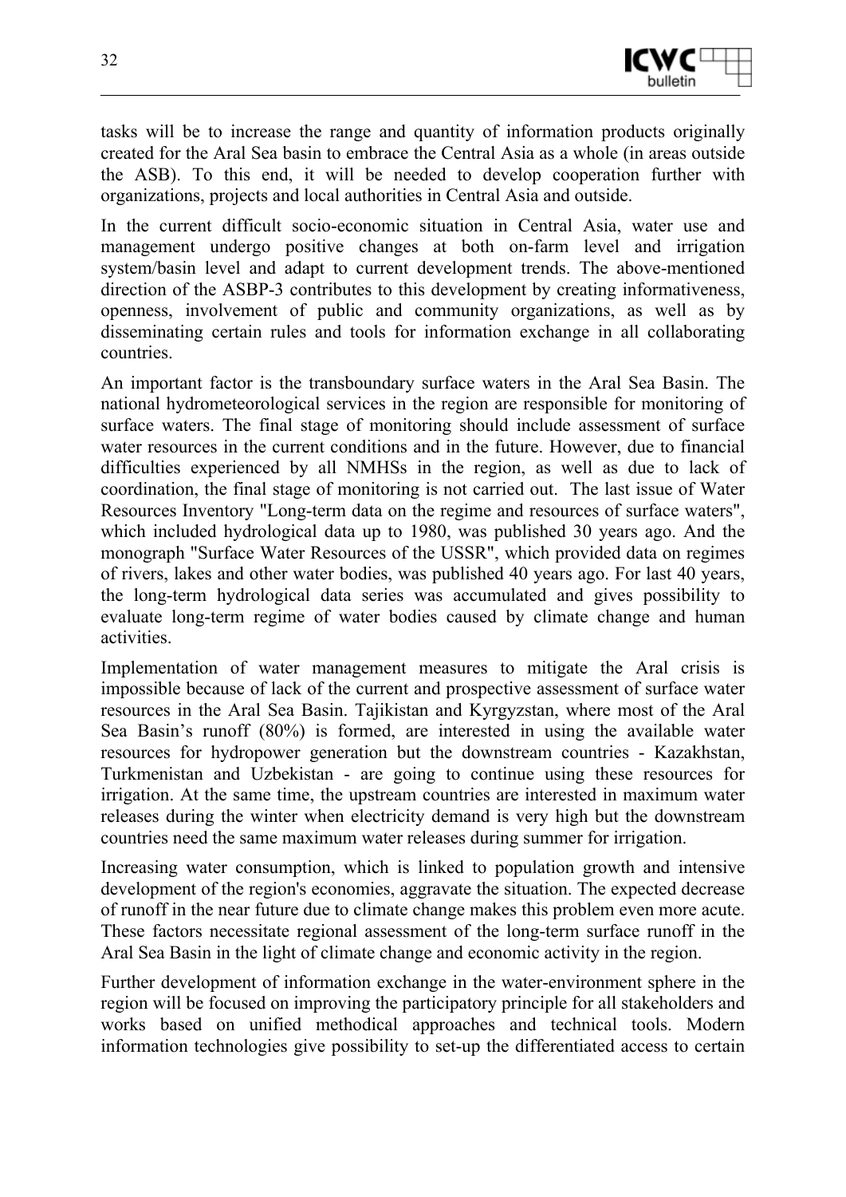tasks will be to increase the range and quantity of information products originally created for the Aral Sea basin to embrace the Central Asia as a whole (in areas outside the ASB). To this end, it will be needed to develop cooperation further with organizations, projects and local authorities in Central Asia and outside.

In the current difficult socio-economic situation in Central Asia, water use and management undergo positive changes at both on-farm level and irrigation system/basin level and adapt to current development trends. The above-mentioned direction of the ASBP-3 contributes to this development by creating informativeness, openness, involvement of public and community organizations, as well as by disseminating certain rules and tools for information exchange in all collaborating countries.

An important factor is the transboundary surface waters in the Aral Sea Basin. The national hydrometeorological services in the region are responsible for monitoring of surface waters. The final stage of monitoring should include assessment of surface water resources in the current conditions and in the future. However, due to financial difficulties experienced by all NMHSs in the region, as well as due to lack of coordination, the final stage of monitoring is not carried out. The last issue of Water Resources Inventory "Long-term data on the regime and resources of surface waters", which included hydrological data up to 1980, was published 30 years ago. And the monograph "Surface Water Resources of the USSR", which provided data on regimes of rivers, lakes and other water bodies, was published 40 years ago. For last 40 years, the long-term hydrological data series was accumulated and gives possibility to evaluate long-term regime of water bodies caused by climate change and human activities.

Implementation of water management measures to mitigate the Aral crisis is impossible because of lack of the current and prospective assessment of surface water resources in the Aral Sea Basin. Tajikistan and Kyrgyzstan, where most of the Aral Sea Basin's runoff (80%) is formed, are interested in using the available water resources for hydropower generation but the downstream countries - Kazakhstan, Turkmenistan and Uzbekistan - are going to continue using these resources for irrigation. At the same time, the upstream countries are interested in maximum water releases during the winter when electricity demand is very high but the downstream countries need the same maximum water releases during summer for irrigation.

Increasing water consumption, which is linked to population growth and intensive development of the region's economies, aggravate the situation. The expected decrease of runoff in the near future due to climate change makes this problem even more acute. These factors necessitate regional assessment of the long-term surface runoff in the Aral Sea Basin in the light of climate change and economic activity in the region.

Further development of information exchange in the water-environment sphere in the region will be focused on improving the participatory principle for all stakeholders and works based on unified methodical approaches and technical tools. Modern information technologies give possibility to set-up the differentiated access to certain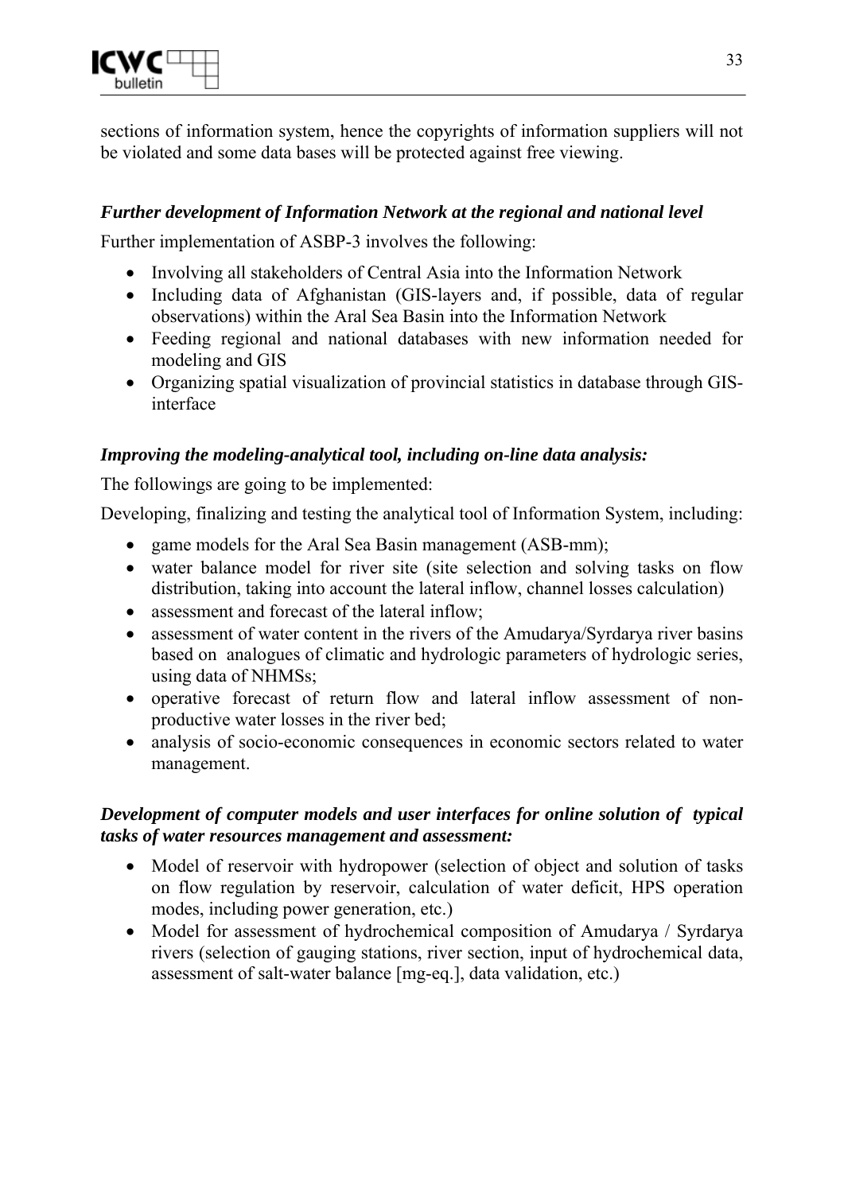sections of information system, hence the copyrights of information suppliers will not be violated and some data bases will be protected against free viewing.

***Further development of Information Network at the regional and national level***

Further implementation of ASBP-3 involves the following:

- Involving all stakeholders of Central Asia into the Information Network
- Including data of Afghanistan (GIS-layers and, if possible, data of regular observations) within the Aral Sea Basin into the Information Network
- Feeding regional and national databases with new information needed for modeling and GIS
- Organizing spatial visualization of provincial statistics in database through GIS-interface

***Improving the modeling-analytical tool, including on-line data analysis:***

The followings are going to be implemented:

Developing, finalizing and testing the analytical tool of Information System, including:

- game models for the Aral Sea Basin management (ASB-mm);
- water balance model for river site (site selection and solving tasks on flow distribution, taking into account the lateral inflow, channel losses calculation)
- assessment and forecast of the lateral inflow;
- assessment of water content in the rivers of the Amudarya/Syrdarya river basins based on analogues of climatic and hydrologic parameters of hydrologic series, using data of NHMSs;
- operative forecast of return flow and lateral inflow assessment of non-productive water losses in the river bed;
- analysis of socio-economic consequences in economic sectors related to water management.

***Development of computer models and user interfaces for online solution of typical tasks of water resources management and assessment:***

- Model of reservoir with hydropower (selection of object and solution of tasks on flow regulation by reservoir, calculation of water deficit, HPS operation modes, including power generation, etc.)
- Model for assessment of hydrochemical composition of Amudarya / Syrdarya rivers (selection of gauging stations, river section, input of hydrochemical data, assessment of salt-water balance [mg-eq.], data validation, etc.)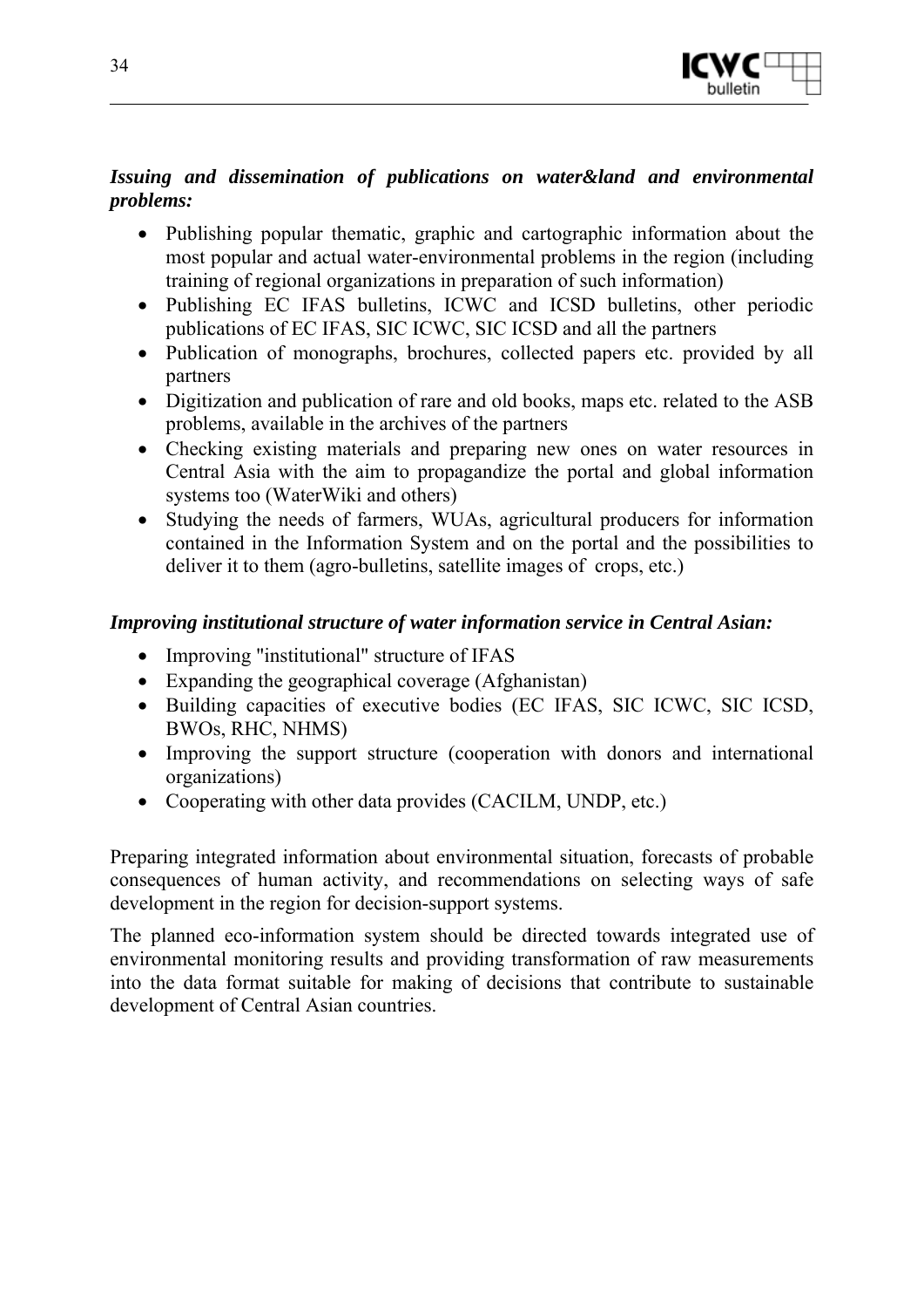***Issuing and dissemination of publications on water&land and environmental problems:***

- Publishing popular thematic, graphic and cartographic information about the most popular and actual water-environmental problems in the region (including training of regional organizations in preparation of such information)
- Publishing EC IFAS bulletins, ICWC and ICSD bulletins, other periodic publications of EC IFAS, SIC ICWC, SIC ICSD and all the partners
- Publication of monographs, brochures, collected papers etc. provided by all partners
- Digitization and publication of rare and old books, maps etc. related to the ASB problems, available in the archives of the partners
- Checking existing materials and preparing new ones on water resources in Central Asia with the aim to propagandize the portal and global information systems too (WaterWiki and others)
- Studying the needs of farmers, WUAs, agricultural producers for information contained in the Information System and on the portal and the possibilities to deliver it to them (agro-bulletins, satellite images of crops, etc.)

***Improving institutional structure of water information service in Central Asian:***

- Improving "institutional" structure of IFAS
- Expanding the geographical coverage (Afghanistan)
- Building capacities of executive bodies (EC IFAS, SIC ICWC, SIC ICSD, BWOs, RHC, NHMS)
- Improving the support structure (cooperation with donors and international organizations)
- Cooperating with other data provides (CACILM, UNDP, etc.)

Preparing integrated information about environmental situation, forecasts of probable consequences of human activity, and recommendations on selecting ways of safe development in the region for decision-support systems.

The planned eco-information system should be directed towards integrated use of environmental monitoring results and providing transformation of raw measurements into the data format suitable for making of decisions that contribute to sustainable development of Central Asian countries.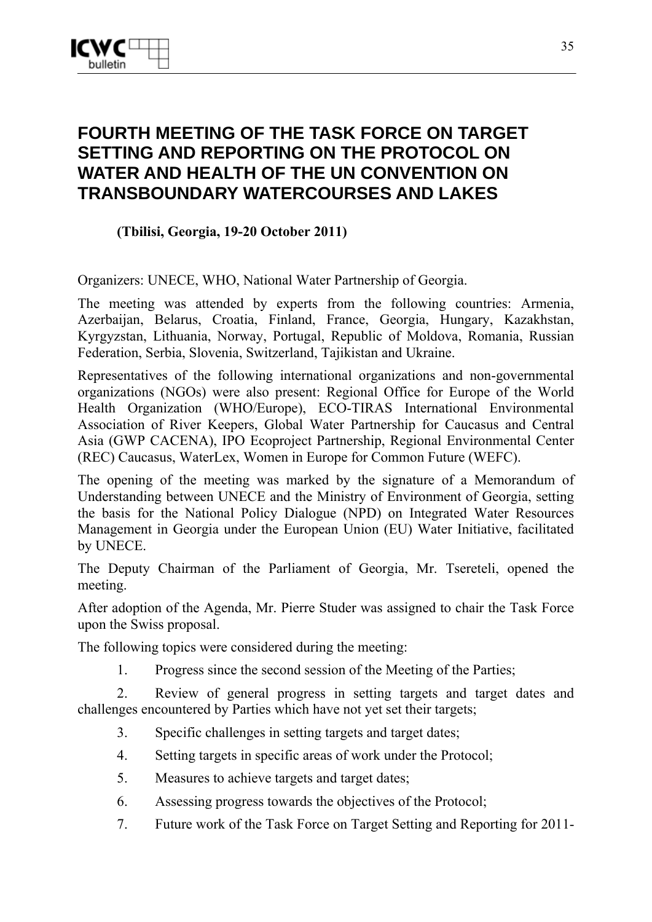# FOURTH MEETING OF THE TASK FORCE ON TARGET SETTING AND REPORTING ON THE PROTOCOL ON WATER AND HEALTH OF THE UN CONVENTION ON TRANSBOUNDARY WATERCOURSES AND LAKES

**(Tbilisi, Georgia, 19-20 October 2011)**

Organizers: UNECE, WHO, National Water Partnership of Georgia.

The meeting was attended by experts from the following countries: Armenia, Azerbaijan, Belarus, Croatia, Finland, France, Georgia, Hungary, Kazakhstan, Kyrgyzstan, Lithuania, Norway, Portugal, Republic of Moldova, Romania, Russian Federation, Serbia, Slovenia, Switzerland, Tajikistan and Ukraine.

Representatives of the following international organizations and non-governmental organizations (NGOs) were also present: Regional Office for Europe of the World Health Organization (WHO/Europe), ECO-TIRAS International Environmental Association of River Keepers, Global Water Partnership for Caucasus and Central Asia (GWP CACENA), IPO Ecoproject Partnership, Regional Environmental Center (REC) Caucasus, WaterLex, Women in Europe for Common Future (WEFC).

The opening of the meeting was marked by the signature of a Memorandum of Understanding between UNECE and the Ministry of Environment of Georgia, setting the basis for the National Policy Dialogue (NPD) on Integrated Water Resources Management in Georgia under the European Union (EU) Water Initiative, facilitated by UNECE.

The Deputy Chairman of the Parliament of Georgia, Mr. Tsereteli, opened the meeting.

After adoption of the Agenda, Mr. Pierre Studer was assigned to chair the Task Force upon the Swiss proposal.

The following topics were considered during the meeting:

1. Progress since the second session of the Meeting of the Parties;
2. Review of general progress in setting targets and target dates and challenges encountered by Parties which have not yet set their targets;
3. Specific challenges in setting targets and target dates;
4. Setting targets in specific areas of work under the Protocol;
5. Measures to achieve targets and target dates;
6. Assessing progress towards the objectives of the Protocol;
7. Future work of the Task Force on Target Setting and Reporting for 2011-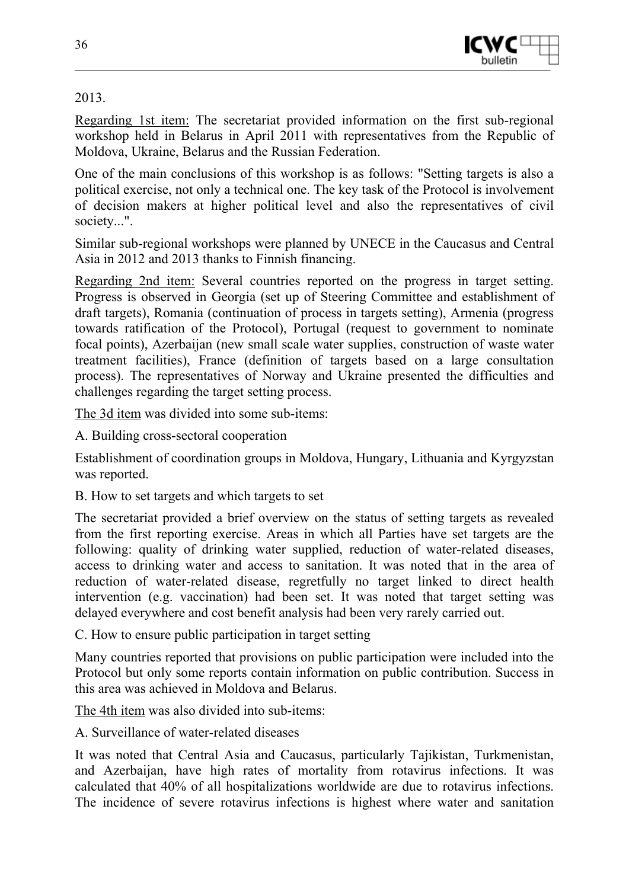2013.

Regarding 1st item: The secretariat provided information on the first sub-regional workshop held in Belarus in April 2011 with representatives from the Republic of Moldova, Ukraine, Belarus and the Russian Federation.

One of the main conclusions of this workshop is as follows: "Setting targets is also a political exercise, not only a technical one. The key task of the Protocol is involvement of decision makers at higher political level and also the representatives of civil society...".

Similar sub-regional workshops were planned by UNECE in the Caucasus and Central Asia in 2012 and 2013 thanks to Finnish financing.

Regarding 2nd item: Several countries reported on the progress in target setting. Progress is observed in Georgia (set up of Steering Committee and establishment of draft targets), Romania (continuation of process in targets setting), Armenia (progress towards ratification of the Protocol), Portugal (request to government to nominate focal points), Azerbaijan (new small scale water supplies, construction of waste water treatment facilities), France (definition of targets based on a large consultation process). The representatives of Norway and Ukraine presented the difficulties and challenges regarding the target setting process.

The 3d item was divided into some sub-items:

A. Building cross-sectoral cooperation

Establishment of coordination groups in Moldova, Hungary, Lithuania and Kyrgyzstan was reported.

B. How to set targets and which targets to set

The secretariat provided a brief overview on the status of setting targets as revealed from the first reporting exercise. Areas in which all Parties have set targets are the following: quality of drinking water supplied, reduction of water-related diseases, access to drinking water and access to sanitation. It was noted that in the area of reduction of water-related disease, regretfully no target linked to direct health intervention (e.g. vaccination) had been set. It was noted that target setting was delayed everywhere and cost benefit analysis had been very rarely carried out.

C. How to ensure public participation in target setting

Many countries reported that provisions on public participation were included into the Protocol but only some reports contain information on public contribution. Success in this area was achieved in Moldova and Belarus.

The 4th item was also divided into sub-items:

A. Surveillance of water-related diseases

It was noted that Central Asia and Caucasus, particularly Tajikistan, Turkmenistan, and Azerbaijan, have high rates of mortality from rotavirus infections. It was calculated that 40% of all hospitalizations worldwide are due to rotavirus infections. The incidence of severe rotavirus infections is highest where water and sanitation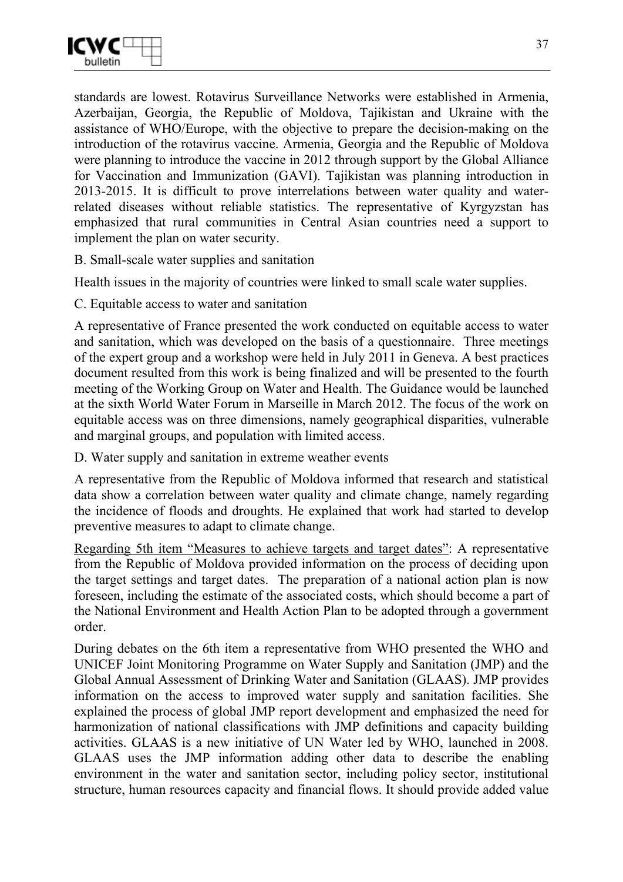standards are lowest. Rotavirus Surveillance Networks were established in Armenia, Azerbaijan, Georgia, the Republic of Moldova, Tajikistan and Ukraine with the assistance of WHO/Europe, with the objective to prepare the decision-making on the introduction of the rotavirus vaccine. Armenia, Georgia and the Republic of Moldova were planning to introduce the vaccine in 2012 through support by the Global Alliance for Vaccination and Immunization (GAVI). Tajikistan was planning introduction in 2013-2015. It is difficult to prove interrelations between water quality and water-related diseases without reliable statistics. The representative of Kyrgyzstan has emphasized that rural communities in Central Asian countries need a support to implement the plan on water security.

B. Small-scale water supplies and sanitation

Health issues in the majority of countries were linked to small scale water supplies.

C. Equitable access to water and sanitation

A representative of France presented the work conducted on equitable access to water and sanitation, which was developed on the basis of a questionnaire. Three meetings of the expert group and a workshop were held in July 2011 in Geneva. A best practices document resulted from this work is being finalized and will be presented to the fourth meeting of the Working Group on Water and Health. The Guidance would be launched at the sixth World Water Forum in Marseille in March 2012. The focus of the work on equitable access was on three dimensions, namely geographical disparities, vulnerable and marginal groups, and population with limited access.

D. Water supply and sanitation in extreme weather events

A representative from the Republic of Moldova informed that research and statistical data show a correlation between water quality and climate change, namely regarding the incidence of floods and droughts. He explained that work had started to develop preventive measures to adapt to climate change.

Regarding 5th item "Measures to achieve targets and target dates": A representative from the Republic of Moldova provided information on the process of deciding upon the target settings and target dates. The preparation of a national action plan is now foreseen, including the estimate of the associated costs, which should become a part of the National Environment and Health Action Plan to be adopted through a government order.

During debates on the 6th item a representative from WHO presented the WHO and UNICEF Joint Monitoring Programme on Water Supply and Sanitation (JMP) and the Global Annual Assessment of Drinking Water and Sanitation (GLAAS). JMP provides information on the access to improved water supply and sanitation facilities. She explained the process of global JMP report development and emphasized the need for harmonization of national classifications with JMP definitions and capacity building activities. GLAAS is a new initiative of UN Water led by WHO, launched in 2008. GLAAS uses the JMP information adding other data to describe the enabling environment in the water and sanitation sector, including policy sector, institutional structure, human resources capacity and financial flows. It should provide added value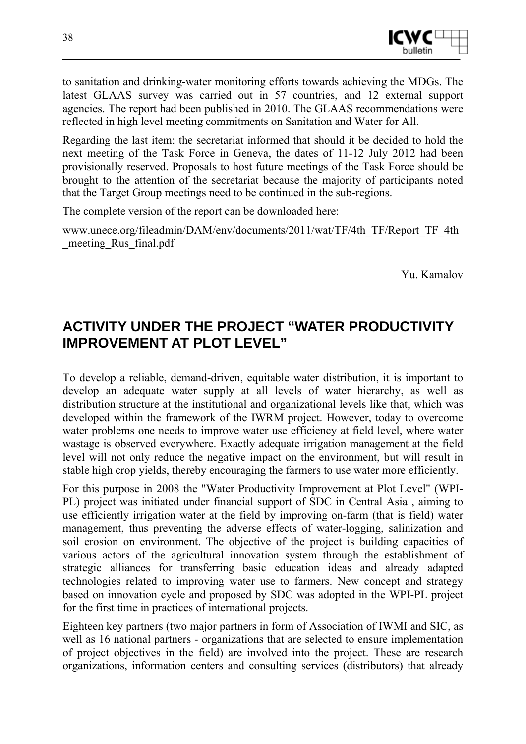to sanitation and drinking-water monitoring efforts towards achieving the MDGs. The latest GLAAS survey was carried out in 57 countries, and 12 external support agencies. The report had been published in 2010. The GLAAS recommendations were reflected in high level meeting commitments on Sanitation and Water for All.

Regarding the last item: the secretariat informed that should it be decided to hold the next meeting of the Task Force in Geneva, the dates of 11-12 July 2012 had been provisionally reserved. Proposals to host future meetings of the Task Force should be brought to the attention of the secretariat because the majority of participants noted that the Target Group meetings need to be continued in the sub-regions.

The complete version of the report can be downloaded here:

www.unece.org/fileadmin/DAM/env/documents/2011/wat/TF/4th_TF/Report_TF_4th_meeting_Rus_final.pdf

Yu. Kamalov

## ACTIVITY UNDER THE PROJECT "WATER PRODUCTIVITY IMPROVEMENT AT PLOT LEVEL"

To develop a reliable, demand-driven, equitable water distribution, it is important to develop an adequate water supply at all levels of water hierarchy, as well as distribution structure at the institutional and organizational levels like that, which was developed within the framework of the IWRM project. However, today to overcome water problems one needs to improve water use efficiency at field level, where water wastage is observed everywhere. Exactly adequate irrigation management at the field level will not only reduce the negative impact on the environment, but will result in stable high crop yields, thereby encouraging the farmers to use water more efficiently.

For this purpose in 2008 the "Water Productivity Improvement at Plot Level" (WPI-PL) project was initiated under financial support of SDC in Central Asia , aiming to use efficiently irrigation water at the field by improving on-farm (that is field) water management, thus preventing the adverse effects of water-logging, salinization and soil erosion on environment. The objective of the project is building capacities of various actors of the agricultural innovation system through the establishment of strategic alliances for transferring basic education ideas and already adapted technologies related to improving water use to farmers. New concept and strategy based on innovation cycle and proposed by SDC was adopted in the WPI-PL project for the first time in practices of international projects.

Eighteen key partners (two major partners in form of Association of IWMI and SIC, as well as 16 national partners - organizations that are selected to ensure implementation of project objectives in the field) are involved into the project. These are research organizations, information centers and consulting services (distributors) that already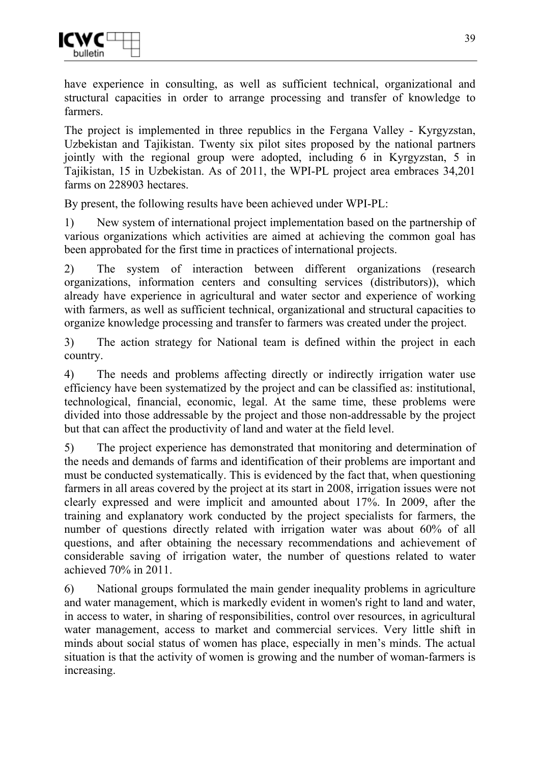have experience in consulting, as well as sufficient technical, organizational and structural capacities in order to arrange processing and transfer of knowledge to farmers.

The project is implemented in three republics in the Fergana Valley - Kyrgyzstan, Uzbekistan and Tajikistan. Twenty six pilot sites proposed by the national partners jointly with the regional group were adopted, including 6 in Kyrgyzstan, 5 in Tajikistan, 15 in Uzbekistan. As of 2011, the WPI-PL project area embraces 34,201 farms on 228903 hectares.

By present, the following results have been achieved under WPI-PL:

1) New system of international project implementation based on the partnership of various organizations which activities are aimed at achieving the common goal has been approbated for the first time in practices of international projects.

2) The system of interaction between different organizations (research organizations, information centers and consulting services (distributors)), which already have experience in agricultural and water sector and experience of working with farmers, as well as sufficient technical, organizational and structural capacities to organize knowledge processing and transfer to farmers was created under the project.

3) The action strategy for National team is defined within the project in each country.

4) The needs and problems affecting directly or indirectly irrigation water use efficiency have been systematized by the project and can be classified as: institutional, technological, financial, economic, legal. At the same time, these problems were divided into those addressable by the project and those non-addressable by the project but that can affect the productivity of land and water at the field level.

5) The project experience has demonstrated that monitoring and determination of the needs and demands of farms and identification of their problems are important and must be conducted systematically. This is evidenced by the fact that, when questioning farmers in all areas covered by the project at its start in 2008, irrigation issues were not clearly expressed and were implicit and amounted about 17%. In 2009, after the training and explanatory work conducted by the project specialists for farmers, the number of questions directly related with irrigation water was about 60% of all questions, and after obtaining the necessary recommendations and achievement of considerable saving of irrigation water, the number of questions related to water achieved 70% in 2011.

6) National groups formulated the main gender inequality problems in agriculture and water management, which is markedly evident in women's right to land and water, in access to water, in sharing of responsibilities, control over resources, in agricultural water management, access to market and commercial services. Very little shift in minds about social status of women has place, especially in men's minds. The actual situation is that the activity of women is growing and the number of woman-farmers is increasing.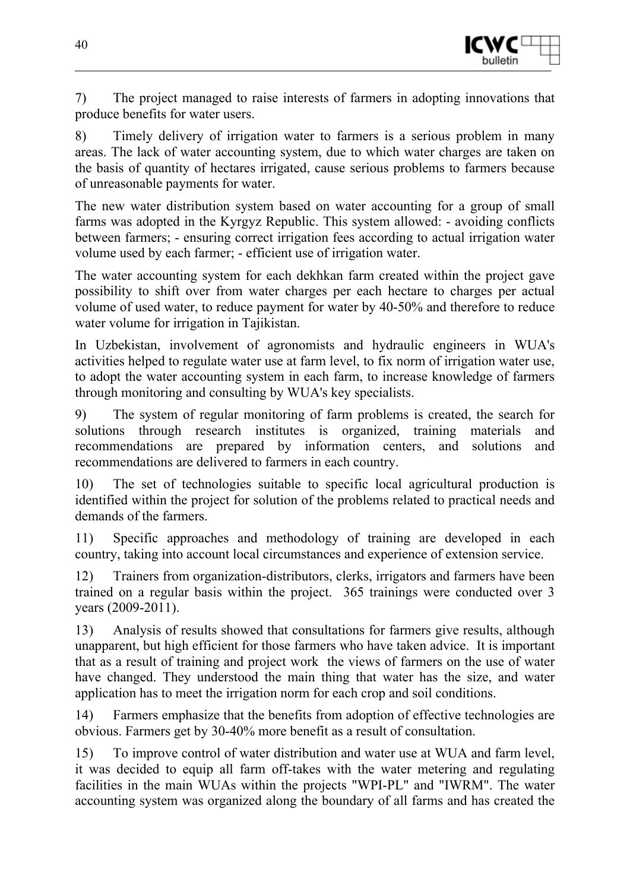7) The project managed to raise interests of farmers in adopting innovations that produce benefits for water users.

8) Timely delivery of irrigation water to farmers is a serious problem in many areas. The lack of water accounting system, due to which water charges are taken on the basis of quantity of hectares irrigated, cause serious problems to farmers because of unreasonable payments for water.

The new water distribution system based on water accounting for a group of small farms was adopted in the Kyrgyz Republic. This system allowed: - avoiding conflicts between farmers; - ensuring correct irrigation fees according to actual irrigation water volume used by each farmer; - efficient use of irrigation water.

The water accounting system for each dekhkan farm created within the project gave possibility to shift over from water charges per each hectare to charges per actual volume of used water, to reduce payment for water by 40-50% and therefore to reduce water volume for irrigation in Tajikistan.

In Uzbekistan, involvement of agronomists and hydraulic engineers in WUA's activities helped to regulate water use at farm level, to fix norm of irrigation water use, to adopt the water accounting system in each farm, to increase knowledge of farmers through monitoring and consulting by WUA's key specialists.

9) The system of regular monitoring of farm problems is created, the search for solutions through research institutes is organized, training materials and recommendations are prepared by information centers, and solutions and recommendations are delivered to farmers in each country.

10) The set of technologies suitable to specific local agricultural production is identified within the project for solution of the problems related to practical needs and demands of the farmers.

11) Specific approaches and methodology of training are developed in each country, taking into account local circumstances and experience of extension service.

12) Trainers from organization-distributors, clerks, irrigators and farmers have been trained on a regular basis within the project. 365 trainings were conducted over 3 years (2009-2011).

13) Analysis of results showed that consultations for farmers give results, although unapparent, but high efficient for those farmers who have taken advice. It is important that as a result of training and project work the views of farmers on the use of water have changed. They understood the main thing that water has the size, and water application has to meet the irrigation norm for each crop and soil conditions.

14) Farmers emphasize that the benefits from adoption of effective technologies are obvious. Farmers get by 30-40% more benefit as a result of consultation.

15) To improve control of water distribution and water use at WUA and farm level, it was decided to equip all farm off-takes with the water metering and regulating facilities in the main WUAs within the projects "WPI-PL" and "IWRM". The water accounting system was organized along the boundary of all farms and has created the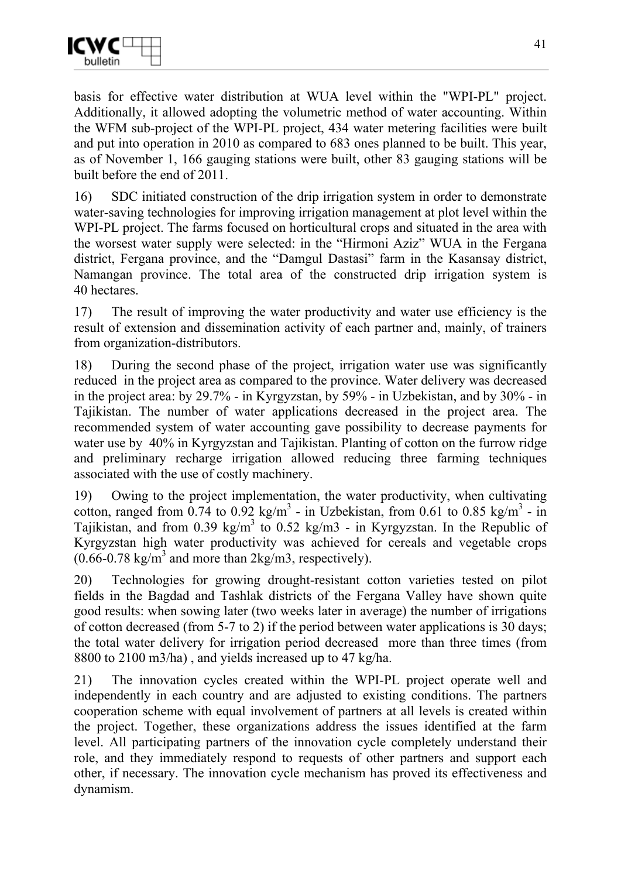basis for effective water distribution at WUA level within the "WPI-PL" project. Additionally, it allowed adopting the volumetric method of water accounting. Within the WFM sub-project of the WPI-PL project, 434 water metering facilities were built and put into operation in 2010 as compared to 683 ones planned to be built. This year, as of November 1, 166 gauging stations were built, other 83 gauging stations will be built before the end of 2011.

16) SDC initiated construction of the drip irrigation system in order to demonstrate water-saving technologies for improving irrigation management at plot level within the WPI-PL project. The farms focused on horticultural crops and situated in the area with the worsest water supply were selected: in the "Hirmoni Aziz" WUA in the Fergana district, Fergana province, and the "Damgul Dastasi" farm in the Kasansay district, Namangan province. The total area of the constructed drip irrigation system is 40 hectares.

17) The result of improving the water productivity and water use efficiency is the result of extension and dissemination activity of each partner and, mainly, of trainers from organization-distributors.

18) During the second phase of the project, irrigation water use was significantly reduced in the project area as compared to the province. Water delivery was decreased in the project area: by 29.7% - in Kyrgyzstan, by 59% - in Uzbekistan, and by 30% - in Tajikistan. The number of water applications decreased in the project area. The recommended system of water accounting gave possibility to decrease payments for water use by 40% in Kyrgyzstan and Tajikistan. Planting of cotton on the furrow ridge and preliminary recharge irrigation allowed reducing three farming techniques associated with the use of costly machinery.

19) Owing to the project implementation, the water productivity, when cultivating cotton, ranged from 0.74 to 0.92 kg/m$^3$ - in Uzbekistan, from 0.61 to 0.85 kg/m$^3$ - in Tajikistan, and from 0.39 kg/m$^3$ to 0.52 kg/m3 - in Kyrgyzstan. In the Republic of Kyrgyzstan high water productivity was achieved for cereals and vegetable crops (0.66-0.78 kg/m$^3$ and more than 2kg/m3, respectively).

20) Technologies for growing drought-resistant cotton varieties tested on pilot fields in the Bagdad and Tashlak districts of the Fergana Valley have shown quite good results: when sowing later (two weeks later in average) the number of irrigations of cotton decreased (from 5-7 to 2) if the period between water applications is 30 days; the total water delivery for irrigation period decreased more than three times (from 8800 to 2100 m3/ha) , and yields increased up to 47 kg/ha.

21) The innovation cycles created within the WPI-PL project operate well and independently in each country and are adjusted to existing conditions. The partners cooperation scheme with equal involvement of partners at all levels is created within the project. Together, these organizations address the issues identified at the farm level. All participating partners of the innovation cycle completely understand their role, and they immediately respond to requests of other partners and support each other, if necessary. The innovation cycle mechanism has proved its effectiveness and dynamism.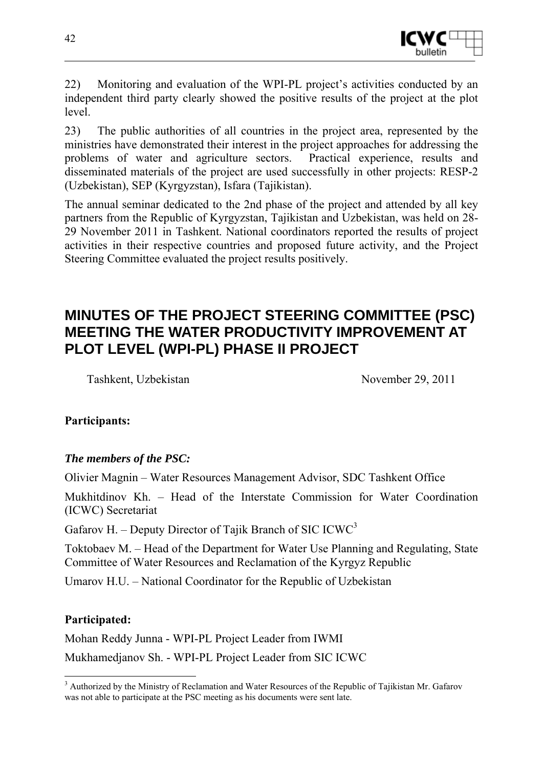22) Monitoring and evaluation of the WPI-PL project's activities conducted by an independent third party clearly showed the positive results of the project at the plot level.

23) The public authorities of all countries in the project area, represented by the ministries have demonstrated their interest in the project approaches for addressing the problems of water and agriculture sectors. Practical experience, results and disseminated materials of the project are used successfully in other projects: RESP-2 (Uzbekistan), SEP (Kyrgyzstan), Isfara (Tajikistan).

The annual seminar dedicated to the 2nd phase of the project and attended by all key partners from the Republic of Kyrgyzstan, Tajikistan and Uzbekistan, was held on 28-29 November 2011 in Tashkent. National coordinators reported the results of project activities in their respective countries and proposed future activity, and the Project Steering Committee evaluated the project results positively.

## MINUTES OF THE PROJECT STEERING COMMITTEE (PSC) MEETING THE WATER PRODUCTIVITY IMPROVEMENT AT PLOT LEVEL (WPI-PL) PHASE II PROJECT

Tashkent, Uzbekistan November 29, 2011

**Participants:**

***The members of the PSC:***

Olivier Magnin – Water Resources Management Advisor, SDC Tashkent Office

Mukhitdinov Kh. – Head of the Interstate Commission for Water Coordination (ICWC) Secretariat

Gafarov H. – Deputy Director of Tajik Branch of SIC ICWC[3]

Toktobaev M. – Head of the Department for Water Use Planning and Regulating, State Committee of Water Resources and Reclamation of the Kyrgyz Republic

Umarov H.U. – National Coordinator for the Republic of Uzbekistan

**Participated:**

Mohan Reddy Junna - WPI-PL Project Leader from IWMI

Mukhamedjanov Sh. - WPI-PL Project Leader from SIC ICWC

[3] Authorized by the Ministry of Reclamation and Water Resources of the Republic of Tajikistan Mr. Gafarov was not able to participate at the PSC meeting as his documents were sent late.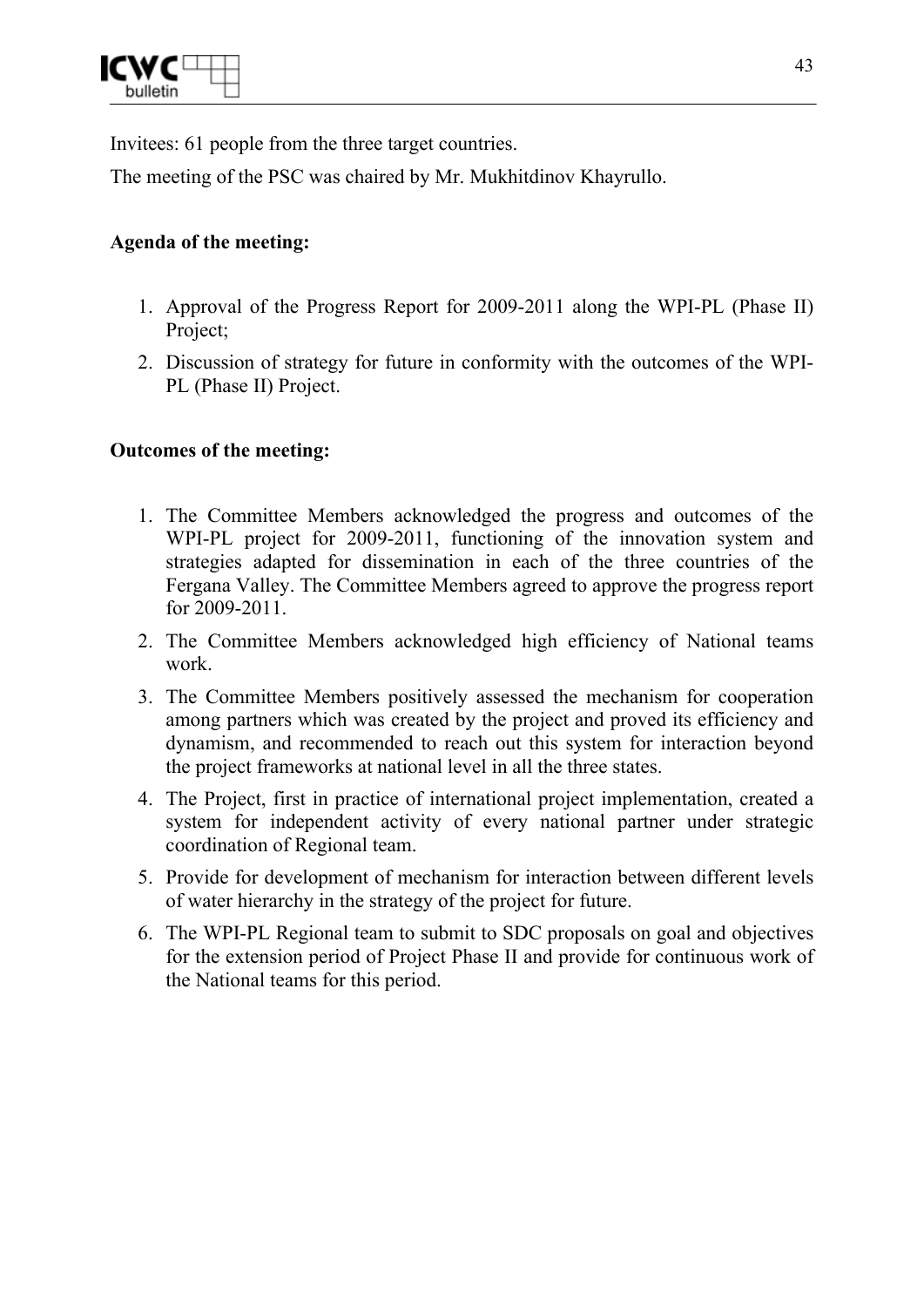Invitees: 61 people from the three target countries.

The meeting of the PSC was chaired by Mr. Mukhitdinov Khayrullo.

**Agenda of the meeting:**

1. Approval of the Progress Report for 2009-2011 along the WPI-PL (Phase II) Project;
2. Discussion of strategy for future in conformity with the outcomes of the WPI-PL (Phase II) Project.

**Outcomes of the meeting:**

1. The Committee Members acknowledged the progress and outcomes of the WPI-PL project for 2009-2011, functioning of the innovation system and strategies adapted for dissemination in each of the three countries of the Fergana Valley. The Committee Members agreed to approve the progress report for 2009-2011.
2. The Committee Members acknowledged high efficiency of National teams work.
3. The Committee Members positively assessed the mechanism for cooperation among partners which was created by the project and proved its efficiency and dynamism, and recommended to reach out this system for interaction beyond the project frameworks at national level in all the three states.
4. The Project, first in practice of international project implementation, created a system for independent activity of every national partner under strategic coordination of Regional team.
5. Provide for development of mechanism for interaction between different levels of water hierarchy in the strategy of the project for future.
6. The WPI-PL Regional team to submit to SDC proposals on goal and objectives for the extension period of Project Phase II and provide for continuous work of the National teams for this period.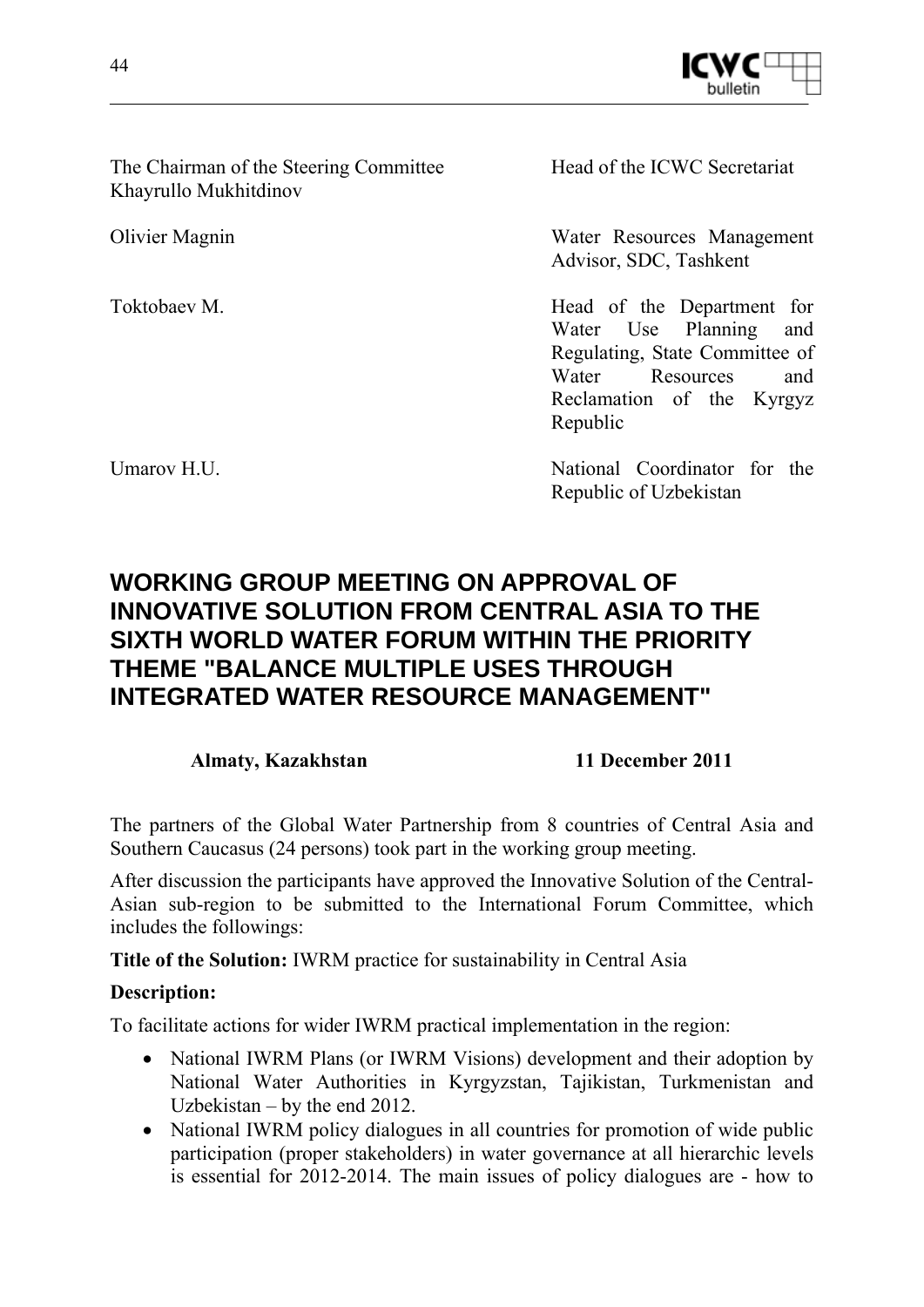| | |
|---|---|
| The Chairman of the Steering Committee Khayrullo Mukhitdinov | Head of the ICWC Secretariat |
| Olivier Magnin | Water Resources Management Advisor, SDC, Tashkent |
| Toktobaev M. | Head of the Department for Water Use Planning and Regulating, State Committee of Water Resources and Reclamation of the Kyrgyz Republic |
| Umarov H.U. | National Coordinator for the Republic of Uzbekistan |

## WORKING GROUP MEETING ON APPROVAL OF INNOVATIVE SOLUTION FROM CENTRAL ASIA TO THE SIXTH WORLD WATER FORUM WITHIN THE PRIORITY THEME "BALANCE MULTIPLE USES THROUGH INTEGRATED WATER RESOURCE MANAGEMENT"

**Almaty, Kazakhstan** **11 December 2011**

The partners of the Global Water Partnership from 8 countries of Central Asia and Southern Caucasus (24 persons) took part in the working group meeting.

After discussion the participants have approved the Innovative Solution of the Central-Asian sub-region to be submitted to the International Forum Committee, which includes the followings:

**Title of the Solution:** IWRM practice for sustainability in Central Asia

**Description:**

To facilitate actions for wider IWRM practical implementation in the region:

- National IWRM Plans (or IWRM Visions) development and their adoption by National Water Authorities in Kyrgyzstan, Tajikistan, Turkmenistan and Uzbekistan – by the end 2012.
- National IWRM policy dialogues in all countries for promotion of wide public participation (proper stakeholders) in water governance at all hierarchic levels is essential for 2012-2014. The main issues of policy dialogues are - how to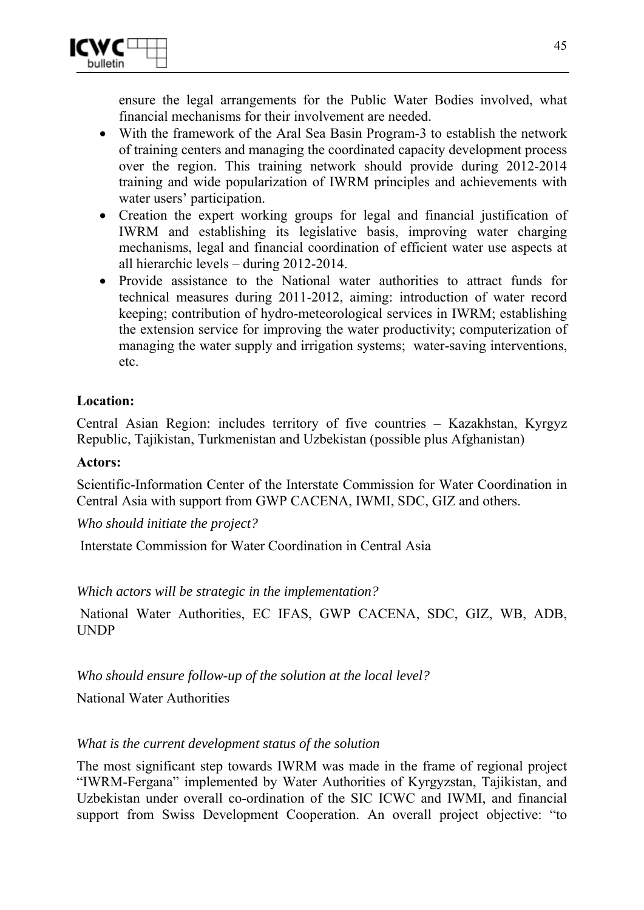ensure the legal arrangements for the Public Water Bodies involved, what financial mechanisms for their involvement are needed.

- With the framework of the Aral Sea Basin Program-3 to establish the network of training centers and managing the coordinated capacity development process over the region. This training network should provide during 2012-2014 training and wide popularization of IWRM principles and achievements with water users' participation.
- Creation the expert working groups for legal and financial justification of IWRM and establishing its legislative basis, improving water charging mechanisms, legal and financial coordination of efficient water use aspects at all hierarchic levels – during 2012-2014.
- Provide assistance to the National water authorities to attract funds for technical measures during 2011-2012, aiming: introduction of water record keeping; contribution of hydro-meteorological services in IWRM; establishing the extension service for improving the water productivity; computerization of managing the water supply and irrigation systems; water-saving interventions, etc.

**Location:**

Central Asian Region: includes territory of five countries – Kazakhstan, Kyrgyz Republic, Tajikistan, Turkmenistan and Uzbekistan (possible plus Afghanistan)

**Actors:**

Scientific-Information Center of the Interstate Commission for Water Coordination in Central Asia with support from GWP CACENA, IWMI, SDC, GIZ and others.

*Who should initiate the project?*

Interstate Commission for Water Coordination in Central Asia

*Which actors will be strategic in the implementation?*

National Water Authorities, EC IFAS, GWP CACENA, SDC, GIZ, WB, ADB, UNDP

*Who should ensure follow-up of the solution at the local level?*

National Water Authorities

*What is the current development status of the solution*

The most significant step towards IWRM was made in the frame of regional project "IWRM-Fergana" implemented by Water Authorities of Kyrgyzstan, Tajikistan, and Uzbekistan under overall co-ordination of the SIC ICWC and IWMI, and financial support from Swiss Development Cooperation. An overall project objective: "to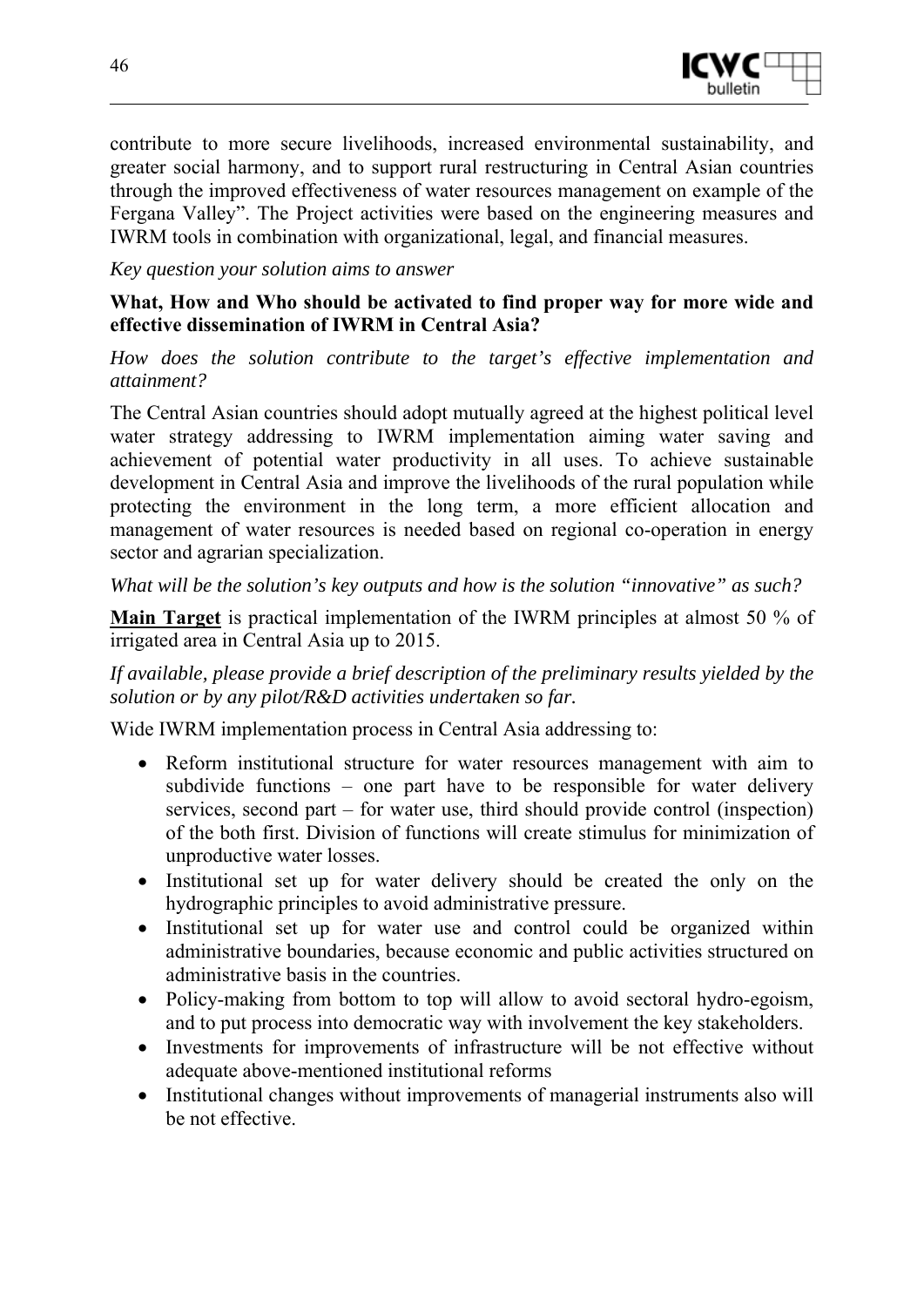contribute to more secure livelihoods, increased environmental sustainability, and greater social harmony, and to support rural restructuring in Central Asian countries through the improved effectiveness of water resources management on example of the Fergana Valley". The Project activities were based on the engineering measures and IWRM tools in combination with organizational, legal, and financial measures.

*Key question your solution aims to answer*

**What, How and Who should be activated to find proper way for more wide and effective dissemination of IWRM in Central Asia?**

*How does the solution contribute to the target's effective implementation and attainment?*

The Central Asian countries should adopt mutually agreed at the highest political level water strategy addressing to IWRM implementation aiming water saving and achievement of potential water productivity in all uses. To achieve sustainable development in Central Asia and improve the livelihoods of the rural population while protecting the environment in the long term, a more efficient allocation and management of water resources is needed based on regional co-operation in energy sector and agrarian specialization.

*What will be the solution's key outputs and how is the solution "innovative" as such?*

**Main Target** is practical implementation of the IWRM principles at almost 50 % of irrigated area in Central Asia up to 2015.

*If available, please provide a brief description of the preliminary results yielded by the solution or by any pilot/R&D activities undertaken so far.*

Wide IWRM implementation process in Central Asia addressing to:

- Reform institutional structure for water resources management with aim to subdivide functions – one part have to be responsible for water delivery services, second part – for water use, third should provide control (inspection) of the both first. Division of functions will create stimulus for minimization of unproductive water losses.
- Institutional set up for water delivery should be created the only on the hydrographic principles to avoid administrative pressure.
- Institutional set up for water use and control could be organized within administrative boundaries, because economic and public activities structured on administrative basis in the countries.
- Policy-making from bottom to top will allow to avoid sectoral hydro-egoism, and to put process into democratic way with involvement the key stakeholders.
- Investments for improvements of infrastructure will be not effective without adequate above-mentioned institutional reforms
- Institutional changes without improvements of managerial instruments also will be not effective.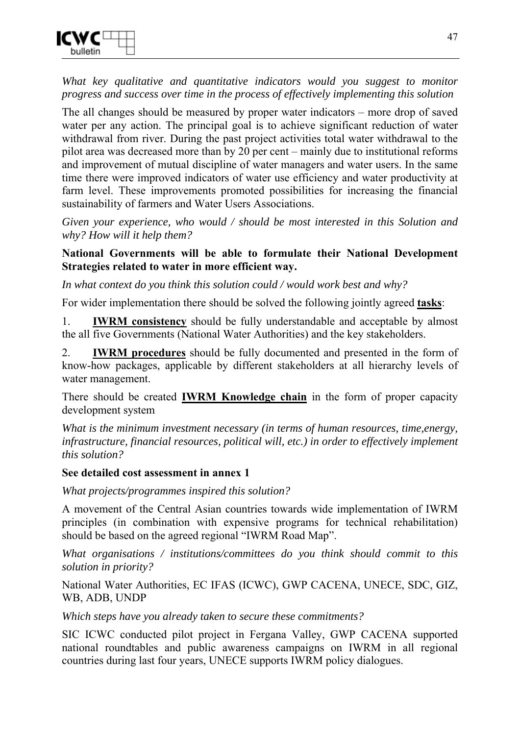*What key qualitative and quantitative indicators would you suggest to monitor progress and success over time in the process of effectively implementing this solution*

The all changes should be measured by proper water indicators – more drop of saved water per any action. The principal goal is to achieve significant reduction of water withdrawal from river. During the past project activities total water withdrawal to the pilot area was decreased more than by 20 per cent – mainly due to institutional reforms and improvement of mutual discipline of water managers and water users. In the same time there were improved indicators of water use efficiency and water productivity at farm level. These improvements promoted possibilities for increasing the financial sustainability of farmers and Water Users Associations.

*Given your experience, who would / should be most interested in this Solution and why? How will it help them?*

**National Governments will be able to formulate their National Development Strategies related to water in more efficient way.**

*In what context do you think this solution could / would work best and why?*

For wider implementation there should be solved the following jointly agreed **tasks**:

1. **IWRM consistency** should be fully understandable and acceptable by almost the all five Governments (National Water Authorities) and the key stakeholders.

2. **IWRM procedures** should be fully documented and presented in the form of know-how packages, applicable by different stakeholders at all hierarchy levels of water management.

There should be created **IWRM Knowledge chain** in the form of proper capacity development system

*What is the minimum investment necessary (in terms of human resources, time,energy, infrastructure, financial resources, political will, etc.) in order to effectively implement this solution?*

**See detailed cost assessment in annex 1**

*What projects/programmes inspired this solution?*

A movement of the Central Asian countries towards wide implementation of IWRM principles (in combination with expensive programs for technical rehabilitation) should be based on the agreed regional "IWRM Road Map".

*What organisations / institutions/committees do you think should commit to this solution in priority?*

National Water Authorities, EC IFAS (ICWC), GWP CACENA, UNECE, SDC, GIZ, WB, ADB, UNDP

*Which steps have you already taken to secure these commitments?*

SIC ICWC conducted pilot project in Fergana Valley, GWP CACENA supported national roundtables and public awareness campaigns on IWRM in all regional countries during last four years, UNECE supports IWRM policy dialogues.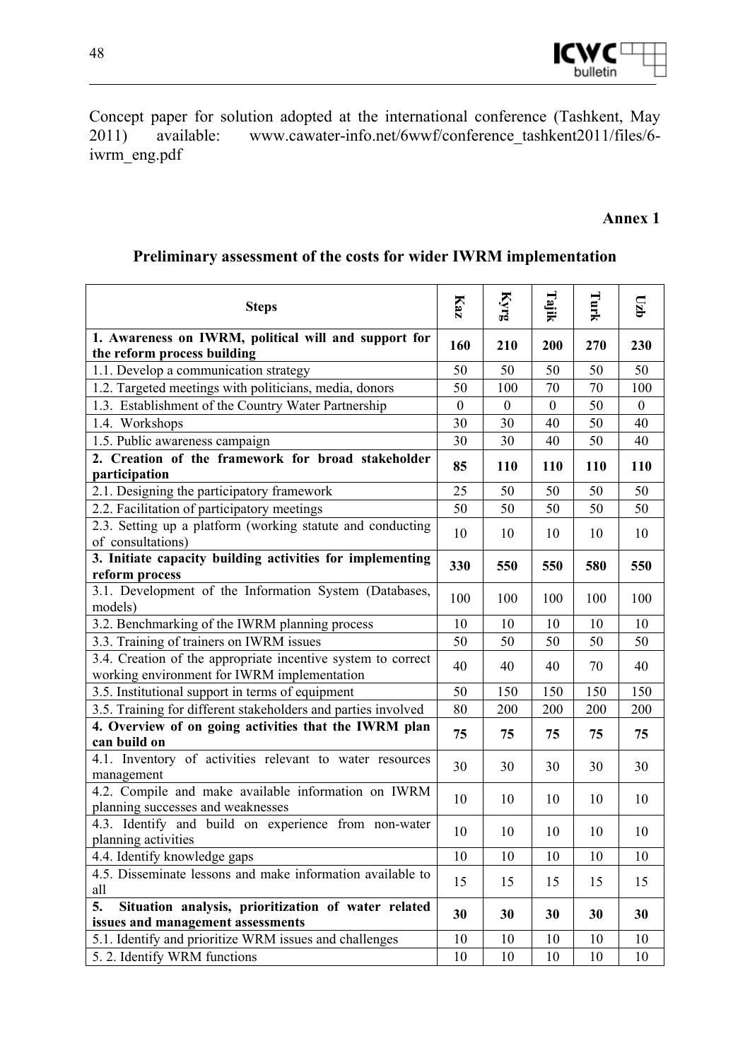Concept paper for solution adopted at the international conference (Tashkent, May 2011) available: www.cawater-info.net/6wwf/conference_tashkent2011/files/6-iwrm_eng.pdf

**Annex 1**

## Preliminary assessment of the costs for wider IWRM implementation

| Steps | Kaz | Kyrg | Tajik | Turk | Uzb |
|---|---|---|---|---|---|
| **1. Awareness on IWRM, political will and support for the reform process building** | **160** | **210** | **200** | **270** | **230** |
| 1.1. Develop a communication strategy | 50 | 50 | 50 | 50 | 50 |
| 1.2. Targeted meetings with politicians, media, donors | 50 | 100 | 70 | 70 | 100 |
| 1.3. Establishment of the Country Water Partnership | 0 | 0 | 0 | 50 | 0 |
| 1.4. Workshops | 30 | 30 | 40 | 50 | 40 |
| 1.5. Public awareness campaign | 30 | 30 | 40 | 50 | 40 |
| **2. Creation of the framework for broad stakeholder participation** | **85** | **110** | **110** | **110** | **110** |
| 2.1. Designing the participatory framework | 25 | 50 | 50 | 50 | 50 |
| 2.2. Facilitation of participatory meetings | 50 | 50 | 50 | 50 | 50 |
| 2.3. Setting up a platform (working statute and conducting of consultations) | 10 | 10 | 10 | 10 | 10 |
| **3. Initiate capacity building activities for implementing reform process** | **330** | **550** | **550** | **580** | **550** |
| 3.1. Development of the Information System (Databases, models) | 100 | 100 | 100 | 100 | 100 |
| 3.2. Benchmarking of the IWRM planning process | 10 | 10 | 10 | 10 | 10 |
| 3.3. Training of trainers on IWRM issues | 50 | 50 | 50 | 50 | 50 |
| 3.4. Creation of the appropriate incentive system to correct working environment for IWRM implementation | 40 | 40 | 40 | 70 | 40 |
| 3.5. Institutional support in terms of equipment | 50 | 150 | 150 | 150 | 150 |
| 3.5. Training for different stakeholders and parties involved | 80 | 200 | 200 | 200 | 200 |
| **4. Overview of on going activities that the IWRM plan can build on** | **75** | **75** | **75** | **75** | **75** |
| 4.1. Inventory of activities relevant to water resources management | 30 | 30 | 30 | 30 | 30 |
| 4.2. Compile and make available information on IWRM planning successes and weaknesses | 10 | 10 | 10 | 10 | 10 |
| 4.3. Identify and build on experience from non-water planning activities | 10 | 10 | 10 | 10 | 10 |
| 4.4. Identify knowledge gaps | 10 | 10 | 10 | 10 | 10 |
| 4.5. Disseminate lessons and make information available to all | 15 | 15 | 15 | 15 | 15 |
| **5. Situation analysis, prioritization of water related issues and management assessments** | **30** | **30** | **30** | **30** | **30** |
| 5.1. Identify and prioritize WRM issues and challenges | 10 | 10 | 10 | 10 | 10 |
| 5. 2. Identify WRM functions | 10 | 10 | 10 | 10 | 10 |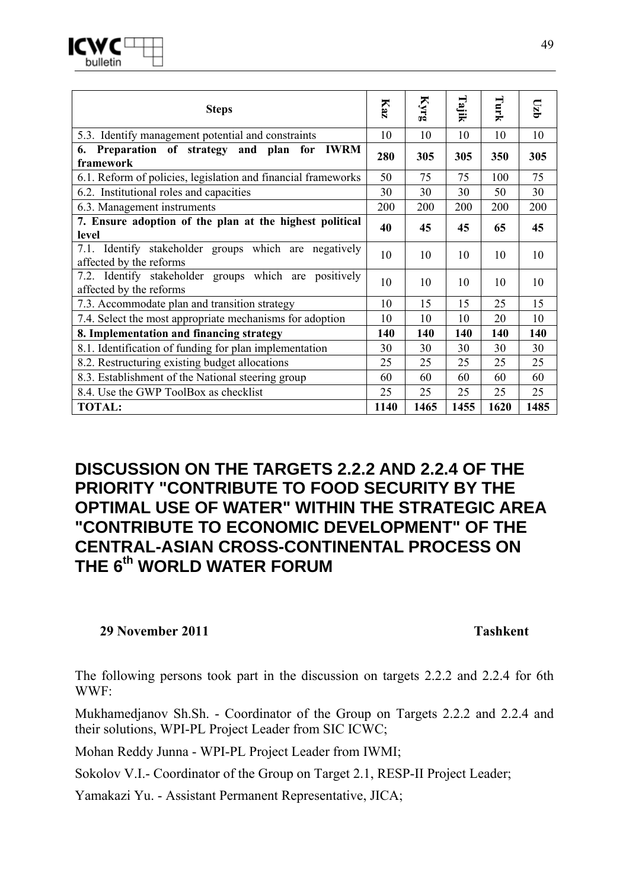| Steps | Kaz | Kyrg | Tajik | Turk | Uzb |
|---|---|---|---|---|---|
| 5.3. Identify management potential and constraints | 10 | 10 | 10 | 10 | 10 |
| **6. Preparation of strategy and plan for IWRM framework** | **280** | **305** | **305** | **350** | **305** |
| 6.1. Reform of policies, legislation and financial frameworks | 50 | 75 | 75 | 100 | 75 |
| 6.2. Institutional roles and capacities | 30 | 30 | 30 | 50 | 30 |
| 6.3. Management instruments | 200 | 200 | 200 | 200 | 200 |
| **7. Ensure adoption of the plan at the highest political level** | **40** | **45** | **45** | **65** | **45** |
| 7.1. Identify stakeholder groups which are negatively affected by the reforms | 10 | 10 | 10 | 10 | 10 |
| 7.2. Identify stakeholder groups which are positively affected by the reforms | 10 | 10 | 10 | 10 | 10 |
| 7.3. Accommodate plan and transition strategy | 10 | 15 | 15 | 25 | 15 |
| 7.4. Select the most appropriate mechanisms for adoption | 10 | 10 | 10 | 20 | 10 |
| **8. Implementation and financing strategy** | **140** | **140** | **140** | **140** | **140** |
| 8.1. Identification of funding for plan implementation | 30 | 30 | 30 | 30 | 30 |
| 8.2. Restructuring existing budget allocations | 25 | 25 | 25 | 25 | 25 |
| 8.3. Establishment of the National steering group | 60 | 60 | 60 | 60 | 60 |
| 8.4. Use the GWP ToolBox as checklist | 25 | 25 | 25 | 25 | 25 |
| **TOTAL:** | **1140** | **1465** | **1455** | **1620** | **1485** |

# DISCUSSION ON THE TARGETS 2.2.2 AND 2.2.4 OF THE PRIORITY "CONTRIBUTE TO FOOD SECURITY BY THE OPTIMAL USE OF WATER" WITHIN THE STRATEGIC AREA "CONTRIBUTE TO ECONOMIC DEVELOPMENT" OF THE CENTRAL-ASIAN CROSS-CONTINENTAL PROCESS ON THE 6th WORLD WATER FORUM

**29 November 2011** **Tashkent**

The following persons took part in the discussion on targets 2.2.2 and 2.2.4 for 6th WWF:

Mukhamedjanov Sh.Sh. - Coordinator of the Group on Targets 2.2.2 and 2.2.4 and their solutions, WPI-PL Project Leader from SIC ICWC;

Mohan Reddy Junna - WPI-PL Project Leader from IWMI;

Sokolov V.I.- Coordinator of the Group on Target 2.1, RESP-II Project Leader;

Yamakazi Yu. - Assistant Permanent Representative, JICA;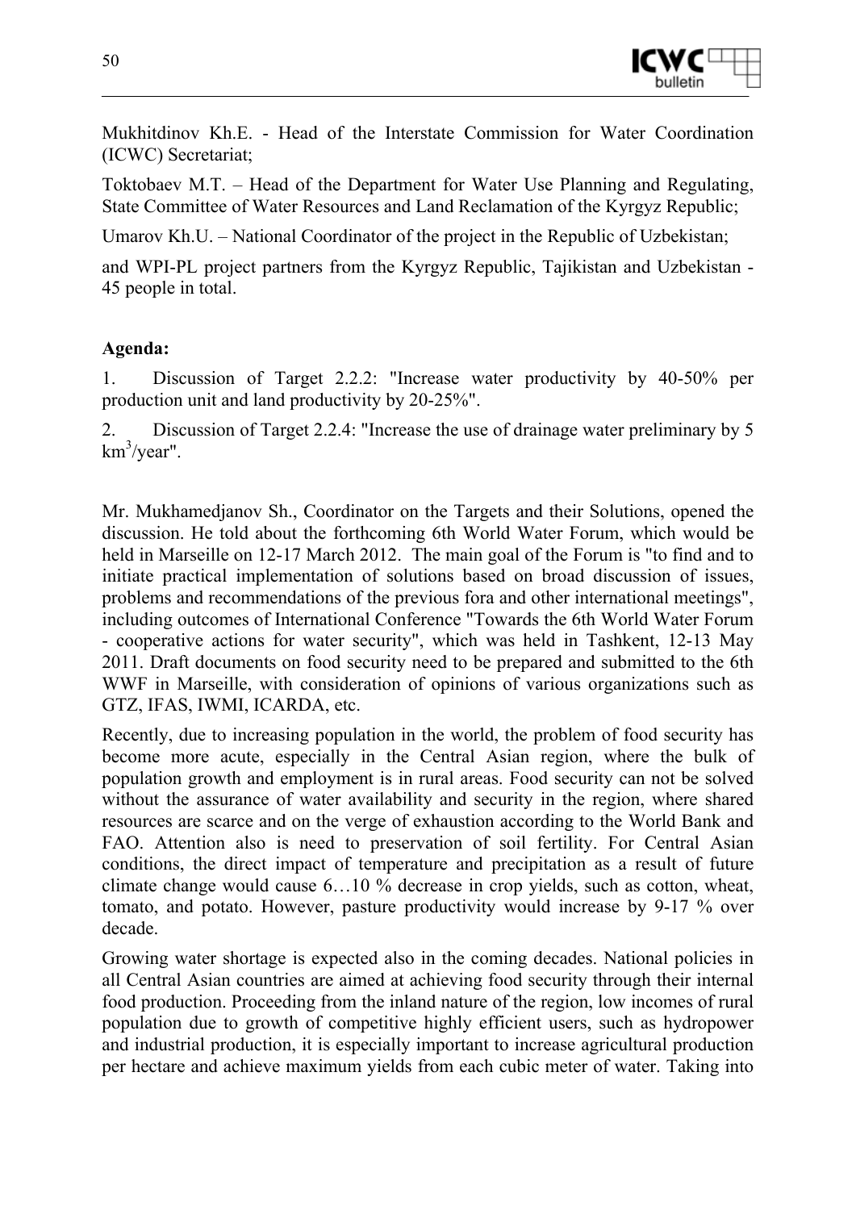Mukhitdinov Kh.E. - Head of the Interstate Commission for Water Coordination (ICWC) Secretariat;

Toktobaev M.T. – Head of the Department for Water Use Planning and Regulating, State Committee of Water Resources and Land Reclamation of the Kyrgyz Republic;

Umarov Kh.U. – National Coordinator of the project in the Republic of Uzbekistan;

and WPI-PL project partners from the Kyrgyz Republic, Tajikistan and Uzbekistan - 45 people in total.

**Agenda:**

1. Discussion of Target 2.2.2: "Increase water productivity by 40-50% per production unit and land productivity by 20-25%".

2. Discussion of Target 2.2.4: "Increase the use of drainage water preliminary by 5 $km^3$/year".

Mr. Mukhamedjanov Sh., Coordinator on the Targets and their Solutions, opened the discussion. He told about the forthcoming 6th World Water Forum, which would be held in Marseille on 12-17 March 2012. The main goal of the Forum is "to find and to initiate practical implementation of solutions based on broad discussion of issues, problems and recommendations of the previous fora and other international meetings", including outcomes of International Conference "Towards the 6th World Water Forum - cooperative actions for water security", which was held in Tashkent, 12-13 May 2011. Draft documents on food security need to be prepared and submitted to the 6th WWF in Marseille, with consideration of opinions of various organizations such as GTZ, IFAS, IWMI, ICARDA, etc.

Recently, due to increasing population in the world, the problem of food security has become more acute, especially in the Central Asian region, where the bulk of population growth and employment is in rural areas. Food security can not be solved without the assurance of water availability and security in the region, where shared resources are scarce and on the verge of exhaustion according to the World Bank and FAO. Attention also is need to preservation of soil fertility. For Central Asian conditions, the direct impact of temperature and precipitation as a result of future climate change would cause 6…10 % decrease in crop yields, such as cotton, wheat, tomato, and potato. However, pasture productivity would increase by 9-17 % over decade.

Growing water shortage is expected also in the coming decades. National policies in all Central Asian countries are aimed at achieving food security through their internal food production. Proceeding from the inland nature of the region, low incomes of rural population due to growth of competitive highly efficient users, such as hydropower and industrial production, it is especially important to increase agricultural production per hectare and achieve maximum yields from each cubic meter of water. Taking into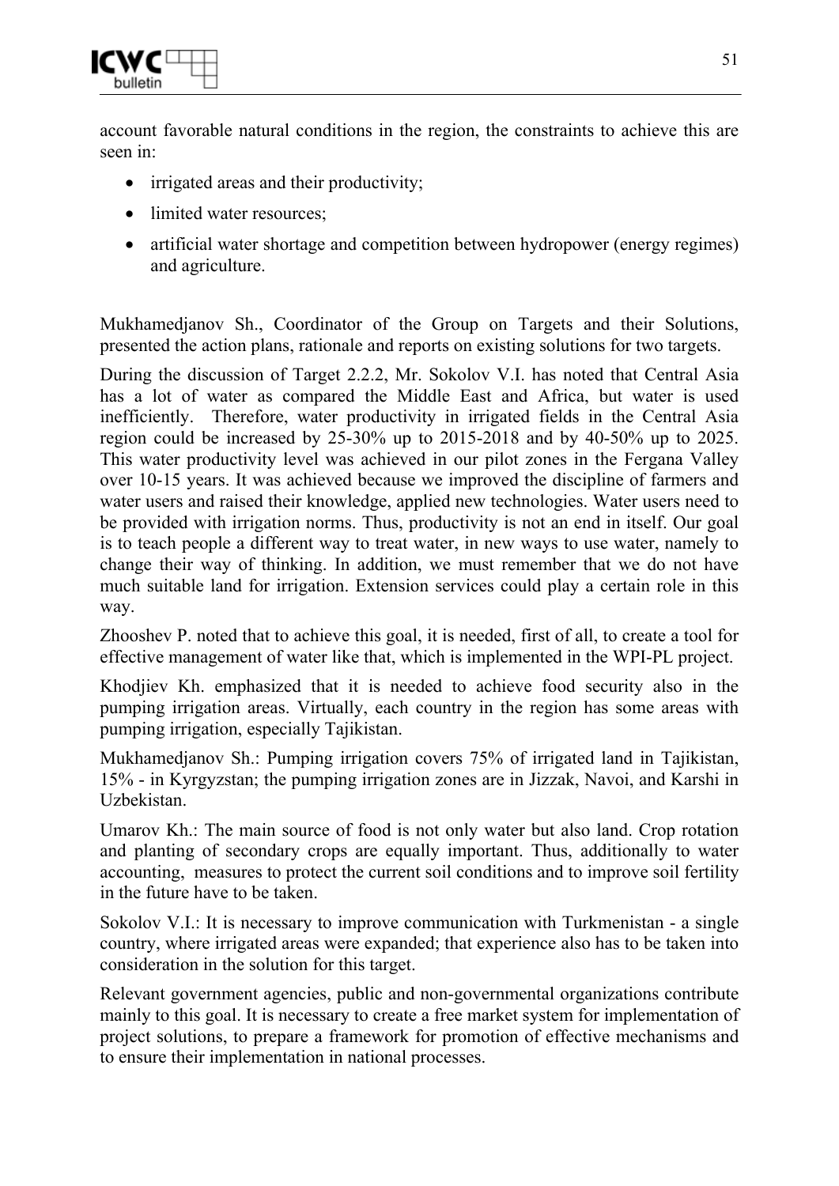account favorable natural conditions in the region, the constraints to achieve this are seen in:

- irrigated areas and their productivity;
- limited water resources;
- artificial water shortage and competition between hydropower (energy regimes) and agriculture.

Mukhamedjanov Sh., Coordinator of the Group on Targets and their Solutions, presented the action plans, rationale and reports on existing solutions for two targets.

During the discussion of Target 2.2.2, Mr. Sokolov V.I. has noted that Central Asia has a lot of water as compared the Middle East and Africa, but water is used inefficiently. Therefore, water productivity in irrigated fields in the Central Asia region could be increased by 25-30% up to 2015-2018 and by 40-50% up to 2025. This water productivity level was achieved in our pilot zones in the Fergana Valley over 10-15 years. It was achieved because we improved the discipline of farmers and water users and raised their knowledge, applied new technologies. Water users need to be provided with irrigation norms. Thus, productivity is not an end in itself. Our goal is to teach people a different way to treat water, in new ways to use water, namely to change their way of thinking. In addition, we must remember that we do not have much suitable land for irrigation. Extension services could play a certain role in this way.

Zhooshev P. noted that to achieve this goal, it is needed, first of all, to create a tool for effective management of water like that, which is implemented in the WPI-PL project.

Khodjiev Kh. emphasized that it is needed to achieve food security also in the pumping irrigation areas. Virtually, each country in the region has some areas with pumping irrigation, especially Tajikistan.

Mukhamedjanov Sh.: Pumping irrigation covers 75% of irrigated land in Tajikistan, 15% - in Kyrgyzstan; the pumping irrigation zones are in Jizzak, Navoi, and Karshi in Uzbekistan.

Umarov Kh.: The main source of food is not only water but also land. Crop rotation and planting of secondary crops are equally important. Thus, additionally to water accounting, measures to protect the current soil conditions and to improve soil fertility in the future have to be taken.

Sokolov V.I.: It is necessary to improve communication with Turkmenistan - a single country, where irrigated areas were expanded; that experience also has to be taken into consideration in the solution for this target.

Relevant government agencies, public and non-governmental organizations contribute mainly to this goal. It is necessary to create a free market system for implementation of project solutions, to prepare a framework for promotion of effective mechanisms and to ensure their implementation in national processes.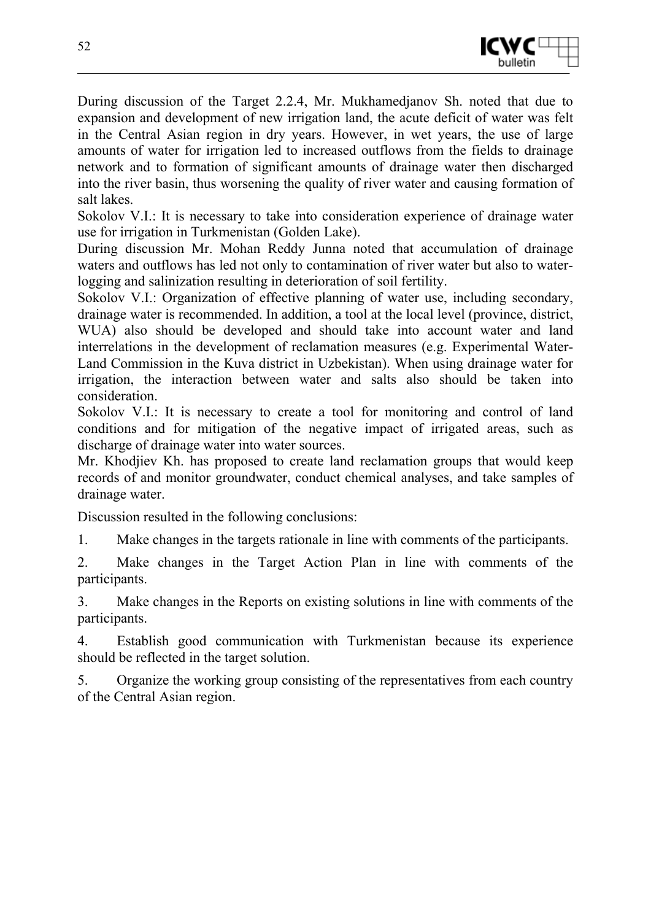During discussion of the Target 2.2.4, Mr. Mukhamedjanov Sh. noted that due to expansion and development of new irrigation land, the acute deficit of water was felt in the Central Asian region in dry years. However, in wet years, the use of large amounts of water for irrigation led to increased outflows from the fields to drainage network and to formation of significant amounts of drainage water then discharged into the river basin, thus worsening the quality of river water and causing formation of salt lakes.

Sokolov V.I.: It is necessary to take into consideration experience of drainage water use for irrigation in Turkmenistan (Golden Lake).

During discussion Mr. Mohan Reddy Junna noted that accumulation of drainage waters and outflows has led not only to contamination of river water but also to water-logging and salinization resulting in deterioration of soil fertility.

Sokolov V.I.: Organization of effective planning of water use, including secondary, drainage water is recommended. In addition, a tool at the local level (province, district, WUA) also should be developed and should take into account water and land interrelations in the development of reclamation measures (e.g. Experimental Water-Land Commission in the Kuva district in Uzbekistan). When using drainage water for irrigation, the interaction between water and salts also should be taken into consideration.

Sokolov V.I.: It is necessary to create a tool for monitoring and control of land conditions and for mitigation of the negative impact of irrigated areas, such as discharge of drainage water into water sources.

Mr. Khodjiev Kh. has proposed to create land reclamation groups that would keep records of and monitor groundwater, conduct chemical analyses, and take samples of drainage water.

Discussion resulted in the following conclusions:

1. Make changes in the targets rationale in line with comments of the participants.
2. Make changes in the Target Action Plan in line with comments of the participants.
3. Make changes in the Reports on existing solutions in line with comments of the participants.
4. Establish good communication with Turkmenistan because its experience should be reflected in the target solution.
5. Organize the working group consisting of the representatives from each country of the Central Asian region.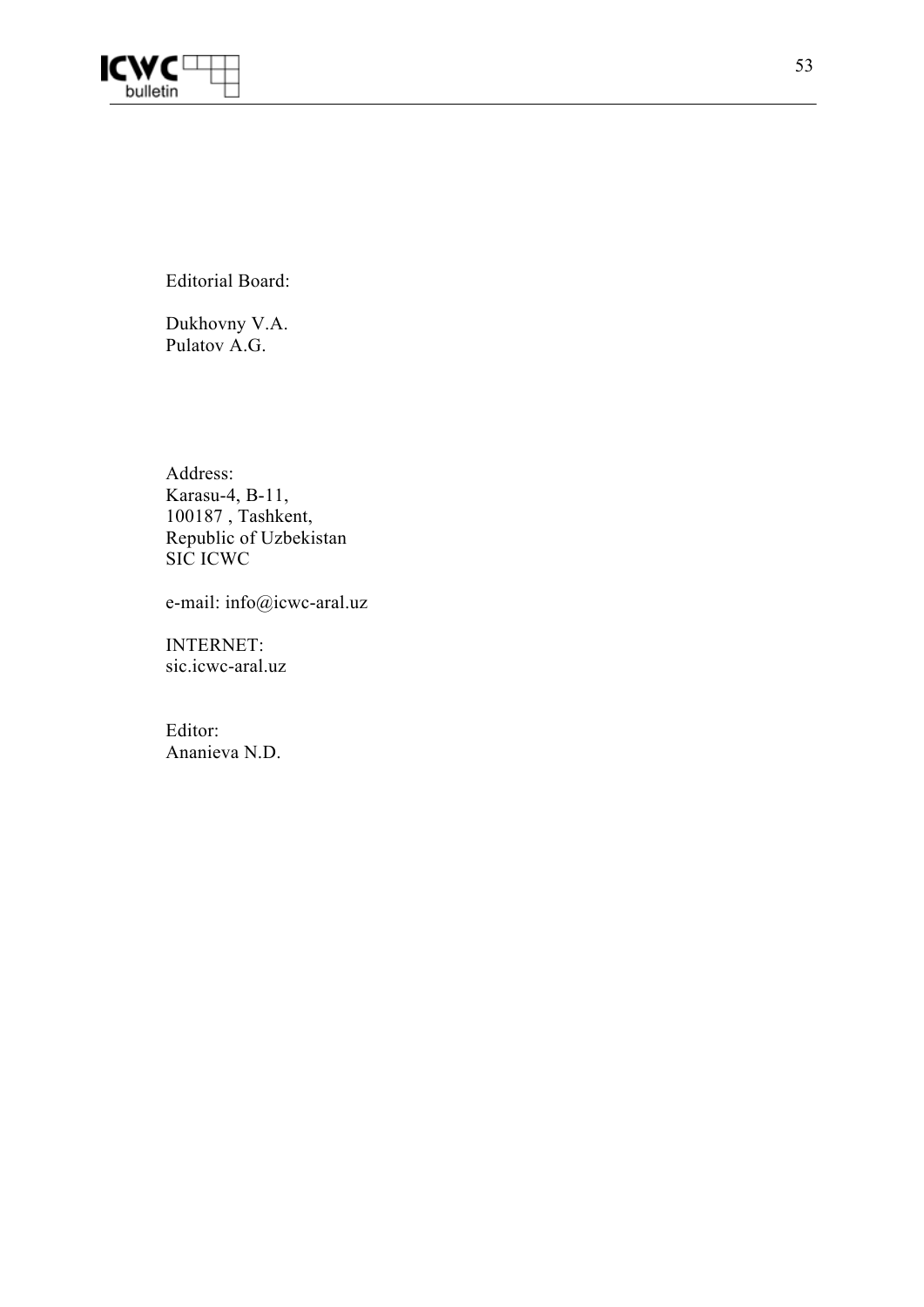Editorial Board:

Dukhovny V.A.
Pulatov A.G.

Address:
Karasu-4, B-11,
100187 , Tashkent,
Republic of Uzbekistan
SIC ICWC

e-mail: info@icwc-aral.uz

INTERNET:
sic.icwc-aral.uz

Editor:
Ananieva N.D.